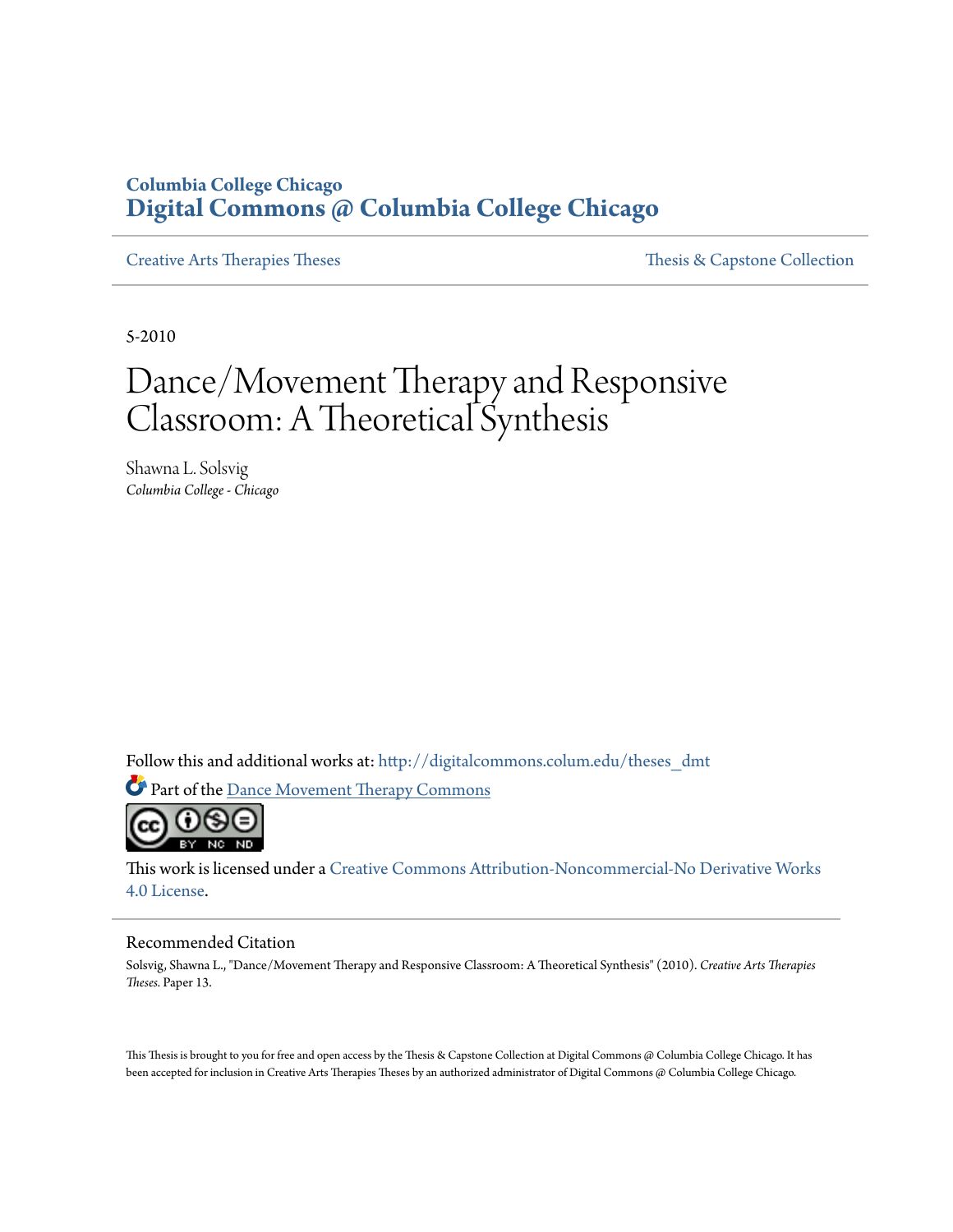Columbia College Chicago

# Digital Commons @ Columbia College Chicago

Creative Arts Therapies Theses | Thesis & Capstone Collection

5-2010

# Dance/Movement Therapy and Responsive Classroom: A Theoretical Synthesis

Shawna L. Solsvig
*Columbia College - Chicago*

Follow this and additional works at: http://digitalcommons.colum.edu/theses_dmt

Part of the Dance Movement Therapy Commons

This work is licensed under a Creative Commons Attribution-Noncommercial-No Derivative Works 4.0 License.

## Recommended Citation

Solsvig, Shawna L., "Dance/Movement Therapy and Responsive Classroom: A Theoretical Synthesis" (2010). *Creative Arts Therapies Theses.* Paper 13.

This Thesis is brought to you for free and open access by the Thesis & Capstone Collection at Digital Commons @ Columbia College Chicago. It has been accepted for inclusion in Creative Arts Therapies Theses by an authorized administrator of Digital Commons @ Columbia College Chicago.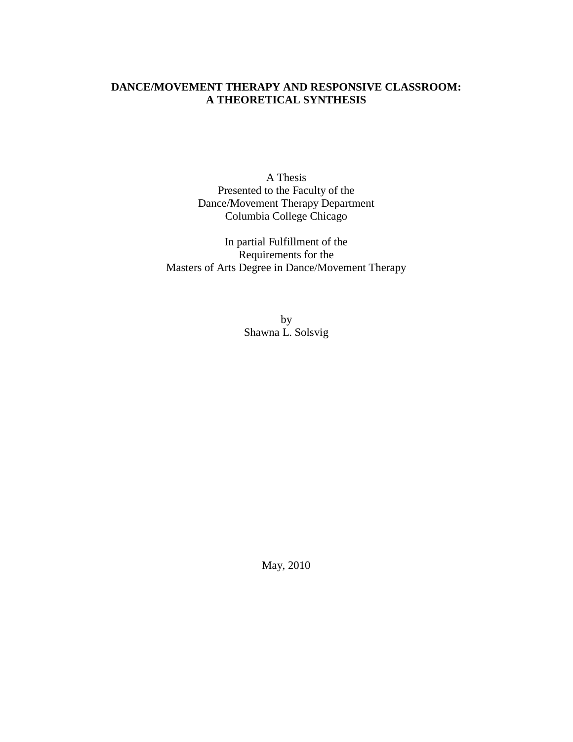# DANCE/MOVEMENT THERAPY AND RESPONSIVE CLASSROOM: A THEORETICAL SYNTHESIS

A Thesis
Presented to the Faculty of the
Dance/Movement Therapy Department
Columbia College Chicago

In partial Fulfillment of the
Requirements for the
Masters of Arts Degree in Dance/Movement Therapy

by
Shawna L. Solsvig

May, 2010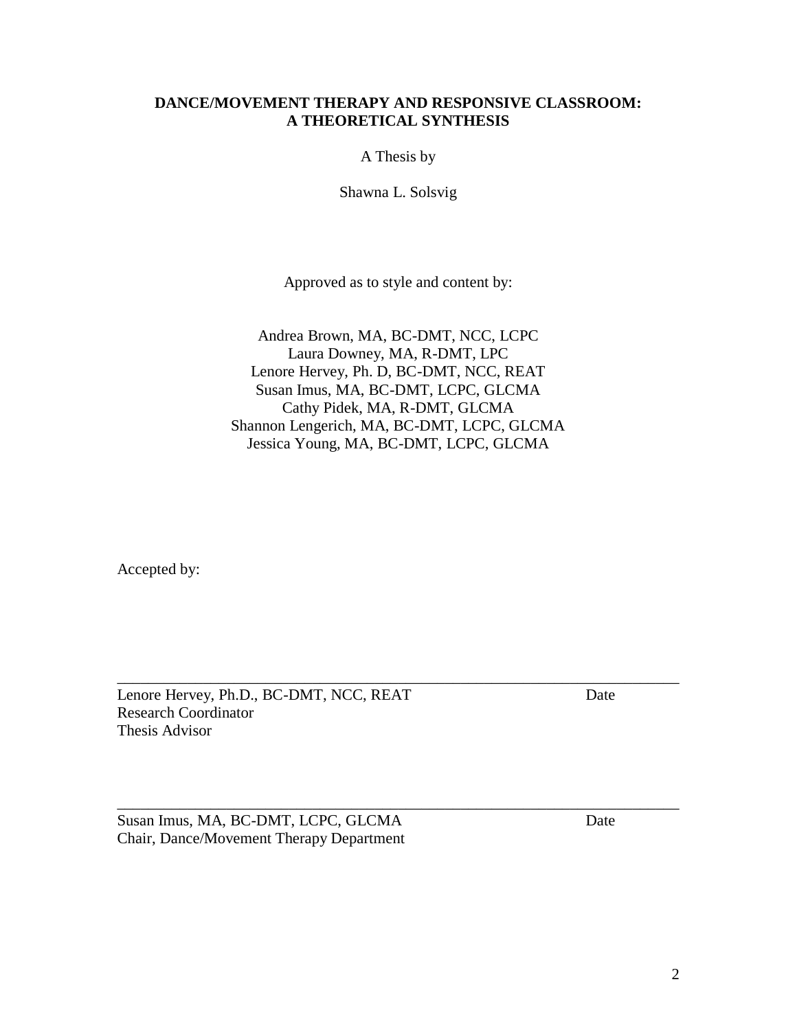**DANCE/MOVEMENT THERAPY AND RESPONSIVE CLASSROOM:**
**A THEORETICAL SYNTHESIS**

A Thesis by

Shawna L. Solsvig

Approved as to style and content by:

Andrea Brown, MA, BC-DMT, NCC, LCPC
Laura Downey, MA, R-DMT, LPC
Lenore Hervey, Ph. D, BC-DMT, NCC, REAT
Susan Imus, MA, BC-DMT, LCPC, GLCMA
Cathy Pidek, MA, R-DMT, GLCMA
Shannon Lengerich, MA, BC-DMT, LCPC, GLCMA
Jessica Young, MA, BC-DMT, LCPC, GLCMA

Accepted by:

\_\_\_\_\_\_\_\_\_\_\_\_\_\_\_\_\_\_\_\_\_\_\_\_\_\_\_\_\_\_\_\_\_\_\_\_\_\_\_\_\_\_\_\_\_\_\_\_\_\_\_\_\_\_\_\_\_\_\_\_\_\_\_\_\_\_\_\_

Lenore Hervey, Ph.D., BC-DMT, NCC, REAT Date
Research Coordinator
Thesis Advisor

\_\_\_\_\_\_\_\_\_\_\_\_\_\_\_\_\_\_\_\_\_\_\_\_\_\_\_\_\_\_\_\_\_\_\_\_\_\_\_\_\_\_\_\_\_\_\_\_\_\_\_\_\_\_\_\_\_\_\_\_\_\_\_\_\_\_\_\_

Susan Imus, MA, BC-DMT, LCPC, GLCMA Date
Chair, Dance/Movement Therapy Department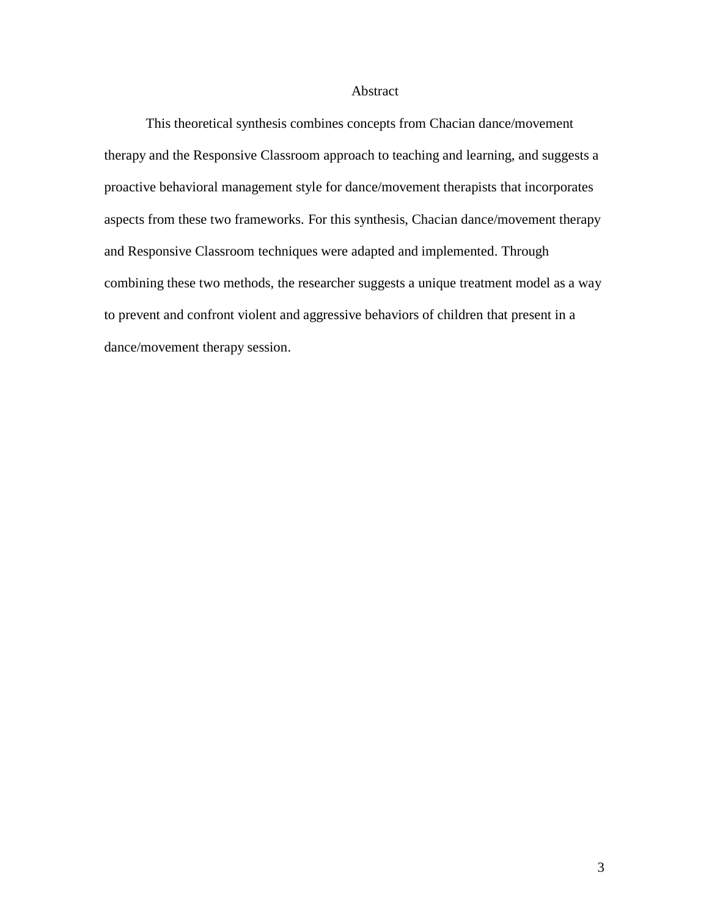# Abstract

This theoretical synthesis combines concepts from Chacian dance/movement therapy and the Responsive Classroom approach to teaching and learning, and suggests a proactive behavioral management style for dance/movement therapists that incorporates aspects from these two frameworks. For this synthesis, Chacian dance/movement therapy and Responsive Classroom techniques were adapted and implemented. Through combining these two methods, the researcher suggests a unique treatment model as a way to prevent and confront violent and aggressive behaviors of children that present in a dance/movement therapy session.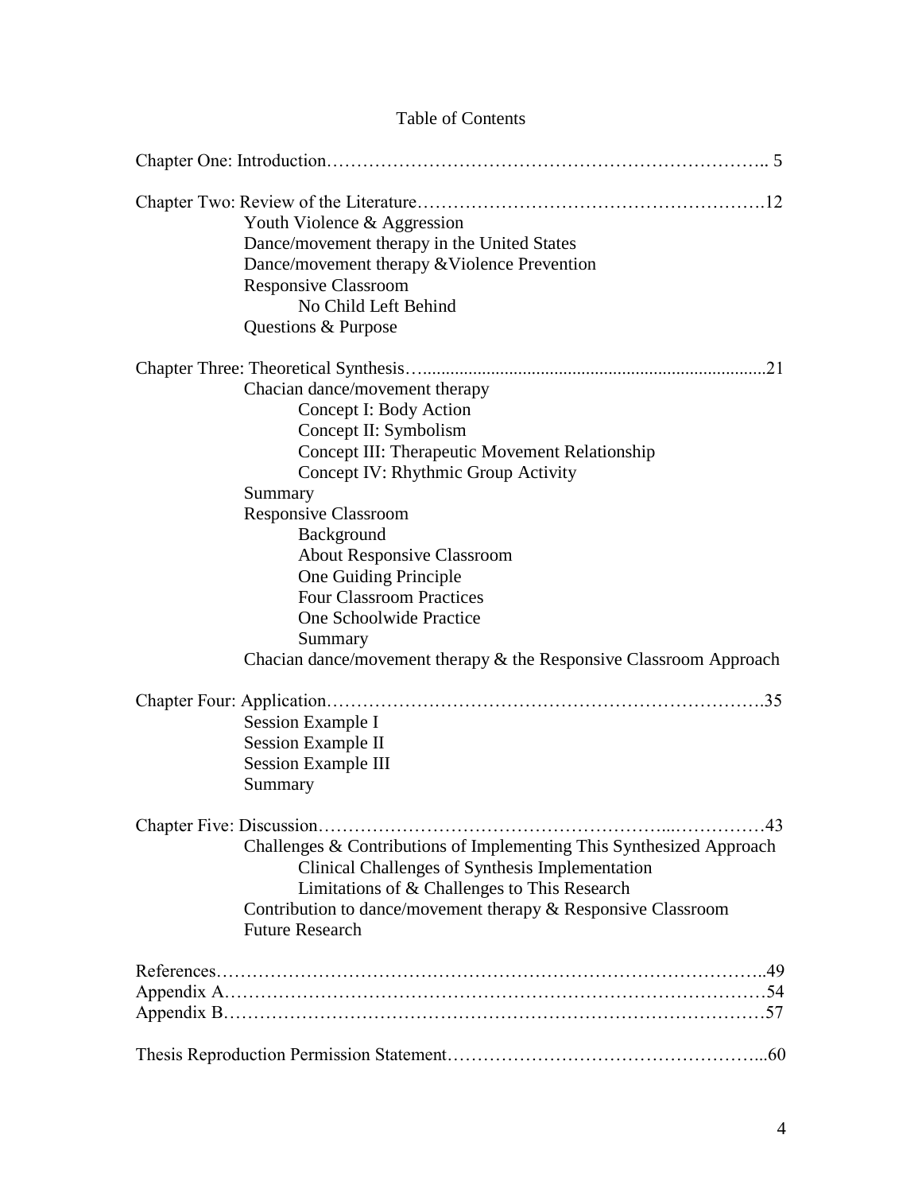# Table of Contents

Chapter One: Introduction………………………………………………………………….. 5

Chapter Two: Review of the Literature……………………………………………….12

- Youth Violence & Aggression
- Dance/movement therapy in the United States
- Dance/movement therapy &Violence Prevention
- Responsive Classroom
  - No Child Left Behind
- Questions & Purpose

Chapter Three: Theoretical Synthesis…..........................................................................21

- Chacian dance/movement therapy
  - Concept I: Body Action
  - Concept II: Symbolism
  - Concept III: Therapeutic Movement Relationship
  - Concept IV: Rhythmic Group Activity
- Summary
- Responsive Classroom
  - Background
  - About Responsive Classroom
  - One Guiding Principle
  - Four Classroom Practices
  - One Schoolwide Practice
  - Summary
- Chacian dance/movement therapy & the Responsive Classroom Approach

Chapter Four: Application……………………………………………………………….35

- Session Example I
- Session Example II
- Session Example III
- Summary

Chapter Five: Discussion…………………………………………………...……………43

- Challenges & Contributions of Implementing This Synthesized Approach
  - Clinical Challenges of Synthesis Implementation
  - Limitations of & Challenges to This Research
- Contribution to dance/movement therapy & Responsive Classroom
- Future Research

References………………………………………………………………………………..49

Appendix A……………………………………………………………………………54

Appendix B……………………………………………………………………………57

Thesis Reproduction Permission Statement…………………………………………...60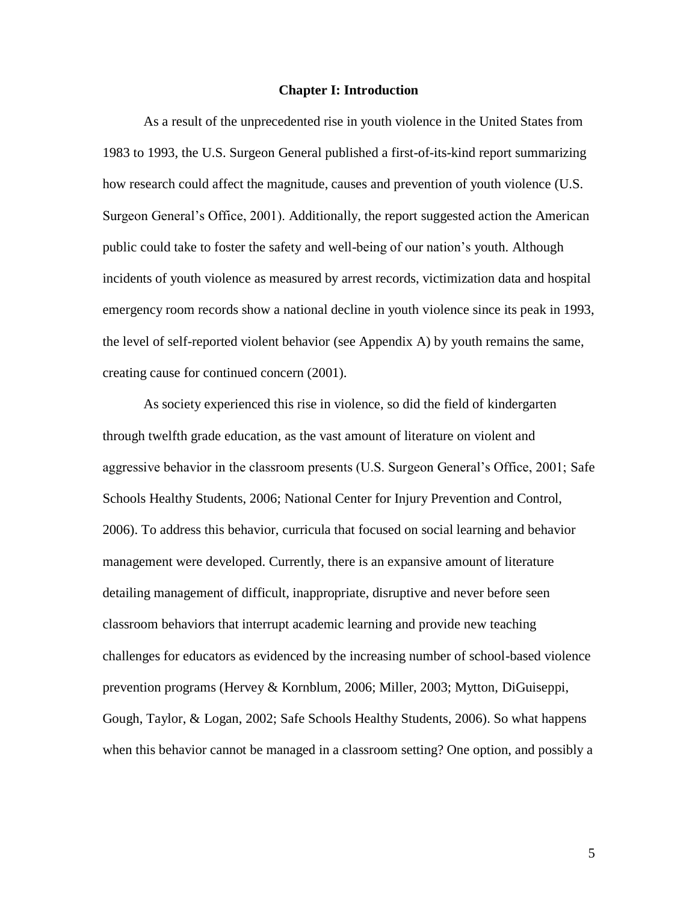# Chapter I: Introduction

As a result of the unprecedented rise in youth violence in the United States from 1983 to 1993, the U.S. Surgeon General published a first-of-its-kind report summarizing how research could affect the magnitude, causes and prevention of youth violence (U.S. Surgeon General's Office, 2001). Additionally, the report suggested action the American public could take to foster the safety and well-being of our nation's youth. Although incidents of youth violence as measured by arrest records, victimization data and hospital emergency room records show a national decline in youth violence since its peak in 1993, the level of self-reported violent behavior (see Appendix A) by youth remains the same, creating cause for continued concern (2001).

As society experienced this rise in violence, so did the field of kindergarten through twelfth grade education, as the vast amount of literature on violent and aggressive behavior in the classroom presents (U.S. Surgeon General's Office, 2001; Safe Schools Healthy Students, 2006; National Center for Injury Prevention and Control, 2006). To address this behavior, curricula that focused on social learning and behavior management were developed. Currently, there is an expansive amount of literature detailing management of difficult, inappropriate, disruptive and never before seen classroom behaviors that interrupt academic learning and provide new teaching challenges for educators as evidenced by the increasing number of school-based violence prevention programs (Hervey & Kornblum, 2006; Miller, 2003; Mytton, DiGuiseppi, Gough, Taylor, & Logan, 2002; Safe Schools Healthy Students, 2006). So what happens when this behavior cannot be managed in a classroom setting? One option, and possibly a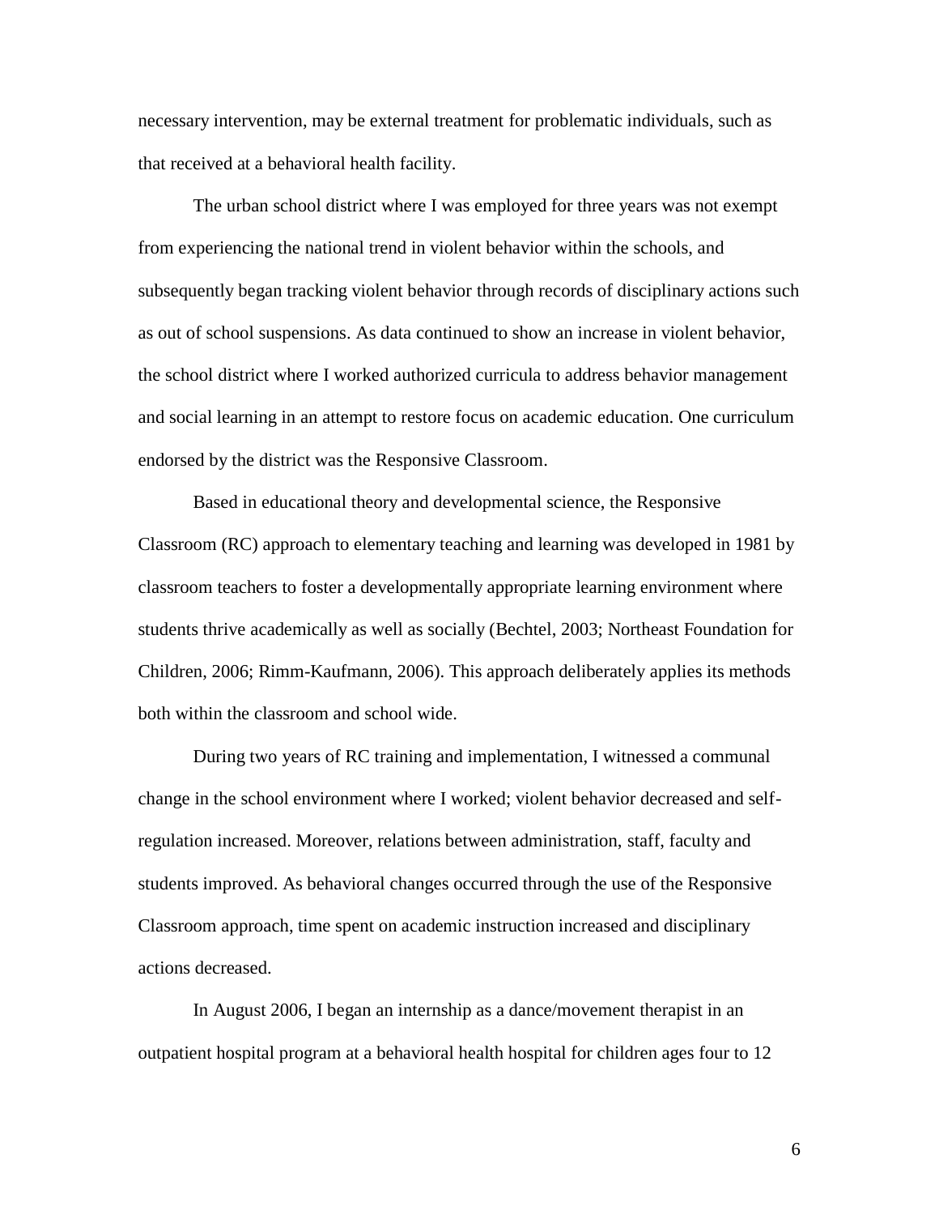necessary intervention, may be external treatment for problematic individuals, such as that received at a behavioral health facility.

The urban school district where I was employed for three years was not exempt from experiencing the national trend in violent behavior within the schools, and subsequently began tracking violent behavior through records of disciplinary actions such as out of school suspensions. As data continued to show an increase in violent behavior, the school district where I worked authorized curricula to address behavior management and social learning in an attempt to restore focus on academic education. One curriculum endorsed by the district was the Responsive Classroom.

Based in educational theory and developmental science, the Responsive Classroom (RC) approach to elementary teaching and learning was developed in 1981 by classroom teachers to foster a developmentally appropriate learning environment where students thrive academically as well as socially (Bechtel, 2003; Northeast Foundation for Children, 2006; Rimm-Kaufmann, 2006). This approach deliberately applies its methods both within the classroom and school wide.

During two years of RC training and implementation, I witnessed a communal change in the school environment where I worked; violent behavior decreased and self-regulation increased. Moreover, relations between administration, staff, faculty and students improved. As behavioral changes occurred through the use of the Responsive Classroom approach, time spent on academic instruction increased and disciplinary actions decreased.

In August 2006, I began an internship as a dance/movement therapist in an outpatient hospital program at a behavioral health hospital for children ages four to 12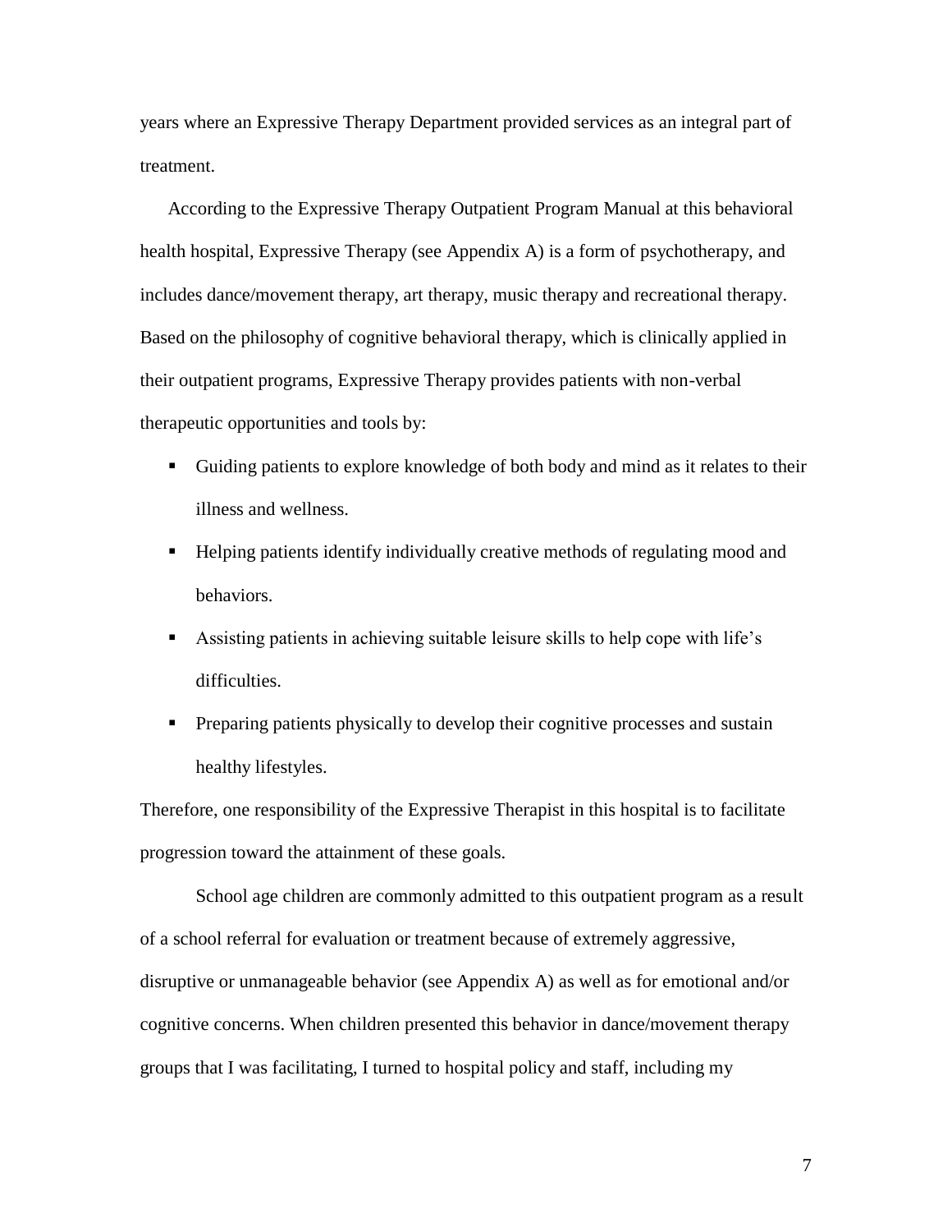years where an Expressive Therapy Department provided services as an integral part of treatment.

According to the Expressive Therapy Outpatient Program Manual at this behavioral health hospital, Expressive Therapy (see Appendix A) is a form of psychotherapy, and includes dance/movement therapy, art therapy, music therapy and recreational therapy. Based on the philosophy of cognitive behavioral therapy, which is clinically applied in their outpatient programs, Expressive Therapy provides patients with non-verbal therapeutic opportunities and tools by:

- Guiding patients to explore knowledge of both body and mind as it relates to their illness and wellness.
- Helping patients identify individually creative methods of regulating mood and behaviors.
- Assisting patients in achieving suitable leisure skills to help cope with life's difficulties.
- Preparing patients physically to develop their cognitive processes and sustain healthy lifestyles.

Therefore, one responsibility of the Expressive Therapist in this hospital is to facilitate progression toward the attainment of these goals.

School age children are commonly admitted to this outpatient program as a result of a school referral for evaluation or treatment because of extremely aggressive, disruptive or unmanageable behavior (see Appendix A) as well as for emotional and/or cognitive concerns. When children presented this behavior in dance/movement therapy groups that I was facilitating, I turned to hospital policy and staff, including my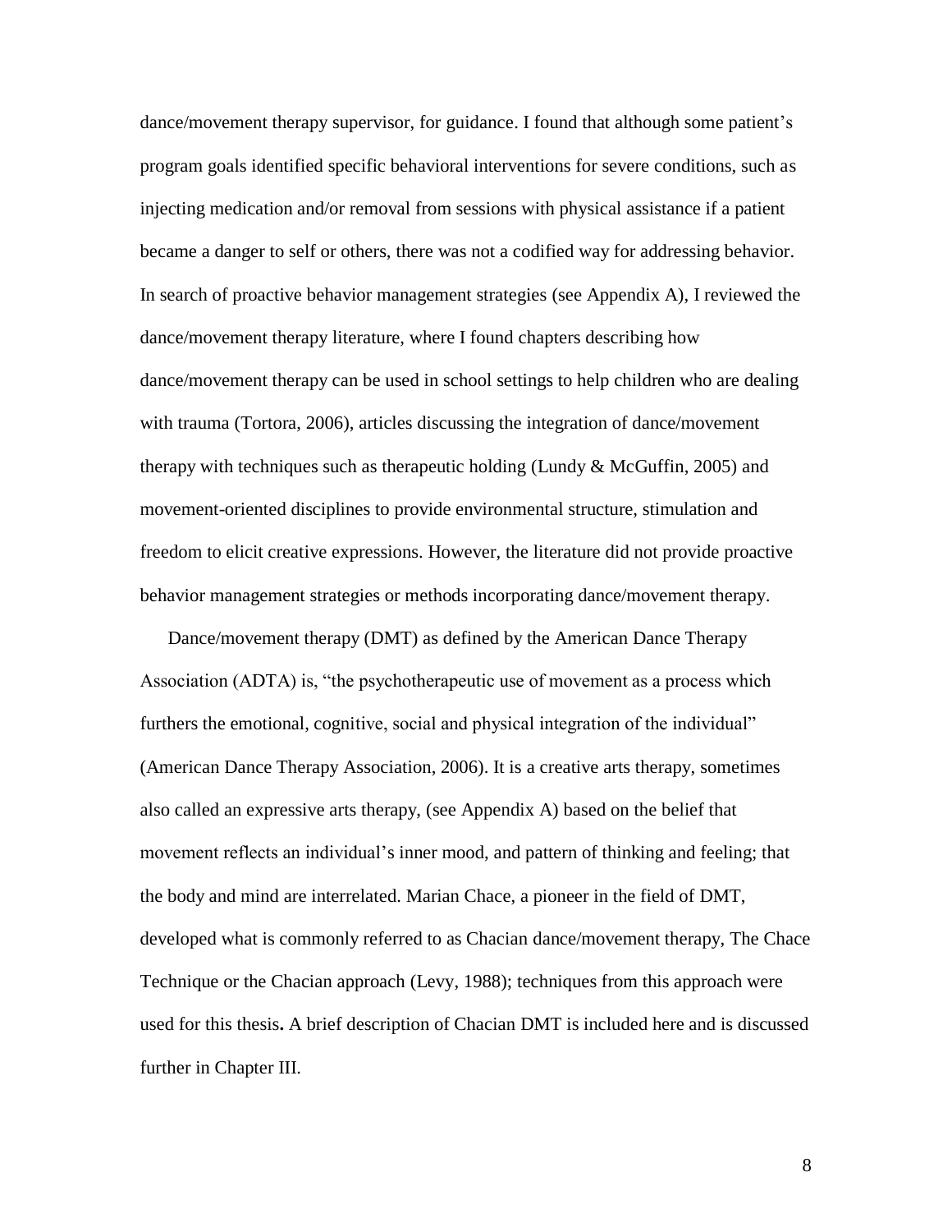dance/movement therapy supervisor, for guidance. I found that although some patient's program goals identified specific behavioral interventions for severe conditions, such as injecting medication and/or removal from sessions with physical assistance if a patient became a danger to self or others, there was not a codified way for addressing behavior. In search of proactive behavior management strategies (see Appendix A), I reviewed the dance/movement therapy literature, where I found chapters describing how dance/movement therapy can be used in school settings to help children who are dealing with trauma (Tortora, 2006), articles discussing the integration of dance/movement therapy with techniques such as therapeutic holding (Lundy & McGuffin, 2005) and movement-oriented disciplines to provide environmental structure, stimulation and freedom to elicit creative expressions. However, the literature did not provide proactive behavior management strategies or methods incorporating dance/movement therapy.

Dance/movement therapy (DMT) as defined by the American Dance Therapy Association (ADTA) is, "the psychotherapeutic use of movement as a process which furthers the emotional, cognitive, social and physical integration of the individual" (American Dance Therapy Association, 2006). It is a creative arts therapy, sometimes also called an expressive arts therapy, (see Appendix A) based on the belief that movement reflects an individual's inner mood, and pattern of thinking and feeling; that the body and mind are interrelated. Marian Chace, a pioneer in the field of DMT, developed what is commonly referred to as Chacian dance/movement therapy, The Chace Technique or the Chacian approach (Levy, 1988); techniques from this approach were used for this thesis**.** A brief description of Chacian DMT is included here and is discussed further in Chapter III.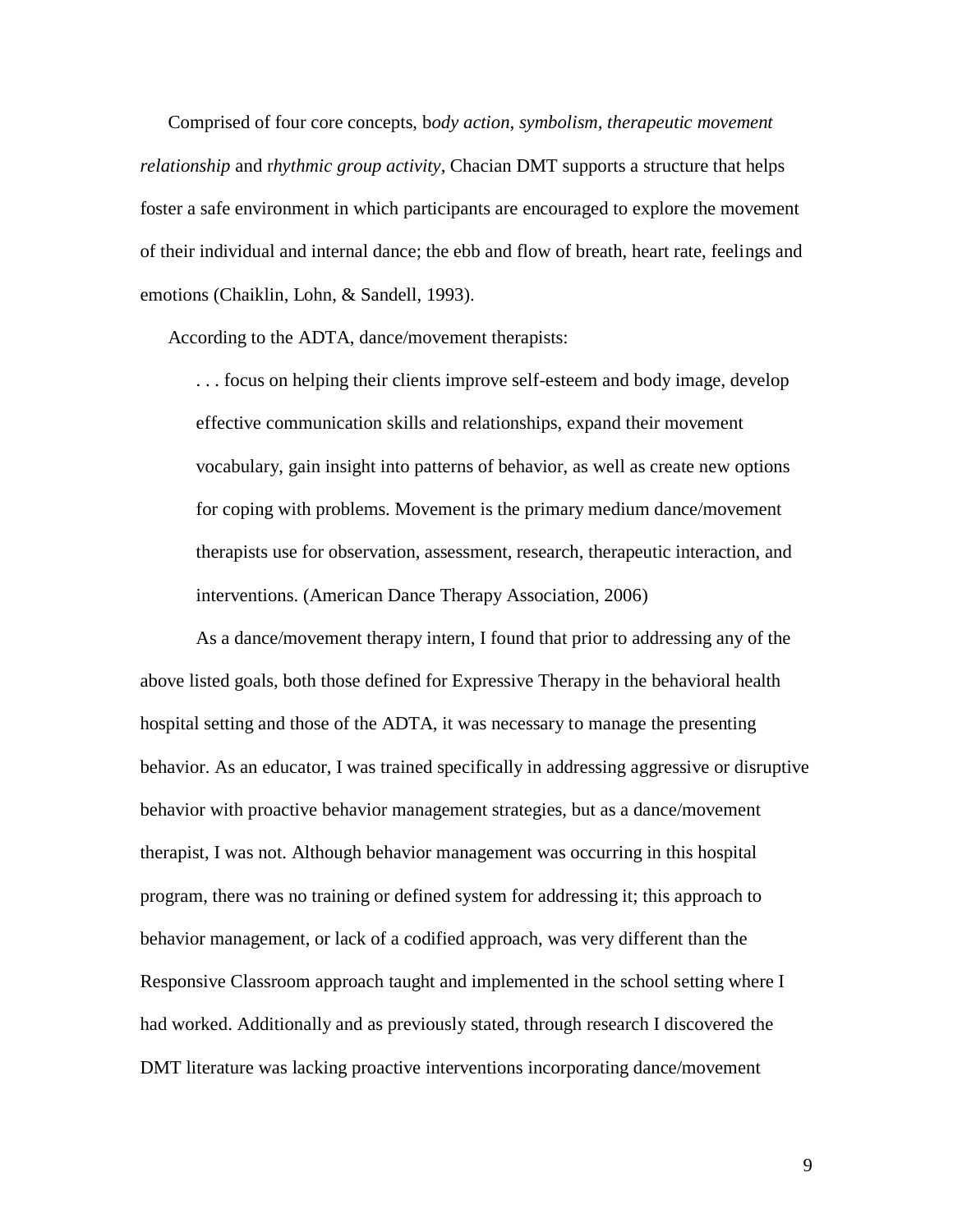Comprised of four core concepts, b*ody action, symbolism, therapeutic movement relationship* and r*hythmic group activity*, Chacian DMT supports a structure that helps foster a safe environment in which participants are encouraged to explore the movement of their individual and internal dance; the ebb and flow of breath, heart rate, feelings and emotions (Chaiklin, Lohn, & Sandell, 1993).

According to the ADTA, dance/movement therapists:

> . . . focus on helping their clients improve self-esteem and body image, develop effective communication skills and relationships, expand their movement vocabulary, gain insight into patterns of behavior, as well as create new options for coping with problems. Movement is the primary medium dance/movement therapists use for observation, assessment, research, therapeutic interaction, and interventions. (American Dance Therapy Association, 2006)

As a dance/movement therapy intern, I found that prior to addressing any of the above listed goals, both those defined for Expressive Therapy in the behavioral health hospital setting and those of the ADTA, it was necessary to manage the presenting behavior. As an educator, I was trained specifically in addressing aggressive or disruptive behavior with proactive behavior management strategies, but as a dance/movement therapist, I was not. Although behavior management was occurring in this hospital program, there was no training or defined system for addressing it; this approach to behavior management, or lack of a codified approach, was very different than the Responsive Classroom approach taught and implemented in the school setting where I had worked. Additionally and as previously stated, through research I discovered the DMT literature was lacking proactive interventions incorporating dance/movement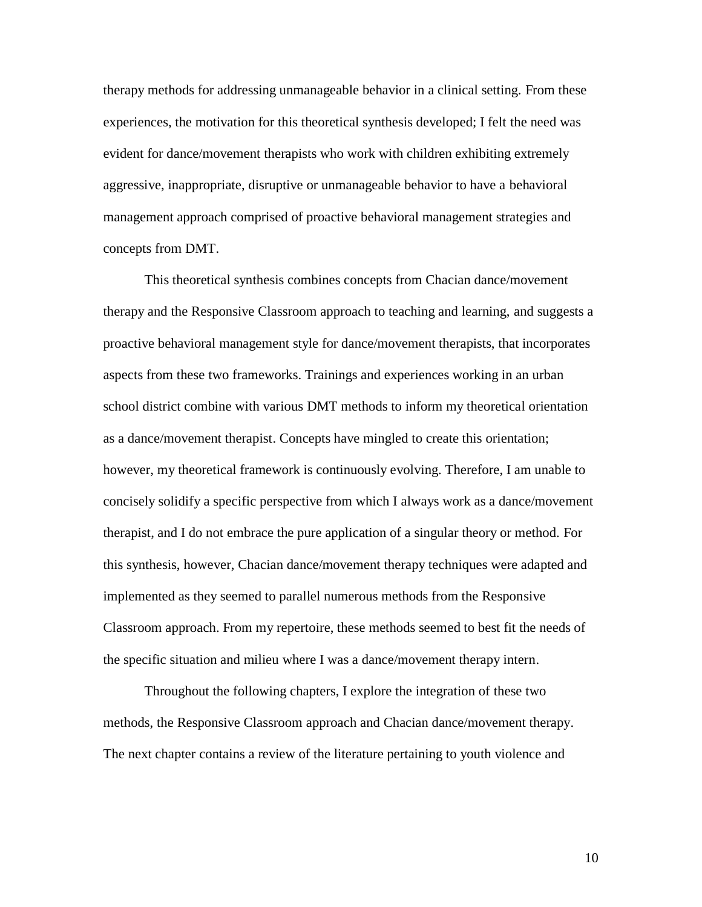therapy methods for addressing unmanageable behavior in a clinical setting. From these experiences, the motivation for this theoretical synthesis developed; I felt the need was evident for dance/movement therapists who work with children exhibiting extremely aggressive, inappropriate, disruptive or unmanageable behavior to have a behavioral management approach comprised of proactive behavioral management strategies and concepts from DMT.

This theoretical synthesis combines concepts from Chacian dance/movement therapy and the Responsive Classroom approach to teaching and learning, and suggests a proactive behavioral management style for dance/movement therapists, that incorporates aspects from these two frameworks. Trainings and experiences working in an urban school district combine with various DMT methods to inform my theoretical orientation as a dance/movement therapist. Concepts have mingled to create this orientation; however, my theoretical framework is continuously evolving. Therefore, I am unable to concisely solidify a specific perspective from which I always work as a dance/movement therapist, and I do not embrace the pure application of a singular theory or method. For this synthesis, however, Chacian dance/movement therapy techniques were adapted and implemented as they seemed to parallel numerous methods from the Responsive Classroom approach. From my repertoire, these methods seemed to best fit the needs of the specific situation and milieu where I was a dance/movement therapy intern.

Throughout the following chapters, I explore the integration of these two methods, the Responsive Classroom approach and Chacian dance/movement therapy. The next chapter contains a review of the literature pertaining to youth violence and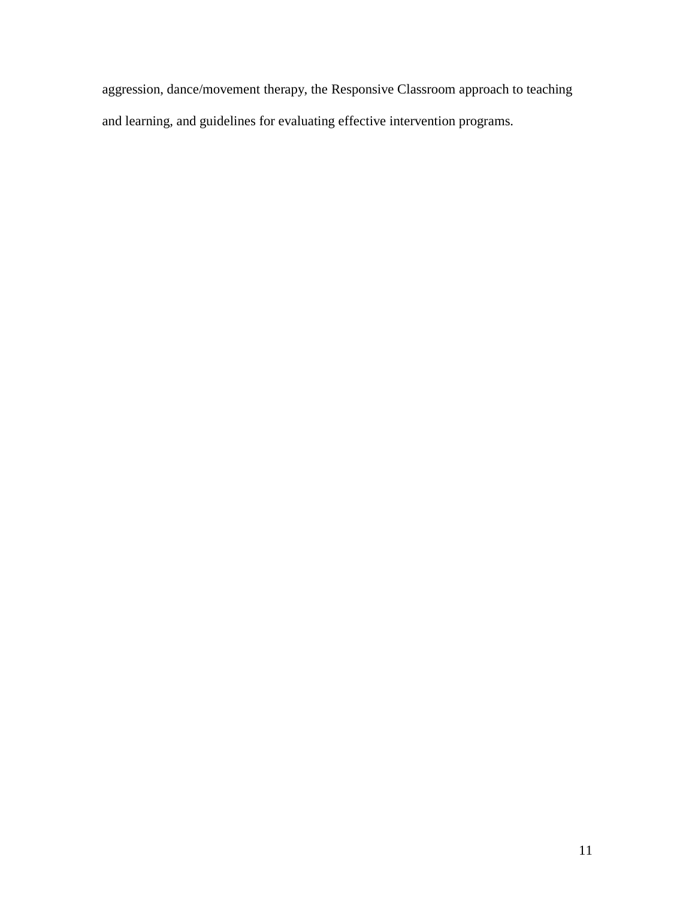aggression, dance/movement therapy, the Responsive Classroom approach to teaching and learning, and guidelines for evaluating effective intervention programs.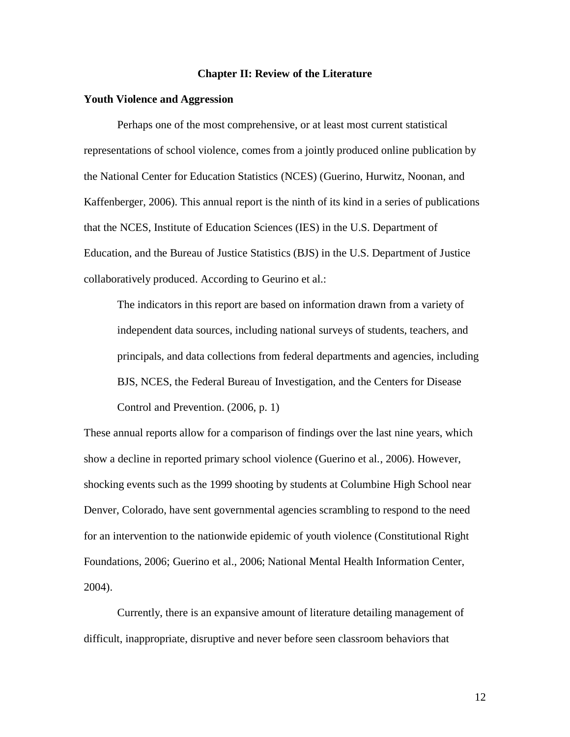# Chapter II: Review of the Literature

## Youth Violence and Aggression

Perhaps one of the most comprehensive, or at least most current statistical representations of school violence, comes from a jointly produced online publication by the National Center for Education Statistics (NCES) (Guerino, Hurwitz, Noonan, and Kaffenberger, 2006). This annual report is the ninth of its kind in a series of publications that the NCES, Institute of Education Sciences (IES) in the U.S. Department of Education, and the Bureau of Justice Statistics (BJS) in the U.S. Department of Justice collaboratively produced. According to Geurino et al.:

> The indicators in this report are based on information drawn from a variety of independent data sources, including national surveys of students, teachers, and principals, and data collections from federal departments and agencies, including BJS, NCES, the Federal Bureau of Investigation, and the Centers for Disease Control and Prevention. (2006, p. 1)

These annual reports allow for a comparison of findings over the last nine years, which show a decline in reported primary school violence (Guerino et al., 2006). However, shocking events such as the 1999 shooting by students at Columbine High School near Denver, Colorado, have sent governmental agencies scrambling to respond to the need for an intervention to the nationwide epidemic of youth violence (Constitutional Right Foundations, 2006; Guerino et al., 2006; National Mental Health Information Center, 2004).

Currently, there is an expansive amount of literature detailing management of difficult, inappropriate, disruptive and never before seen classroom behaviors that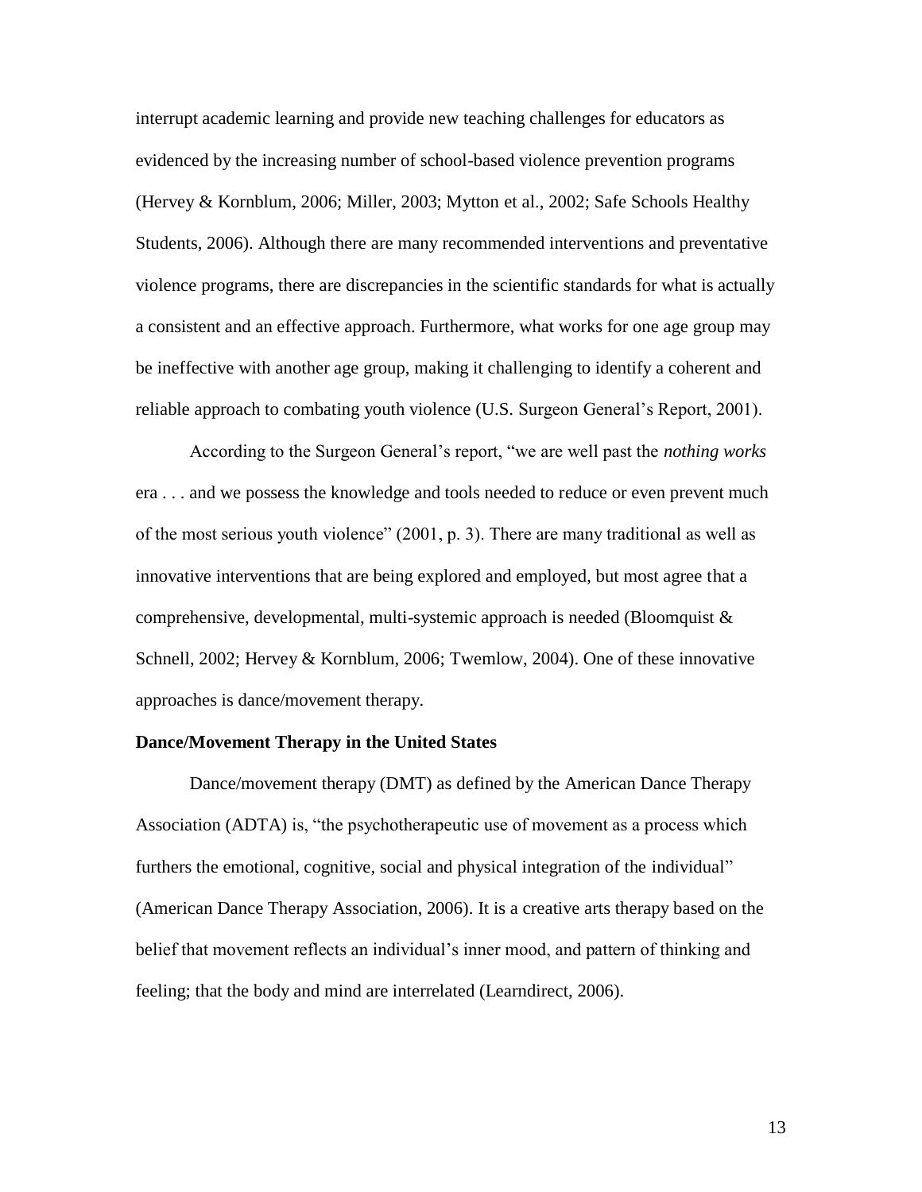interrupt academic learning and provide new teaching challenges for educators as evidenced by the increasing number of school-based violence prevention programs (Hervey & Kornblum, 2006; Miller, 2003; Mytton et al., 2002; Safe Schools Healthy Students, 2006). Although there are many recommended interventions and preventative violence programs, there are discrepancies in the scientific standards for what is actually a consistent and an effective approach. Furthermore, what works for one age group may be ineffective with another age group, making it challenging to identify a coherent and reliable approach to combating youth violence (U.S. Surgeon General's Report, 2001).

According to the Surgeon General's report, "we are well past the *nothing works* era . . . and we possess the knowledge and tools needed to reduce or even prevent much of the most serious youth violence" (2001, p. 3). There are many traditional as well as innovative interventions that are being explored and employed, but most agree that a comprehensive, developmental, multi-systemic approach is needed (Bloomquist & Schnell, 2002; Hervey & Kornblum, 2006; Twemlow, 2004). One of these innovative approaches is dance/movement therapy.

**Dance/Movement Therapy in the United States**

Dance/movement therapy (DMT) as defined by the American Dance Therapy Association (ADTA) is, "the psychotherapeutic use of movement as a process which furthers the emotional, cognitive, social and physical integration of the individual" (American Dance Therapy Association, 2006). It is a creative arts therapy based on the belief that movement reflects an individual's inner mood, and pattern of thinking and feeling; that the body and mind are interrelated (Learndirect, 2006).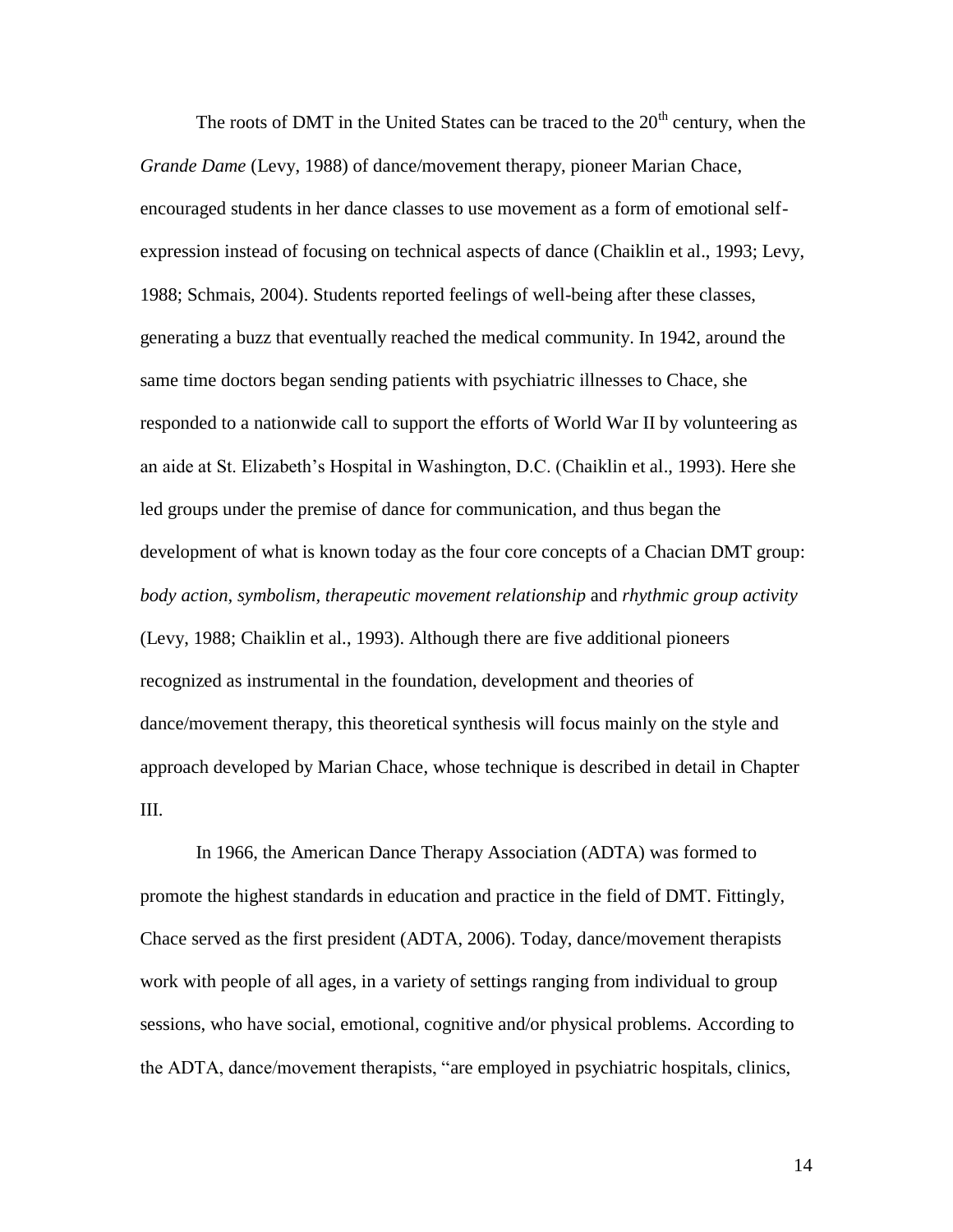The roots of DMT in the United States can be traced to the 20th century, when the *Grande Dame* (Levy, 1988) of dance/movement therapy, pioneer Marian Chace, encouraged students in her dance classes to use movement as a form of emotional self-expression instead of focusing on technical aspects of dance (Chaiklin et al., 1993; Levy, 1988; Schmais, 2004). Students reported feelings of well-being after these classes, generating a buzz that eventually reached the medical community. In 1942, around the same time doctors began sending patients with psychiatric illnesses to Chace, she responded to a nationwide call to support the efforts of World War II by volunteering as an aide at St. Elizabeth's Hospital in Washington, D.C. (Chaiklin et al., 1993). Here she led groups under the premise of dance for communication, and thus began the development of what is known today as the four core concepts of a Chacian DMT group: *body action, symbolism, therapeutic movement relationship* and *rhythmic group activity* (Levy, 1988; Chaiklin et al., 1993). Although there are five additional pioneers recognized as instrumental in the foundation, development and theories of dance/movement therapy, this theoretical synthesis will focus mainly on the style and approach developed by Marian Chace, whose technique is described in detail in Chapter III.

In 1966, the American Dance Therapy Association (ADTA) was formed to promote the highest standards in education and practice in the field of DMT. Fittingly, Chace served as the first president (ADTA, 2006). Today, dance/movement therapists work with people of all ages, in a variety of settings ranging from individual to group sessions, who have social, emotional, cognitive and/or physical problems. According to the ADTA, dance/movement therapists, "are employed in psychiatric hospitals, clinics,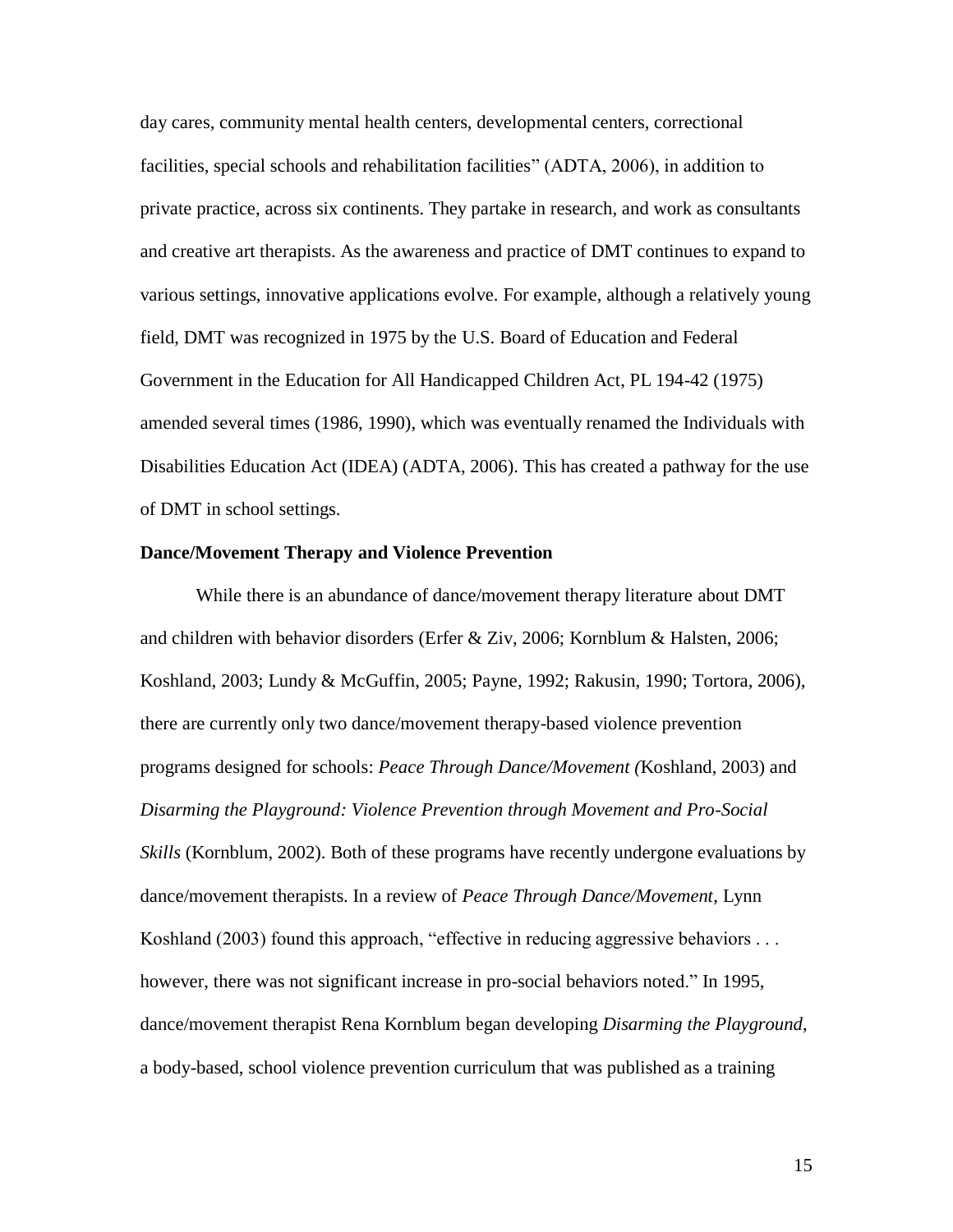day cares, community mental health centers, developmental centers, correctional facilities, special schools and rehabilitation facilities" (ADTA, 2006), in addition to private practice, across six continents. They partake in research, and work as consultants and creative art therapists. As the awareness and practice of DMT continues to expand to various settings, innovative applications evolve. For example, although a relatively young field, DMT was recognized in 1975 by the U.S. Board of Education and Federal Government in the Education for All Handicapped Children Act, PL 194-42 (1975) amended several times (1986, 1990), which was eventually renamed the Individuals with Disabilities Education Act (IDEA) (ADTA, 2006). This has created a pathway for the use of DMT in school settings.

**Dance/Movement Therapy and Violence Prevention**

While there is an abundance of dance/movement therapy literature about DMT and children with behavior disorders (Erfer & Ziv, 2006; Kornblum & Halsten, 2006; Koshland, 2003; Lundy & McGuffin, 2005; Payne, 1992; Rakusin, 1990; Tortora, 2006), there are currently only two dance/movement therapy-based violence prevention programs designed for schools: *Peace Through Dance/Movement (*Koshland, 2003) and *Disarming the Playground: Violence Prevention through Movement and Pro-Social Skills* (Kornblum, 2002). Both of these programs have recently undergone evaluations by dance/movement therapists. In a review of *Peace Through Dance/Movement*, Lynn Koshland (2003) found this approach, "effective in reducing aggressive behaviors . . . however, there was not significant increase in pro-social behaviors noted." In 1995, dance/movement therapist Rena Kornblum began developing *Disarming the Playground*, a body-based, school violence prevention curriculum that was published as a training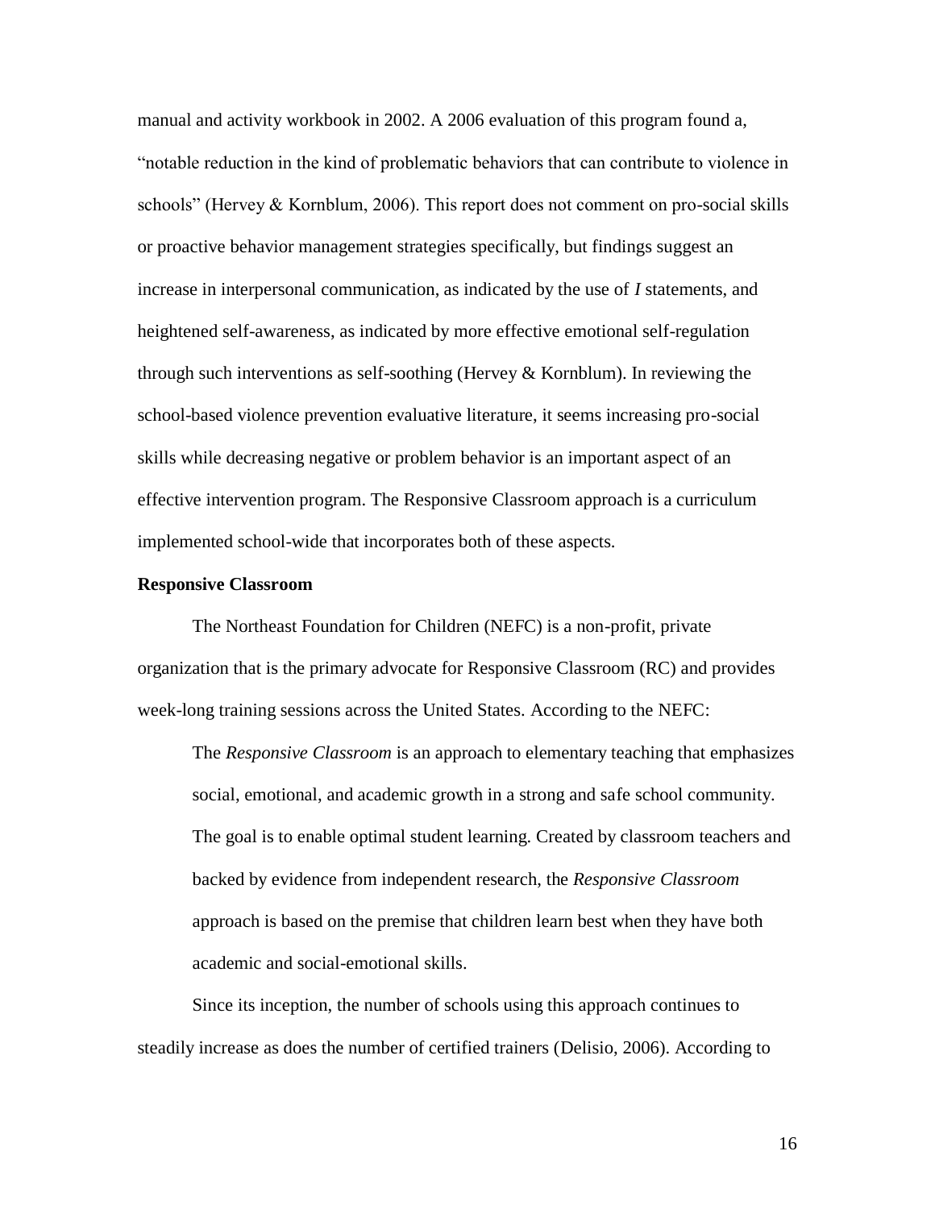manual and activity workbook in 2002. A 2006 evaluation of this program found a, "notable reduction in the kind of problematic behaviors that can contribute to violence in schools" (Hervey & Kornblum, 2006). This report does not comment on pro-social skills or proactive behavior management strategies specifically, but findings suggest an increase in interpersonal communication, as indicated by the use of *I* statements, and heightened self-awareness, as indicated by more effective emotional self-regulation through such interventions as self-soothing (Hervey & Kornblum). In reviewing the school-based violence prevention evaluative literature, it seems increasing pro-social skills while decreasing negative or problem behavior is an important aspect of an effective intervention program. The Responsive Classroom approach is a curriculum implemented school-wide that incorporates both of these aspects.

**Responsive Classroom**

The Northeast Foundation for Children (NEFC) is a non-profit, private organization that is the primary advocate for Responsive Classroom (RC) and provides week-long training sessions across the United States. According to the NEFC:

> The *Responsive Classroom* is an approach to elementary teaching that emphasizes social, emotional, and academic growth in a strong and safe school community. The goal is to enable optimal student learning. Created by classroom teachers and backed by evidence from independent research, the *Responsive Classroom* approach is based on the premise that children learn best when they have both academic and social-emotional skills.

Since its inception, the number of schools using this approach continues to steadily increase as does the number of certified trainers (Delisio, 2006). According to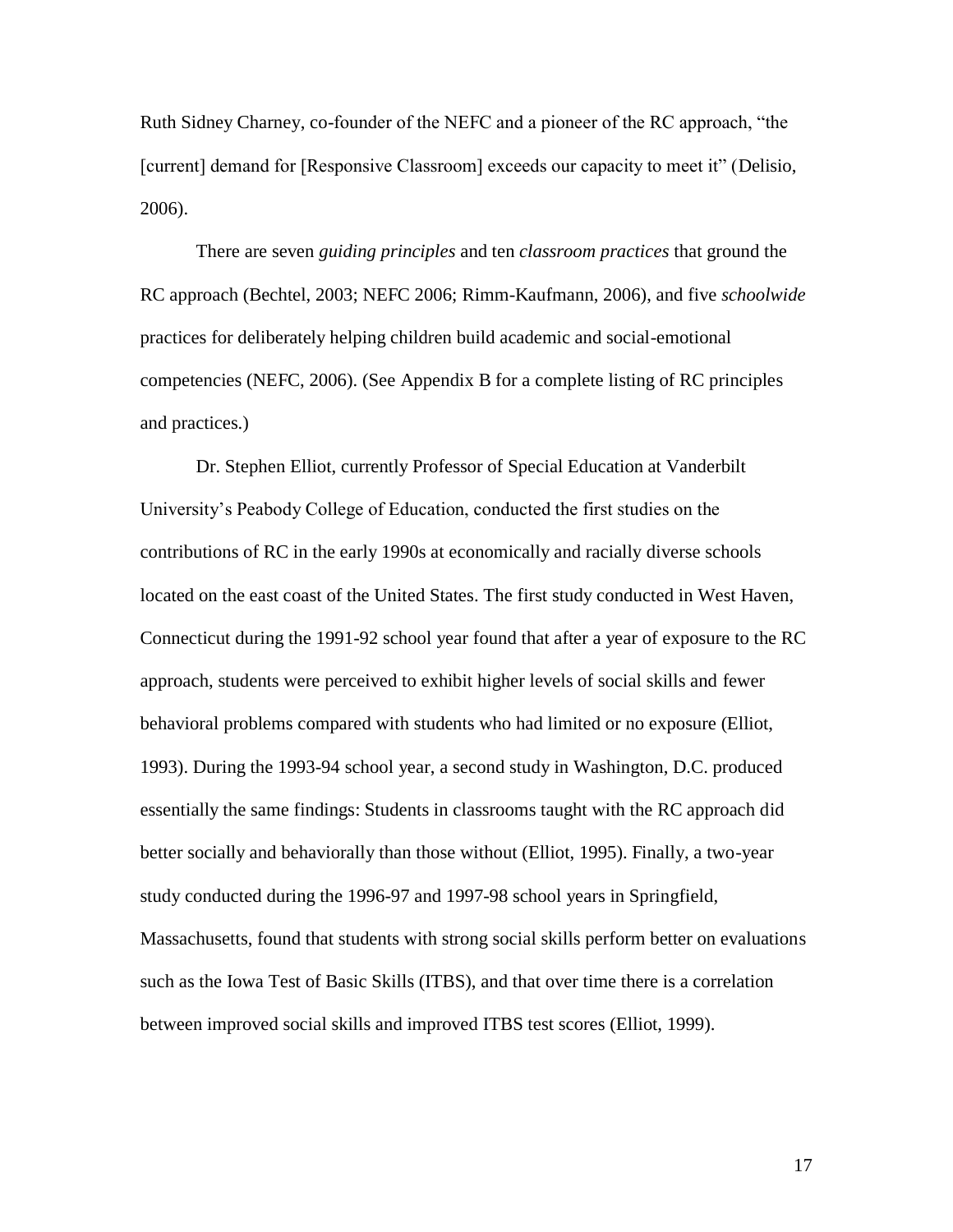Ruth Sidney Charney, co-founder of the NEFC and a pioneer of the RC approach, "the [current] demand for [Responsive Classroom] exceeds our capacity to meet it" (Delisio, 2006).

There are seven *guiding principles* and ten *classroom practices* that ground the RC approach (Bechtel, 2003; NEFC 2006; Rimm-Kaufmann, 2006), and five *schoolwide* practices for deliberately helping children build academic and social-emotional competencies (NEFC, 2006). (See Appendix B for a complete listing of RC principles and practices.)

Dr. Stephen Elliot, currently Professor of Special Education at Vanderbilt University's Peabody College of Education, conducted the first studies on the contributions of RC in the early 1990s at economically and racially diverse schools located on the east coast of the United States. The first study conducted in West Haven, Connecticut during the 1991-92 school year found that after a year of exposure to the RC approach, students were perceived to exhibit higher levels of social skills and fewer behavioral problems compared with students who had limited or no exposure (Elliot, 1993). During the 1993-94 school year, a second study in Washington, D.C. produced essentially the same findings: Students in classrooms taught with the RC approach did better socially and behaviorally than those without (Elliot, 1995). Finally, a two-year study conducted during the 1996-97 and 1997-98 school years in Springfield, Massachusetts, found that students with strong social skills perform better on evaluations such as the Iowa Test of Basic Skills (ITBS), and that over time there is a correlation between improved social skills and improved ITBS test scores (Elliot, 1999).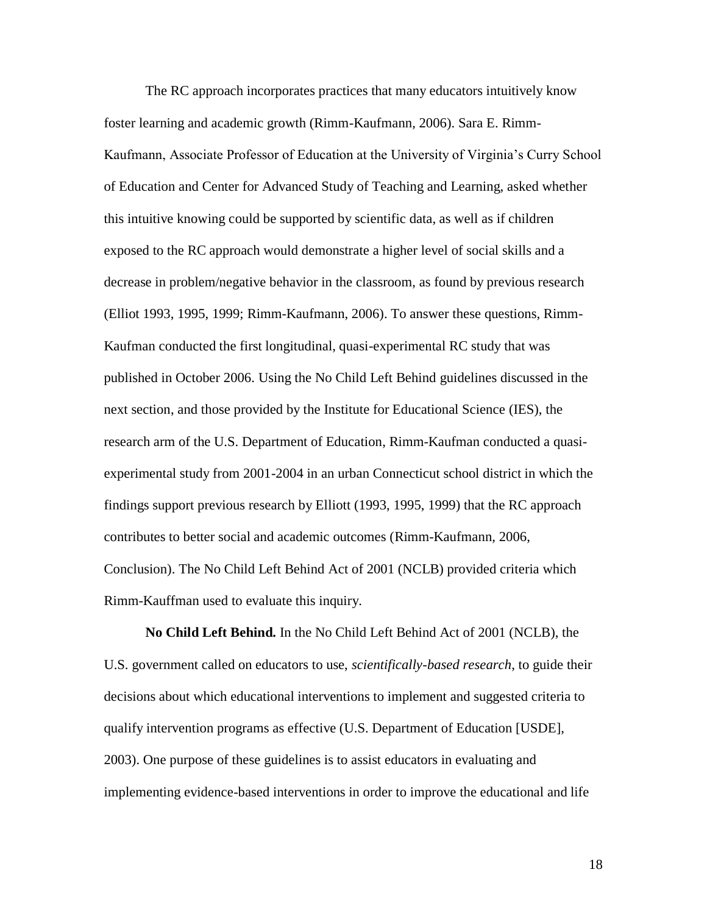The RC approach incorporates practices that many educators intuitively know foster learning and academic growth (Rimm-Kaufmann, 2006). Sara E. Rimm-Kaufmann, Associate Professor of Education at the University of Virginia's Curry School of Education and Center for Advanced Study of Teaching and Learning, asked whether this intuitive knowing could be supported by scientific data, as well as if children exposed to the RC approach would demonstrate a higher level of social skills and a decrease in problem/negative behavior in the classroom, as found by previous research (Elliot 1993, 1995, 1999; Rimm-Kaufmann, 2006). To answer these questions, Rimm-Kaufman conducted the first longitudinal, quasi-experimental RC study that was published in October 2006. Using the No Child Left Behind guidelines discussed in the next section, and those provided by the Institute for Educational Science (IES), the research arm of the U.S. Department of Education, Rimm-Kaufman conducted a quasi-experimental study from 2001-2004 in an urban Connecticut school district in which the findings support previous research by Elliott (1993, 1995, 1999) that the RC approach contributes to better social and academic outcomes (Rimm-Kaufmann, 2006, Conclusion). The No Child Left Behind Act of 2001 (NCLB) provided criteria which Rimm-Kauffman used to evaluate this inquiry.

**No Child Left Behind.** In the No Child Left Behind Act of 2001 (NCLB), the U.S. government called on educators to use, *scientifically-based research*, to guide their decisions about which educational interventions to implement and suggested criteria to qualify intervention programs as effective (U.S. Department of Education [USDE], 2003). One purpose of these guidelines is to assist educators in evaluating and implementing evidence-based interventions in order to improve the educational and life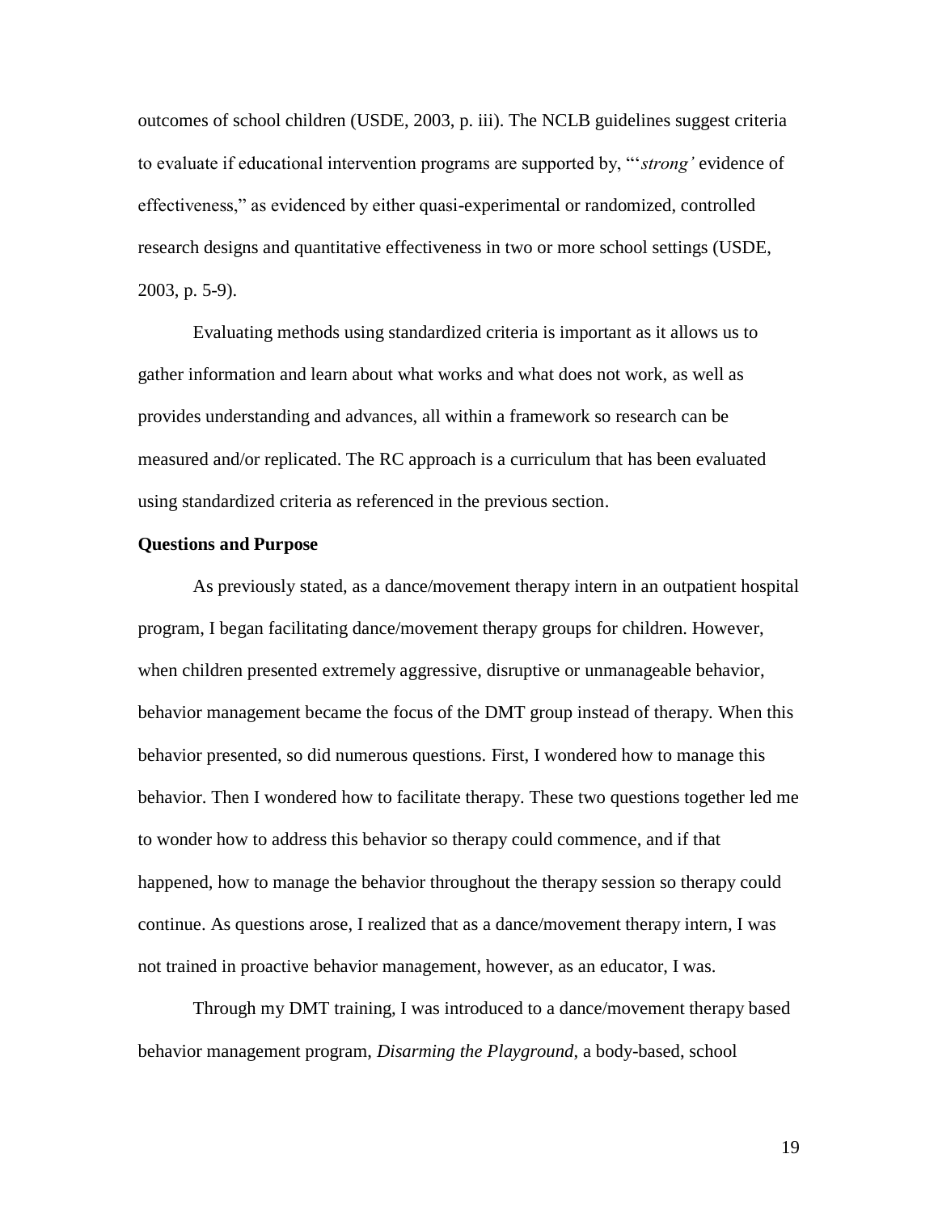outcomes of school children (USDE, 2003, p. iii). The NCLB guidelines suggest criteria to evaluate if educational intervention programs are supported by, "'*strong'* evidence of effectiveness," as evidenced by either quasi-experimental or randomized, controlled research designs and quantitative effectiveness in two or more school settings (USDE, 2003, p. 5-9).

Evaluating methods using standardized criteria is important as it allows us to gather information and learn about what works and what does not work, as well as provides understanding and advances, all within a framework so research can be measured and/or replicated. The RC approach is a curriculum that has been evaluated using standardized criteria as referenced in the previous section.

**Questions and Purpose**

As previously stated, as a dance/movement therapy intern in an outpatient hospital program, I began facilitating dance/movement therapy groups for children. However, when children presented extremely aggressive, disruptive or unmanageable behavior, behavior management became the focus of the DMT group instead of therapy. When this behavior presented, so did numerous questions. First, I wondered how to manage this behavior. Then I wondered how to facilitate therapy. These two questions together led me to wonder how to address this behavior so therapy could commence, and if that happened, how to manage the behavior throughout the therapy session so therapy could continue. As questions arose, I realized that as a dance/movement therapy intern, I was not trained in proactive behavior management, however, as an educator, I was.

Through my DMT training, I was introduced to a dance/movement therapy based behavior management program, *Disarming the Playground*, a body-based, school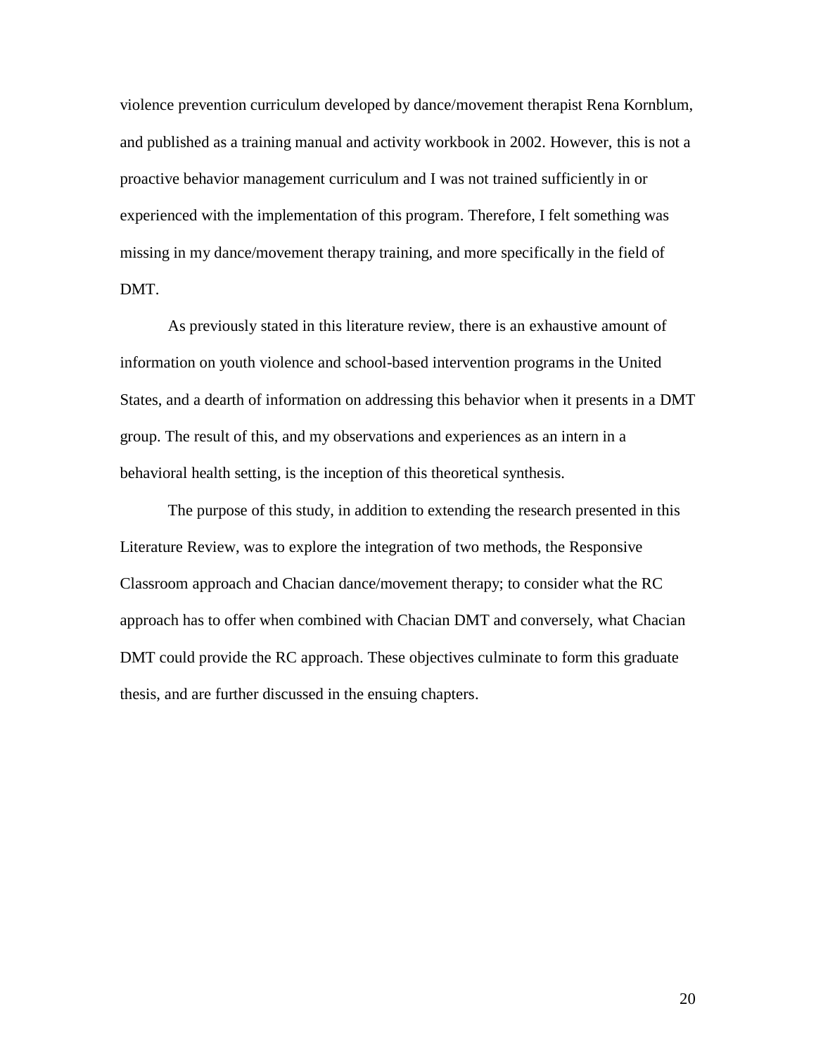violence prevention curriculum developed by dance/movement therapist Rena Kornblum, and published as a training manual and activity workbook in 2002. However, this is not a proactive behavior management curriculum and I was not trained sufficiently in or experienced with the implementation of this program. Therefore, I felt something was missing in my dance/movement therapy training, and more specifically in the field of DMT.

As previously stated in this literature review, there is an exhaustive amount of information on youth violence and school-based intervention programs in the United States, and a dearth of information on addressing this behavior when it presents in a DMT group. The result of this, and my observations and experiences as an intern in a behavioral health setting, is the inception of this theoretical synthesis.

The purpose of this study, in addition to extending the research presented in this Literature Review, was to explore the integration of two methods, the Responsive Classroom approach and Chacian dance/movement therapy; to consider what the RC approach has to offer when combined with Chacian DMT and conversely, what Chacian DMT could provide the RC approach. These objectives culminate to form this graduate thesis, and are further discussed in the ensuing chapters.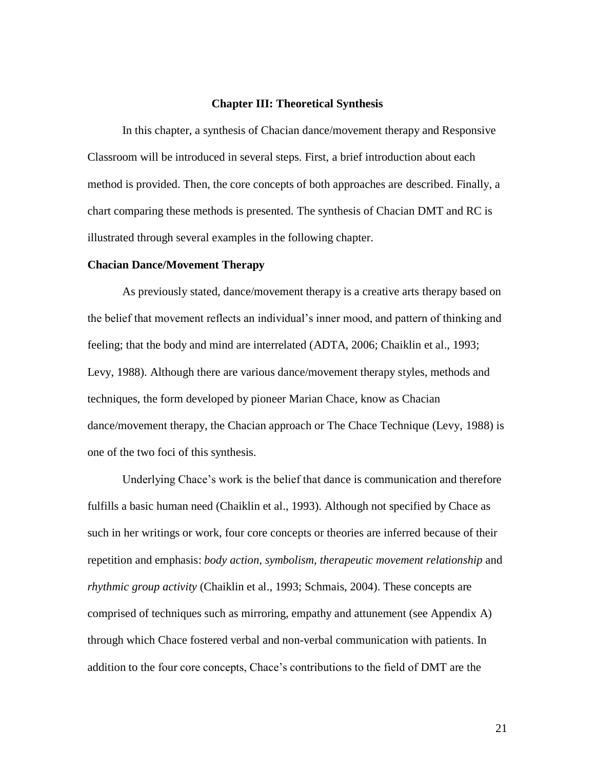## Chapter III: Theoretical Synthesis

In this chapter, a synthesis of Chacian dance/movement therapy and Responsive Classroom will be introduced in several steps. First, a brief introduction about each method is provided. Then, the core concepts of both approaches are described. Finally, a chart comparing these methods is presented. The synthesis of Chacian DMT and RC is illustrated through several examples in the following chapter.

### Chacian Dance/Movement Therapy

As previously stated, dance/movement therapy is a creative arts therapy based on the belief that movement reflects an individual's inner mood, and pattern of thinking and feeling; that the body and mind are interrelated (ADTA, 2006; Chaiklin et al., 1993; Levy, 1988). Although there are various dance/movement therapy styles, methods and techniques, the form developed by pioneer Marian Chace, know as Chacian dance/movement therapy, the Chacian approach or The Chace Technique (Levy, 1988) is one of the two foci of this synthesis.

Underlying Chace's work is the belief that dance is communication and therefore fulfills a basic human need (Chaiklin et al., 1993). Although not specified by Chace as such in her writings or work, four core concepts or theories are inferred because of their repetition and emphasis: *body action, symbolism, therapeutic movement relationship* and *rhythmic group activity* (Chaiklin et al., 1993; Schmais, 2004). These concepts are comprised of techniques such as mirroring, empathy and attunement (see Appendix A) through which Chace fostered verbal and non-verbal communication with patients. In addition to the four core concepts, Chace's contributions to the field of DMT are the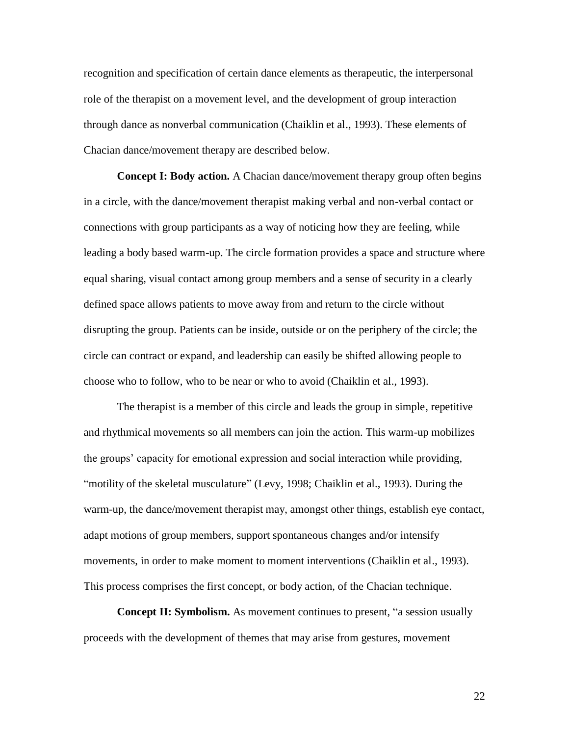recognition and specification of certain dance elements as therapeutic, the interpersonal role of the therapist on a movement level, and the development of group interaction through dance as nonverbal communication (Chaiklin et al., 1993). These elements of Chacian dance/movement therapy are described below.

**Concept I: Body action.** A Chacian dance/movement therapy group often begins in a circle, with the dance/movement therapist making verbal and non-verbal contact or connections with group participants as a way of noticing how they are feeling, while leading a body based warm-up. The circle formation provides a space and structure where equal sharing, visual contact among group members and a sense of security in a clearly defined space allows patients to move away from and return to the circle without disrupting the group. Patients can be inside, outside or on the periphery of the circle; the circle can contract or expand, and leadership can easily be shifted allowing people to choose who to follow, who to be near or who to avoid (Chaiklin et al., 1993).

The therapist is a member of this circle and leads the group in simple, repetitive and rhythmical movements so all members can join the action. This warm-up mobilizes the groups' capacity for emotional expression and social interaction while providing, "motility of the skeletal musculature" (Levy, 1998; Chaiklin et al., 1993). During the warm-up, the dance/movement therapist may, amongst other things, establish eye contact, adapt motions of group members, support spontaneous changes and/or intensify movements, in order to make moment to moment interventions (Chaiklin et al., 1993). This process comprises the first concept, or body action, of the Chacian technique.

**Concept II: Symbolism.** As movement continues to present, "a session usually proceeds with the development of themes that may arise from gestures, movement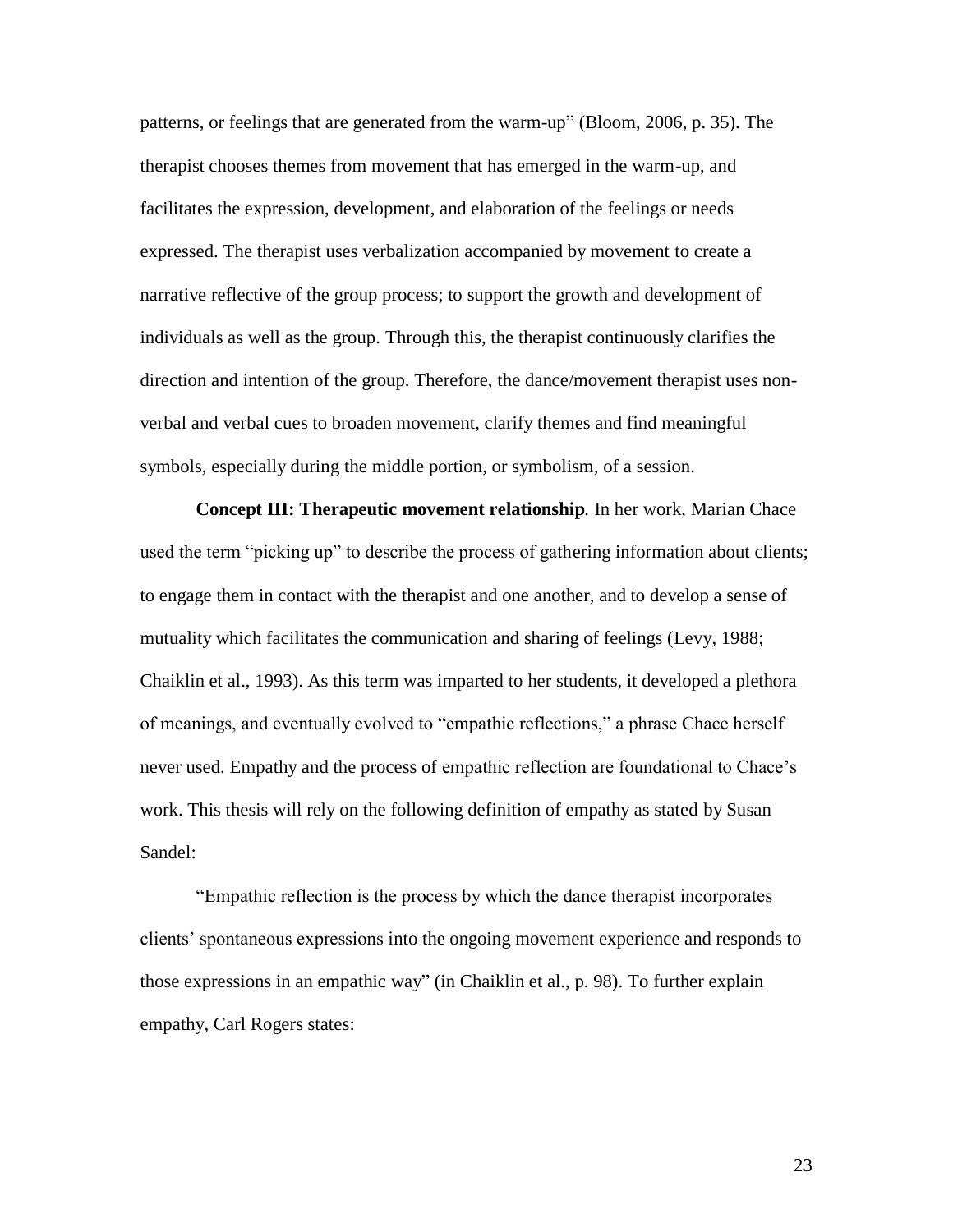patterns, or feelings that are generated from the warm-up" (Bloom, 2006, p. 35). The therapist chooses themes from movement that has emerged in the warm-up, and facilitates the expression, development, and elaboration of the feelings or needs expressed. The therapist uses verbalization accompanied by movement to create a narrative reflective of the group process; to support the growth and development of individuals as well as the group. Through this, the therapist continuously clarifies the direction and intention of the group. Therefore, the dance/movement therapist uses non-verbal and verbal cues to broaden movement, clarify themes and find meaningful symbols, especially during the middle portion, or symbolism, of a session.

**Concept III: Therapeutic movement relationship**. In her work, Marian Chace used the term "picking up" to describe the process of gathering information about clients; to engage them in contact with the therapist and one another, and to develop a sense of mutuality which facilitates the communication and sharing of feelings (Levy, 1988; Chaiklin et al., 1993). As this term was imparted to her students, it developed a plethora of meanings, and eventually evolved to "empathic reflections," a phrase Chace herself never used. Empathy and the process of empathic reflection are foundational to Chace's work. This thesis will rely on the following definition of empathy as stated by Susan Sandel:

"Empathic reflection is the process by which the dance therapist incorporates clients' spontaneous expressions into the ongoing movement experience and responds to those expressions in an empathic way" (in Chaiklin et al., p. 98). To further explain empathy, Carl Rogers states: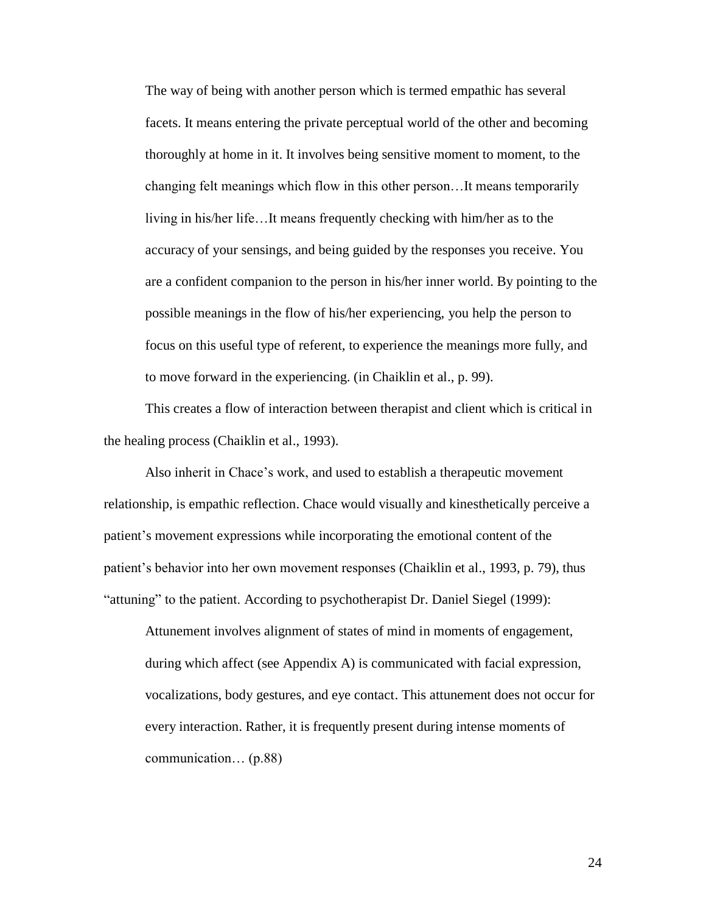> The way of being with another person which is termed empathic has several facets. It means entering the private perceptual world of the other and becoming thoroughly at home in it. It involves being sensitive moment to moment, to the changing felt meanings which flow in this other person…It means temporarily living in his/her life…It means frequently checking with him/her as to the accuracy of your sensings, and being guided by the responses you receive. You are a confident companion to the person in his/her inner world. By pointing to the possible meanings in the flow of his/her experiencing, you help the person to focus on this useful type of referent, to experience the meanings more fully, and to move forward in the experiencing. (in Chaiklin et al., p. 99).

This creates a flow of interaction between therapist and client which is critical in the healing process (Chaiklin et al., 1993).

Also inherit in Chace's work, and used to establish a therapeutic movement relationship, is empathic reflection. Chace would visually and kinesthetically perceive a patient's movement expressions while incorporating the emotional content of the patient's behavior into her own movement responses (Chaiklin et al., 1993, p. 79), thus "attuning" to the patient. According to psychotherapist Dr. Daniel Siegel (1999):

> Attunement involves alignment of states of mind in moments of engagement, during which affect (see Appendix A) is communicated with facial expression, vocalizations, body gestures, and eye contact. This attunement does not occur for every interaction. Rather, it is frequently present during intense moments of communication… (p.88)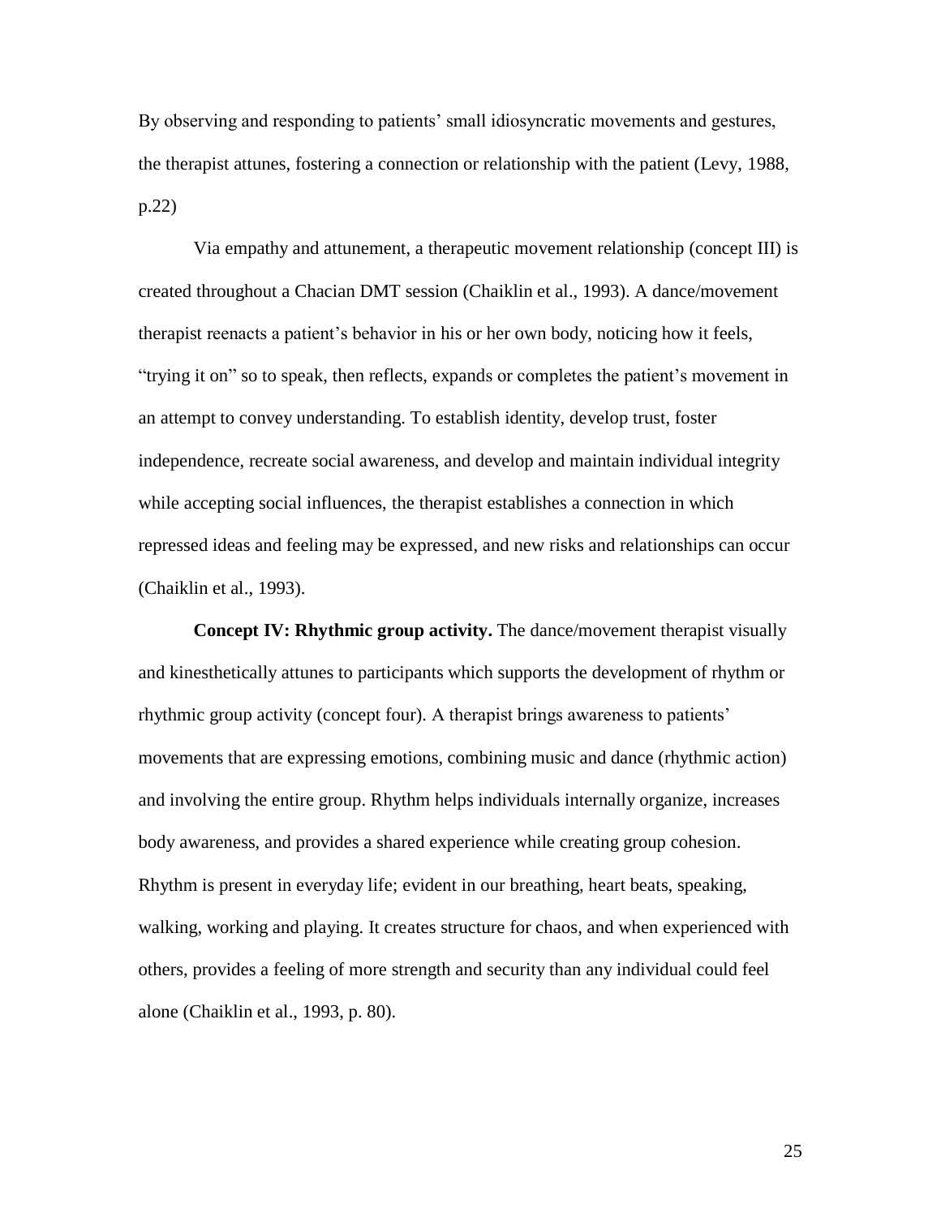By observing and responding to patients' small idiosyncratic movements and gestures, the therapist attunes, fostering a connection or relationship with the patient (Levy, 1988, p.22)

Via empathy and attunement, a therapeutic movement relationship (concept III) is created throughout a Chacian DMT session (Chaiklin et al., 1993). A dance/movement therapist reenacts a patient's behavior in his or her own body, noticing how it feels, "trying it on" so to speak, then reflects, expands or completes the patient's movement in an attempt to convey understanding. To establish identity, develop trust, foster independence, recreate social awareness, and develop and maintain individual integrity while accepting social influences, the therapist establishes a connection in which repressed ideas and feeling may be expressed, and new risks and relationships can occur (Chaiklin et al., 1993).

**Concept IV: Rhythmic group activity.** The dance/movement therapist visually and kinesthetically attunes to participants which supports the development of rhythm or rhythmic group activity (concept four). A therapist brings awareness to patients' movements that are expressing emotions, combining music and dance (rhythmic action) and involving the entire group. Rhythm helps individuals internally organize, increases body awareness, and provides a shared experience while creating group cohesion. Rhythm is present in everyday life; evident in our breathing, heart beats, speaking, walking, working and playing. It creates structure for chaos, and when experienced with others, provides a feeling of more strength and security than any individual could feel alone (Chaiklin et al., 1993, p. 80).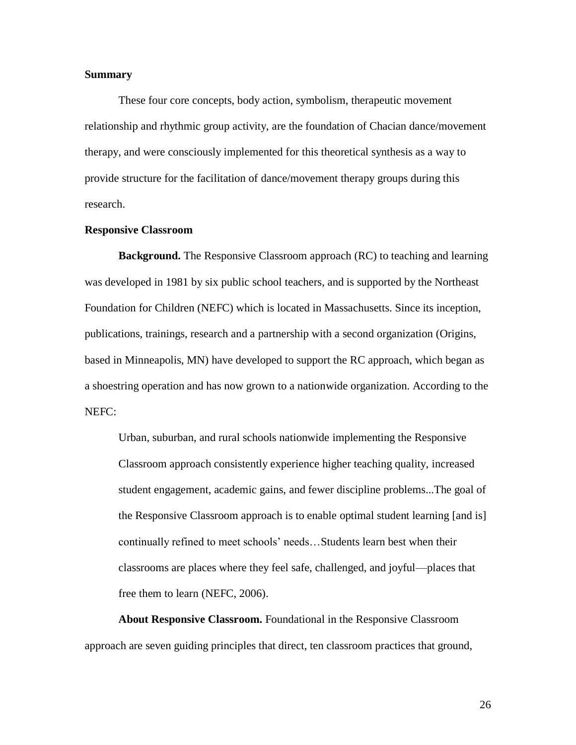**Summary**

These four core concepts, body action, symbolism, therapeutic movement relationship and rhythmic group activity, are the foundation of Chacian dance/movement therapy, and were consciously implemented for this theoretical synthesis as a way to provide structure for the facilitation of dance/movement therapy groups during this research.

**Responsive Classroom**

**Background.** The Responsive Classroom approach (RC) to teaching and learning was developed in 1981 by six public school teachers, and is supported by the Northeast Foundation for Children (NEFC) which is located in Massachusetts. Since its inception, publications, trainings, research and a partnership with a second organization (Origins, based in Minneapolis, MN) have developed to support the RC approach, which began as a shoestring operation and has now grown to a nationwide organization. According to the NEFC:

> Urban, suburban, and rural schools nationwide implementing the Responsive Classroom approach consistently experience higher teaching quality, increased student engagement, academic gains, and fewer discipline problems...The goal of the Responsive Classroom approach is to enable optimal student learning [and is] continually refined to meet schools' needs…Students learn best when their classrooms are places where they feel safe, challenged, and joyful—places that free them to learn (NEFC, 2006).

**About Responsive Classroom.** Foundational in the Responsive Classroom approach are seven guiding principles that direct, ten classroom practices that ground,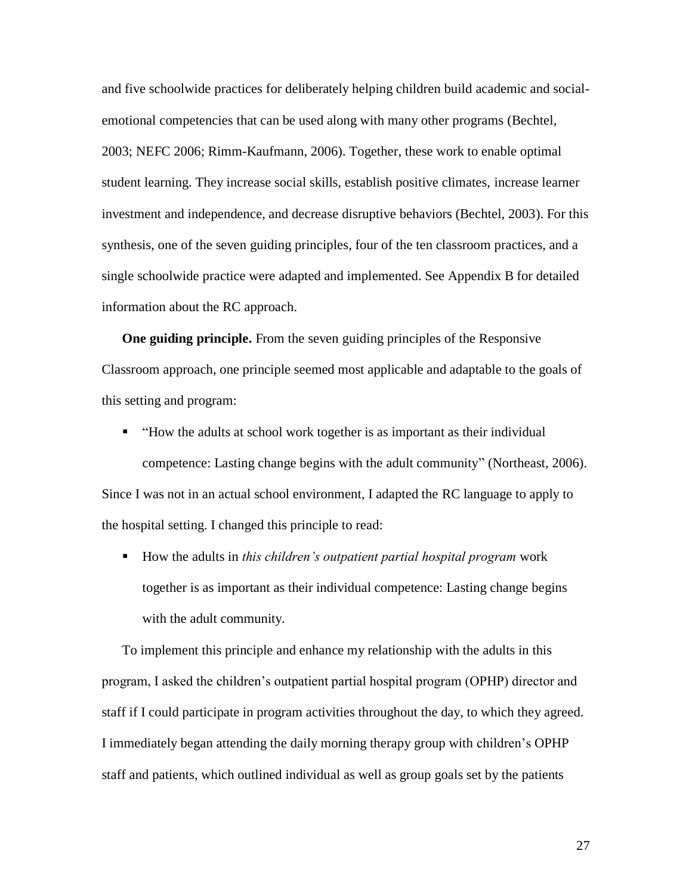and five schoolwide practices for deliberately helping children build academic and social-emotional competencies that can be used along with many other programs (Bechtel, 2003; NEFC 2006; Rimm-Kaufmann, 2006). Together, these work to enable optimal student learning. They increase social skills, establish positive climates, increase learner investment and independence, and decrease disruptive behaviors (Bechtel, 2003). For this synthesis, one of the seven guiding principles, four of the ten classroom practices, and a single schoolwide practice were adapted and implemented. See Appendix B for detailed information about the RC approach.

**One guiding principle.** From the seven guiding principles of the Responsive Classroom approach, one principle seemed most applicable and adaptable to the goals of this setting and program:

- "How the adults at school work together is as important as their individual competence: Lasting change begins with the adult community" (Northeast, 2006).

Since I was not in an actual school environment, I adapted the RC language to apply to the hospital setting. I changed this principle to read:

- How the adults in *this children's outpatient partial hospital program* work together is as important as their individual competence: Lasting change begins with the adult community.

To implement this principle and enhance my relationship with the adults in this program, I asked the children's outpatient partial hospital program (OPHP) director and staff if I could participate in program activities throughout the day, to which they agreed. I immediately began attending the daily morning therapy group with children's OPHP staff and patients, which outlined individual as well as group goals set by the patients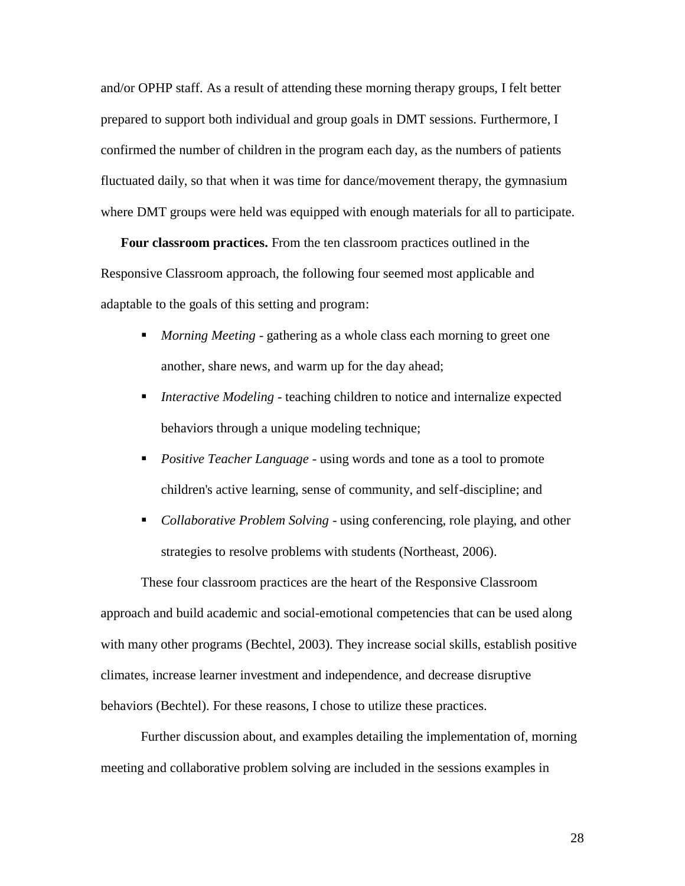and/or OPHP staff. As a result of attending these morning therapy groups, I felt better prepared to support both individual and group goals in DMT sessions. Furthermore, I confirmed the number of children in the program each day, as the numbers of patients fluctuated daily, so that when it was time for dance/movement therapy, the gymnasium where DMT groups were held was equipped with enough materials for all to participate.

**Four classroom practices.** From the ten classroom practices outlined in the Responsive Classroom approach, the following four seemed most applicable and adaptable to the goals of this setting and program:

- *Morning Meeting* - gathering as a whole class each morning to greet one another, share news, and warm up for the day ahead;
- *Interactive Modeling* - teaching children to notice and internalize expected behaviors through a unique modeling technique;
- *Positive Teacher Language* - using words and tone as a tool to promote children's active learning, sense of community, and self-discipline; and
- *Collaborative Problem Solving* - using conferencing, role playing, and other strategies to resolve problems with students (Northeast, 2006).

These four classroom practices are the heart of the Responsive Classroom approach and build academic and social-emotional competencies that can be used along with many other programs (Bechtel, 2003). They increase social skills, establish positive climates, increase learner investment and independence, and decrease disruptive behaviors (Bechtel). For these reasons, I chose to utilize these practices.

Further discussion about, and examples detailing the implementation of, morning meeting and collaborative problem solving are included in the sessions examples in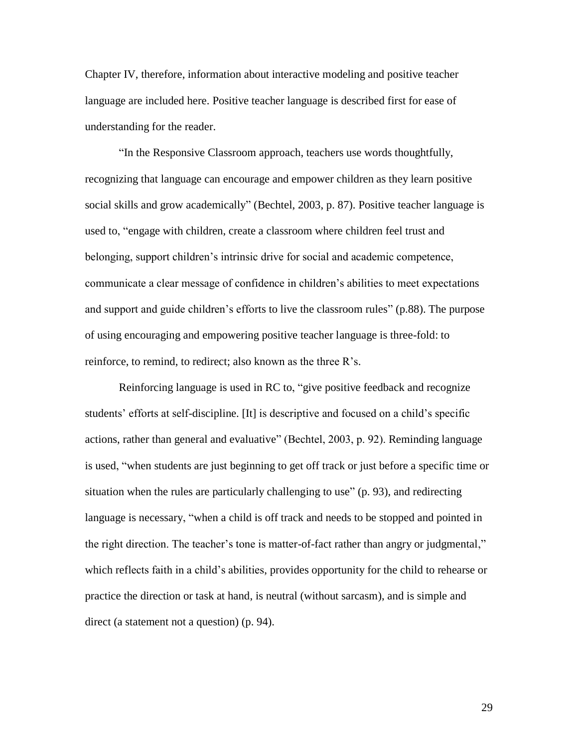Chapter IV, therefore, information about interactive modeling and positive teacher language are included here. Positive teacher language is described first for ease of understanding for the reader.

"In the Responsive Classroom approach, teachers use words thoughtfully, recognizing that language can encourage and empower children as they learn positive social skills and grow academically" (Bechtel, 2003, p. 87). Positive teacher language is used to, "engage with children, create a classroom where children feel trust and belonging, support children's intrinsic drive for social and academic competence, communicate a clear message of confidence in children's abilities to meet expectations and support and guide children's efforts to live the classroom rules" (p.88). The purpose of using encouraging and empowering positive teacher language is three-fold: to reinforce, to remind, to redirect; also known as the three R's.

Reinforcing language is used in RC to, "give positive feedback and recognize students' efforts at self-discipline. [It] is descriptive and focused on a child's specific actions, rather than general and evaluative" (Bechtel, 2003, p. 92). Reminding language is used, "when students are just beginning to get off track or just before a specific time or situation when the rules are particularly challenging to use" (p. 93), and redirecting language is necessary, "when a child is off track and needs to be stopped and pointed in the right direction. The teacher's tone is matter-of-fact rather than angry or judgmental," which reflects faith in a child's abilities, provides opportunity for the child to rehearse or practice the direction or task at hand, is neutral (without sarcasm), and is simple and direct (a statement not a question) (p. 94).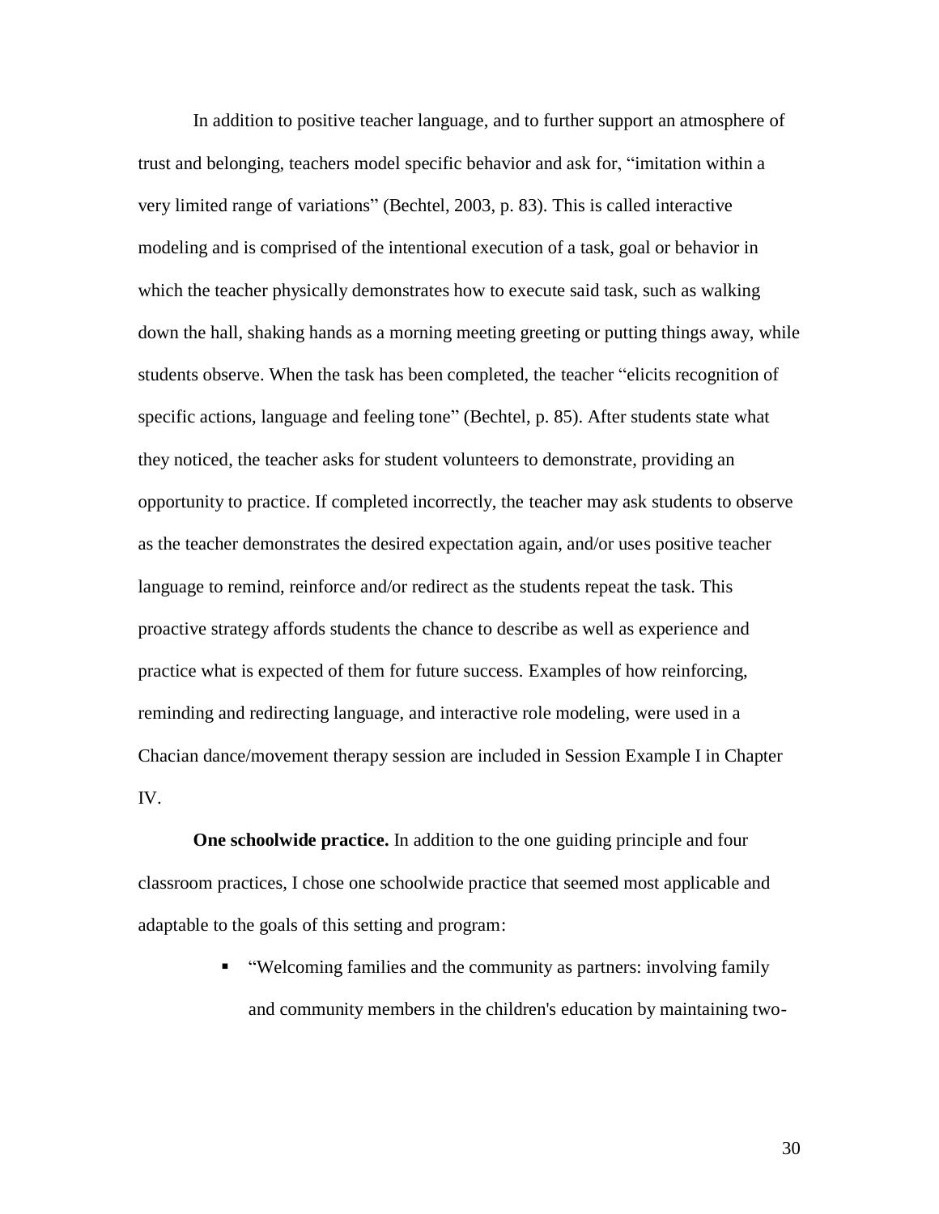In addition to positive teacher language, and to further support an atmosphere of trust and belonging, teachers model specific behavior and ask for, "imitation within a very limited range of variations" (Bechtel, 2003, p. 83). This is called interactive modeling and is comprised of the intentional execution of a task, goal or behavior in which the teacher physically demonstrates how to execute said task, such as walking down the hall, shaking hands as a morning meeting greeting or putting things away, while students observe. When the task has been completed, the teacher "elicits recognition of specific actions, language and feeling tone" (Bechtel, p. 85). After students state what they noticed, the teacher asks for student volunteers to demonstrate, providing an opportunity to practice. If completed incorrectly, the teacher may ask students to observe as the teacher demonstrates the desired expectation again, and/or uses positive teacher language to remind, reinforce and/or redirect as the students repeat the task. This proactive strategy affords students the chance to describe as well as experience and practice what is expected of them for future success. Examples of how reinforcing, reminding and redirecting language, and interactive role modeling, were used in a Chacian dance/movement therapy session are included in Session Example I in Chapter IV.

**One schoolwide practice.** In addition to the one guiding principle and four classroom practices, I chose one schoolwide practice that seemed most applicable and adaptable to the goals of this setting and program:

- "Welcoming families and the community as partners: involving family and community members in the children's education by maintaining two-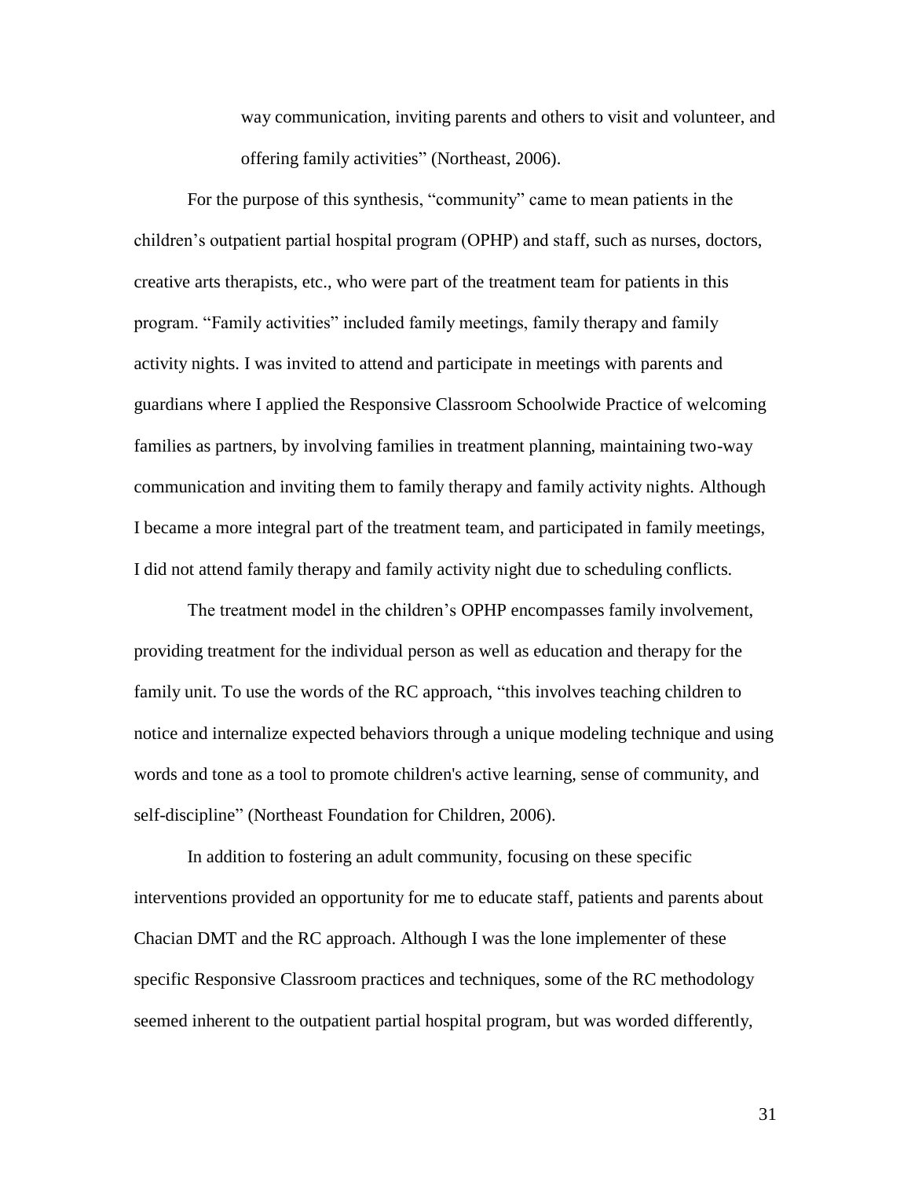> way communication, inviting parents and others to visit and volunteer, and offering family activities" (Northeast, 2006).

For the purpose of this synthesis, "community" came to mean patients in the children's outpatient partial hospital program (OPHP) and staff, such as nurses, doctors, creative arts therapists, etc., who were part of the treatment team for patients in this program. "Family activities" included family meetings, family therapy and family activity nights. I was invited to attend and participate in meetings with parents and guardians where I applied the Responsive Classroom Schoolwide Practice of welcoming families as partners, by involving families in treatment planning, maintaining two-way communication and inviting them to family therapy and family activity nights. Although I became a more integral part of the treatment team, and participated in family meetings, I did not attend family therapy and family activity night due to scheduling conflicts.

The treatment model in the children's OPHP encompasses family involvement, providing treatment for the individual person as well as education and therapy for the family unit. To use the words of the RC approach, "this involves teaching children to notice and internalize expected behaviors through a unique modeling technique and using words and tone as a tool to promote children's active learning, sense of community, and self-discipline" (Northeast Foundation for Children, 2006).

In addition to fostering an adult community, focusing on these specific interventions provided an opportunity for me to educate staff, patients and parents about Chacian DMT and the RC approach. Although I was the lone implementer of these specific Responsive Classroom practices and techniques, some of the RC methodology seemed inherent to the outpatient partial hospital program, but was worded differently,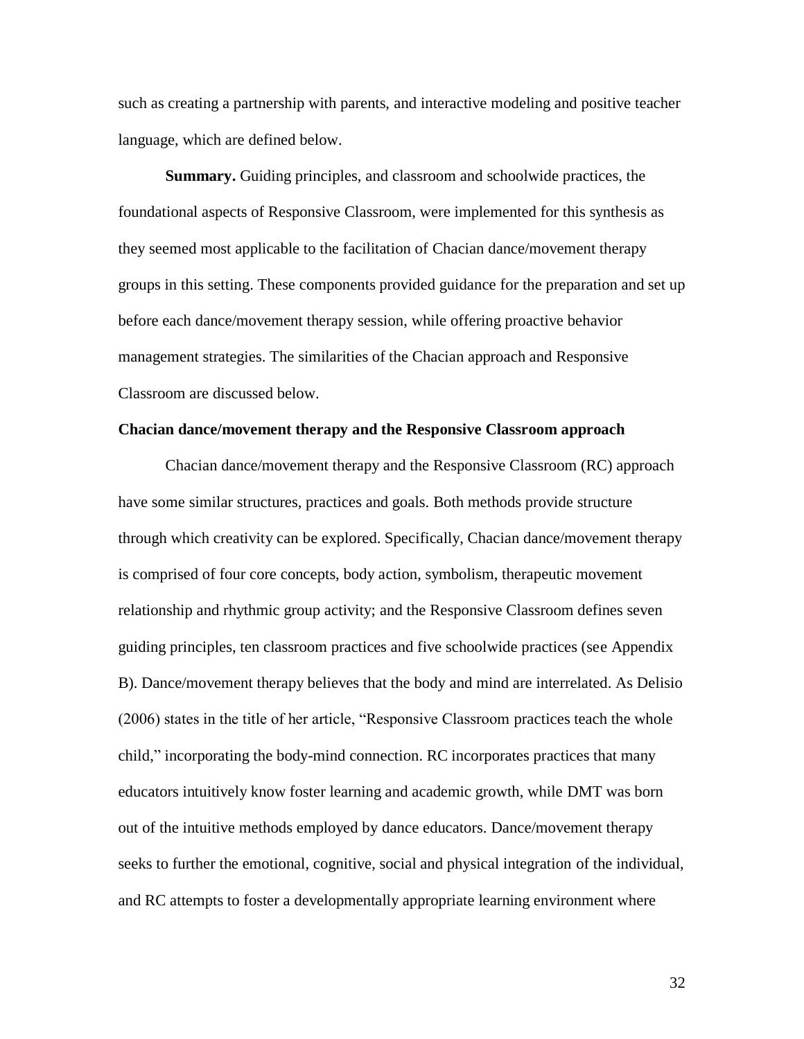such as creating a partnership with parents, and interactive modeling and positive teacher language, which are defined below.

**Summary.** Guiding principles, and classroom and schoolwide practices, the foundational aspects of Responsive Classroom, were implemented for this synthesis as they seemed most applicable to the facilitation of Chacian dance/movement therapy groups in this setting. These components provided guidance for the preparation and set up before each dance/movement therapy session, while offering proactive behavior management strategies. The similarities of the Chacian approach and Responsive Classroom are discussed below.

**Chacian dance/movement therapy and the Responsive Classroom approach**

Chacian dance/movement therapy and the Responsive Classroom (RC) approach have some similar structures, practices and goals. Both methods provide structure through which creativity can be explored. Specifically, Chacian dance/movement therapy is comprised of four core concepts, body action, symbolism, therapeutic movement relationship and rhythmic group activity; and the Responsive Classroom defines seven guiding principles, ten classroom practices and five schoolwide practices (see Appendix B). Dance/movement therapy believes that the body and mind are interrelated. As Delisio (2006) states in the title of her article, "Responsive Classroom practices teach the whole child," incorporating the body-mind connection. RC incorporates practices that many educators intuitively know foster learning and academic growth, while DMT was born out of the intuitive methods employed by dance educators. Dance/movement therapy seeks to further the emotional, cognitive, social and physical integration of the individual, and RC attempts to foster a developmentally appropriate learning environment where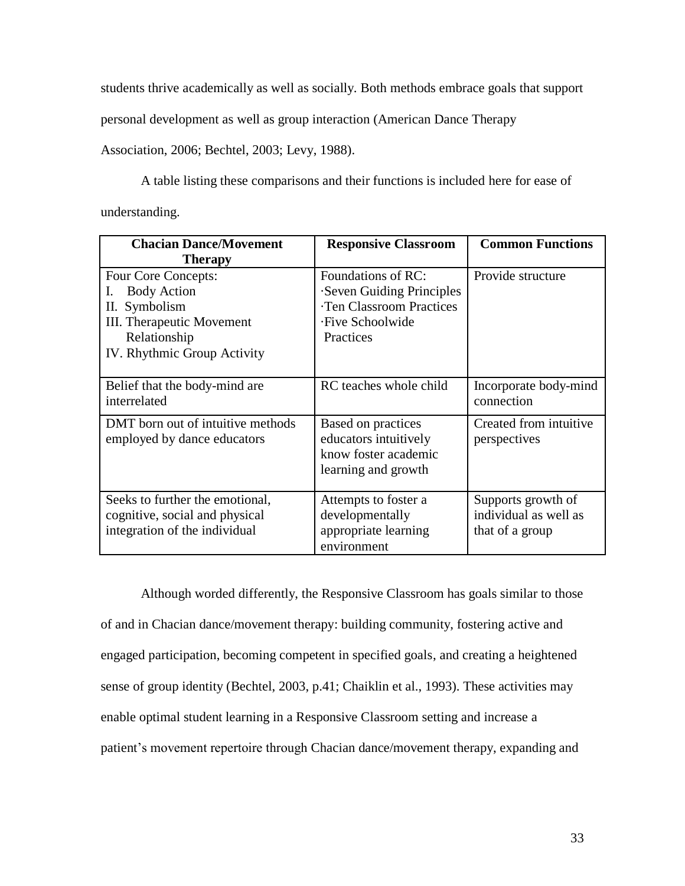students thrive academically as well as socially. Both methods embrace goals that support personal development as well as group interaction (American Dance Therapy Association, 2006; Bechtel, 2003; Levy, 1988).

A table listing these comparisons and their functions is included here for ease of understanding.

| Chacian Dance/Movement Therapy | Responsive Classroom | Common Functions |
| --- | --- | --- |
| Four Core Concepts:<br>I. Body Action<br>II. Symbolism<br>III. Therapeutic Movement Relationship<br>IV. Rhythmic Group Activity | Foundations of RC:<br>·Seven Guiding Principles<br>·Ten Classroom Practices<br>·Five Schoolwide Practices | Provide structure |
| Belief that the body-mind are interrelated | RC teaches whole child | Incorporate body-mind connection |
| DMT born out of intuitive methods employed by dance educators | Based on practices educators intuitively know foster academic learning and growth | Created from intuitive perspectives |
| Seeks to further the emotional, cognitive, social and physical integration of the individual | Attempts to foster a developmentally appropriate learning environment | Supports growth of individual as well as that of a group |

Although worded differently, the Responsive Classroom has goals similar to those of and in Chacian dance/movement therapy: building community, fostering active and engaged participation, becoming competent in specified goals, and creating a heightened sense of group identity (Bechtel, 2003, p.41; Chaiklin et al., 1993). These activities may enable optimal student learning in a Responsive Classroom setting and increase a patient's movement repertoire through Chacian dance/movement therapy, expanding and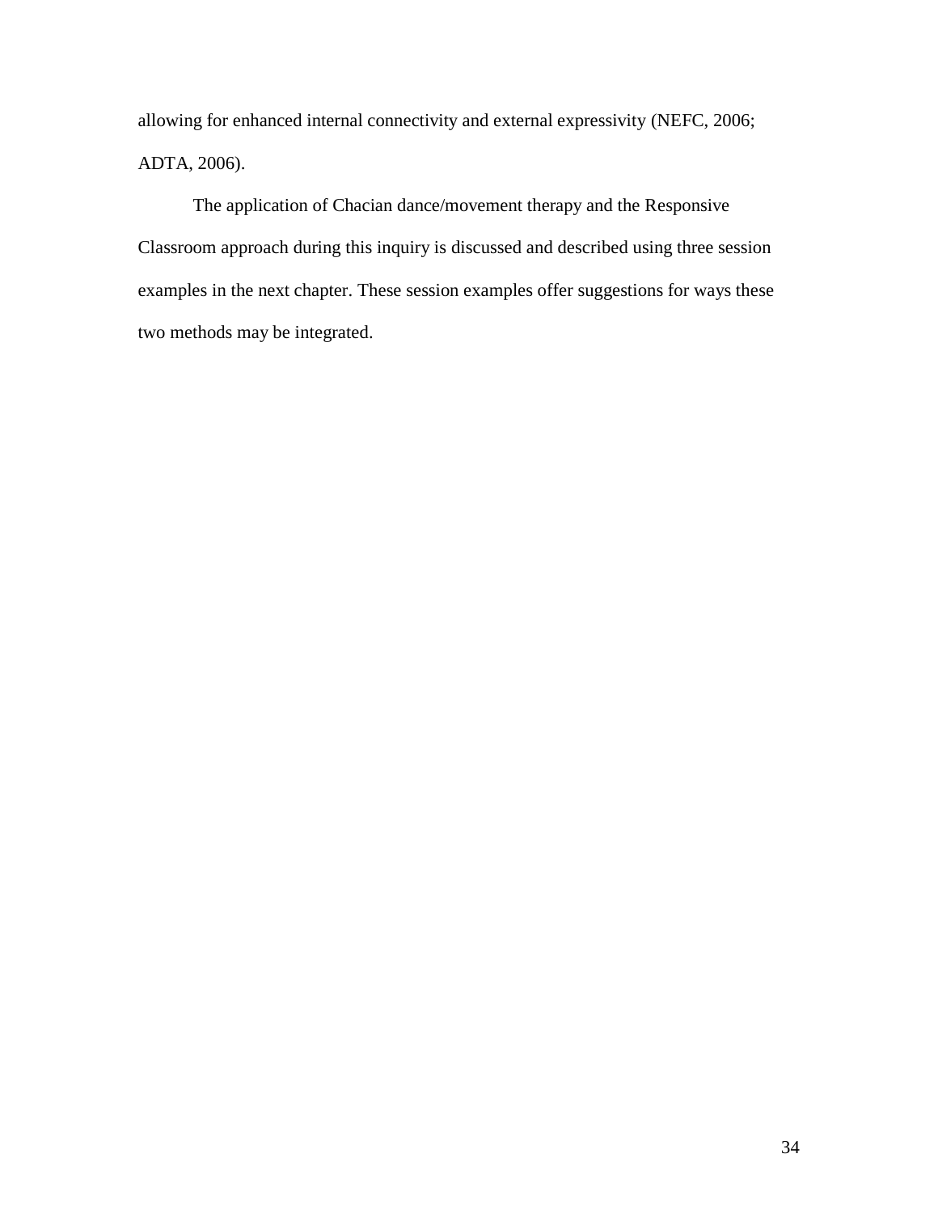allowing for enhanced internal connectivity and external expressivity (NEFC, 2006; ADTA, 2006).

The application of Chacian dance/movement therapy and the Responsive Classroom approach during this inquiry is discussed and described using three session examples in the next chapter. These session examples offer suggestions for ways these two methods may be integrated.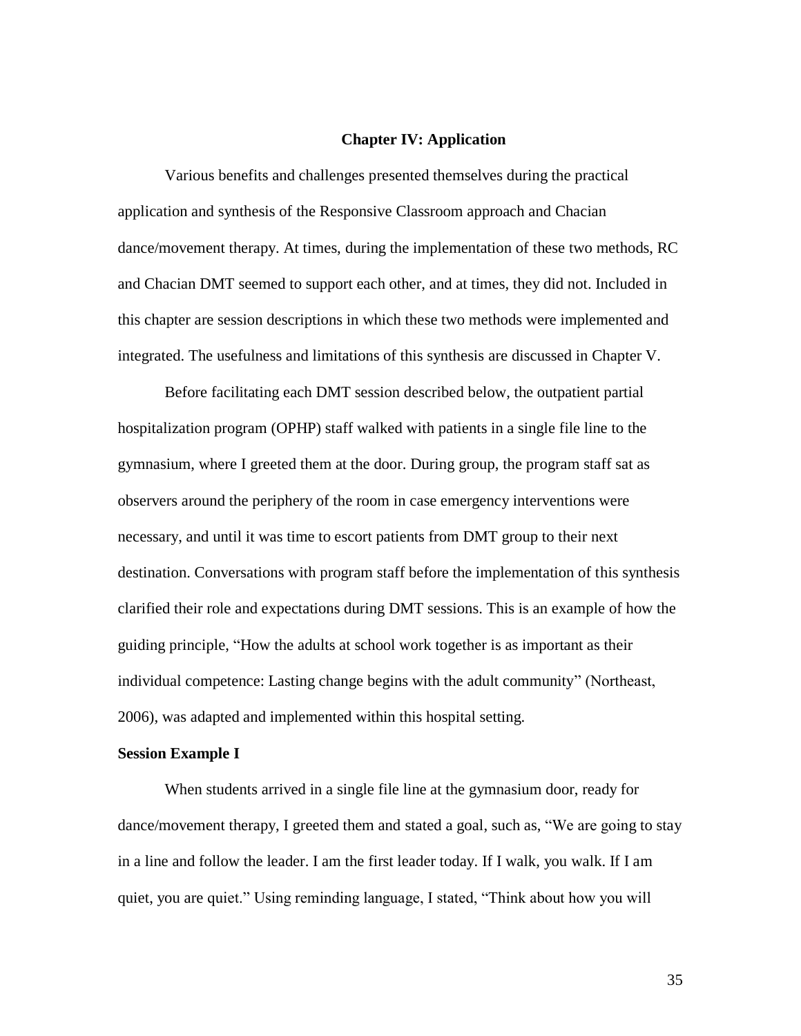# Chapter IV: Application

Various benefits and challenges presented themselves during the practical application and synthesis of the Responsive Classroom approach and Chacian dance/movement therapy. At times, during the implementation of these two methods, RC and Chacian DMT seemed to support each other, and at times, they did not. Included in this chapter are session descriptions in which these two methods were implemented and integrated. The usefulness and limitations of this synthesis are discussed in Chapter V.

Before facilitating each DMT session described below, the outpatient partial hospitalization program (OPHP) staff walked with patients in a single file line to the gymnasium, where I greeted them at the door. During group, the program staff sat as observers around the periphery of the room in case emergency interventions were necessary, and until it was time to escort patients from DMT group to their next destination. Conversations with program staff before the implementation of this synthesis clarified their role and expectations during DMT sessions. This is an example of how the guiding principle, "How the adults at school work together is as important as their individual competence: Lasting change begins with the adult community" (Northeast, 2006), was adapted and implemented within this hospital setting.

## Session Example I

When students arrived in a single file line at the gymnasium door, ready for dance/movement therapy, I greeted them and stated a goal, such as, "We are going to stay in a line and follow the leader. I am the first leader today. If I walk, you walk. If I am quiet, you are quiet." Using reminding language, I stated, "Think about how you will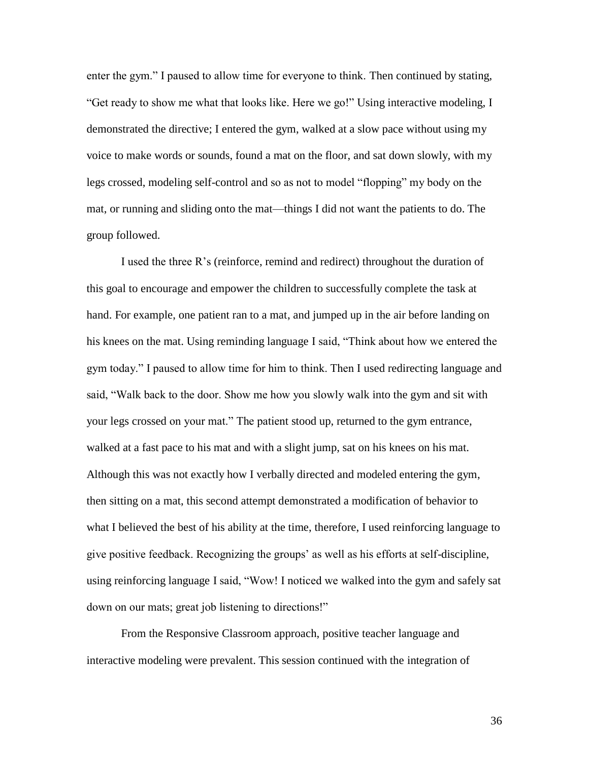enter the gym." I paused to allow time for everyone to think. Then continued by stating, "Get ready to show me what that looks like. Here we go!" Using interactive modeling, I demonstrated the directive; I entered the gym, walked at a slow pace without using my voice to make words or sounds, found a mat on the floor, and sat down slowly, with my legs crossed, modeling self-control and so as not to model "flopping" my body on the mat, or running and sliding onto the mat—things I did not want the patients to do. The group followed.

I used the three R's (reinforce, remind and redirect) throughout the duration of this goal to encourage and empower the children to successfully complete the task at hand. For example, one patient ran to a mat, and jumped up in the air before landing on his knees on the mat. Using reminding language I said, "Think about how we entered the gym today." I paused to allow time for him to think. Then I used redirecting language and said, "Walk back to the door. Show me how you slowly walk into the gym and sit with your legs crossed on your mat." The patient stood up, returned to the gym entrance, walked at a fast pace to his mat and with a slight jump, sat on his knees on his mat. Although this was not exactly how I verbally directed and modeled entering the gym, then sitting on a mat, this second attempt demonstrated a modification of behavior to what I believed the best of his ability at the time, therefore, I used reinforcing language to give positive feedback. Recognizing the groups' as well as his efforts at self-discipline, using reinforcing language I said, "Wow! I noticed we walked into the gym and safely sat down on our mats; great job listening to directions!"

From the Responsive Classroom approach, positive teacher language and interactive modeling were prevalent. This session continued with the integration of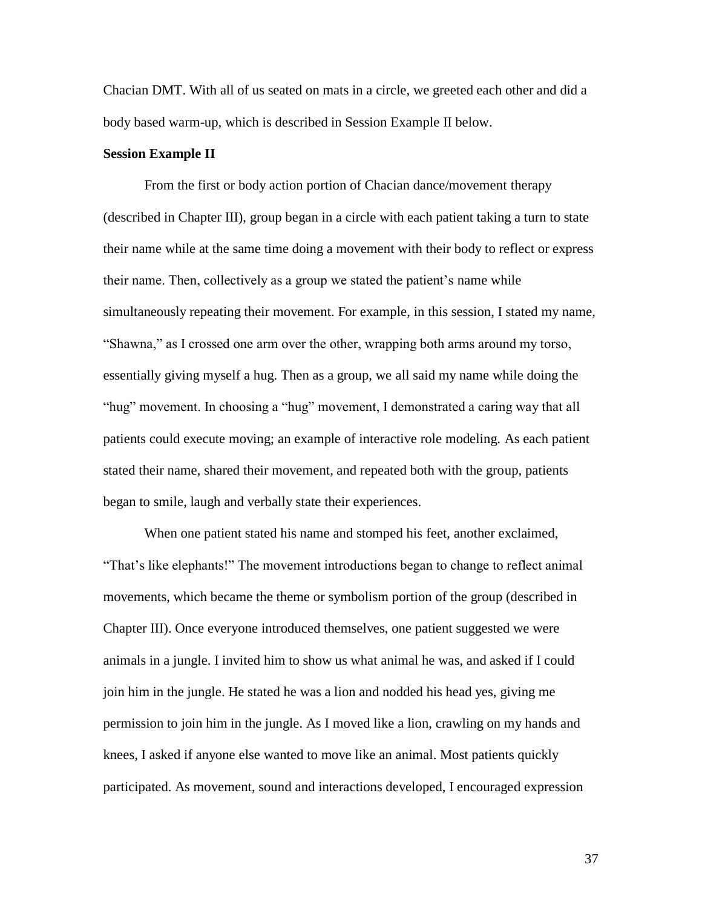Chacian DMT. With all of us seated on mats in a circle, we greeted each other and did a body based warm-up, which is described in Session Example II below.

**Session Example II**

From the first or body action portion of Chacian dance/movement therapy (described in Chapter III), group began in a circle with each patient taking a turn to state their name while at the same time doing a movement with their body to reflect or express their name. Then, collectively as a group we stated the patient's name while simultaneously repeating their movement. For example, in this session, I stated my name, "Shawna," as I crossed one arm over the other, wrapping both arms around my torso, essentially giving myself a hug. Then as a group, we all said my name while doing the "hug" movement. In choosing a "hug" movement, I demonstrated a caring way that all patients could execute moving; an example of interactive role modeling. As each patient stated their name, shared their movement, and repeated both with the group, patients began to smile, laugh and verbally state their experiences.

When one patient stated his name and stomped his feet, another exclaimed, "That's like elephants!" The movement introductions began to change to reflect animal movements, which became the theme or symbolism portion of the group (described in Chapter III). Once everyone introduced themselves, one patient suggested we were animals in a jungle. I invited him to show us what animal he was, and asked if I could join him in the jungle. He stated he was a lion and nodded his head yes, giving me permission to join him in the jungle. As I moved like a lion, crawling on my hands and knees, I asked if anyone else wanted to move like an animal. Most patients quickly participated. As movement, sound and interactions developed, I encouraged expression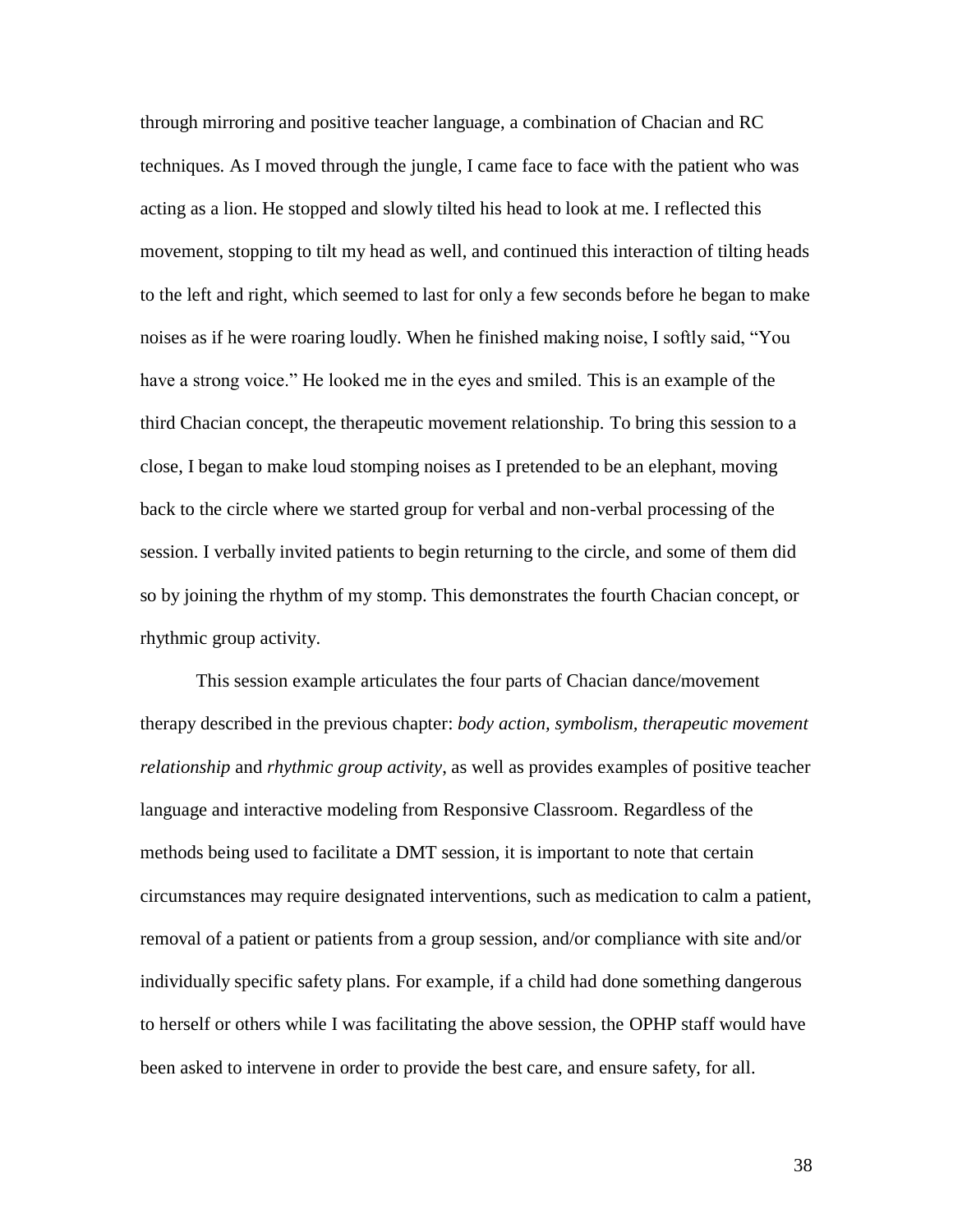through mirroring and positive teacher language, a combination of Chacian and RC techniques. As I moved through the jungle, I came face to face with the patient who was acting as a lion. He stopped and slowly tilted his head to look at me. I reflected this movement, stopping to tilt my head as well, and continued this interaction of tilting heads to the left and right, which seemed to last for only a few seconds before he began to make noises as if he were roaring loudly. When he finished making noise, I softly said, “You have a strong voice.” He looked me in the eyes and smiled. This is an example of the third Chacian concept, the therapeutic movement relationship. To bring this session to a close, I began to make loud stomping noises as I pretended to be an elephant, moving back to the circle where we started group for verbal and non-verbal processing of the session. I verbally invited patients to begin returning to the circle, and some of them did so by joining the rhythm of my stomp. This demonstrates the fourth Chacian concept, or rhythmic group activity.

This session example articulates the four parts of Chacian dance/movement therapy described in the previous chapter: *body action, symbolism, therapeutic movement relationship* and *rhythmic group activity*, as well as provides examples of positive teacher language and interactive modeling from Responsive Classroom. Regardless of the methods being used to facilitate a DMT session, it is important to note that certain circumstances may require designated interventions, such as medication to calm a patient, removal of a patient or patients from a group session, and/or compliance with site and/or individually specific safety plans. For example, if a child had done something dangerous to herself or others while I was facilitating the above session, the OPHP staff would have been asked to intervene in order to provide the best care, and ensure safety, for all.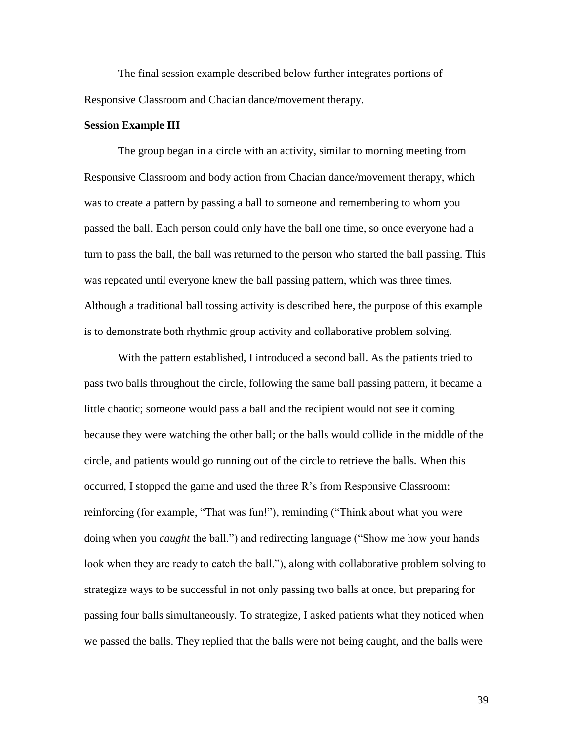The final session example described below further integrates portions of Responsive Classroom and Chacian dance/movement therapy.

**Session Example III**

The group began in a circle with an activity, similar to morning meeting from Responsive Classroom and body action from Chacian dance/movement therapy, which was to create a pattern by passing a ball to someone and remembering to whom you passed the ball. Each person could only have the ball one time, so once everyone had a turn to pass the ball, the ball was returned to the person who started the ball passing. This was repeated until everyone knew the ball passing pattern, which was three times. Although a traditional ball tossing activity is described here, the purpose of this example is to demonstrate both rhythmic group activity and collaborative problem solving.

With the pattern established, I introduced a second ball. As the patients tried to pass two balls throughout the circle, following the same ball passing pattern, it became a little chaotic; someone would pass a ball and the recipient would not see it coming because they were watching the other ball; or the balls would collide in the middle of the circle, and patients would go running out of the circle to retrieve the balls. When this occurred, I stopped the game and used the three R's from Responsive Classroom: reinforcing (for example, "That was fun!"), reminding ("Think about what you were doing when you *caught* the ball.") and redirecting language ("Show me how your hands look when they are ready to catch the ball."), along with collaborative problem solving to strategize ways to be successful in not only passing two balls at once, but preparing for passing four balls simultaneously. To strategize, I asked patients what they noticed when we passed the balls. They replied that the balls were not being caught, and the balls were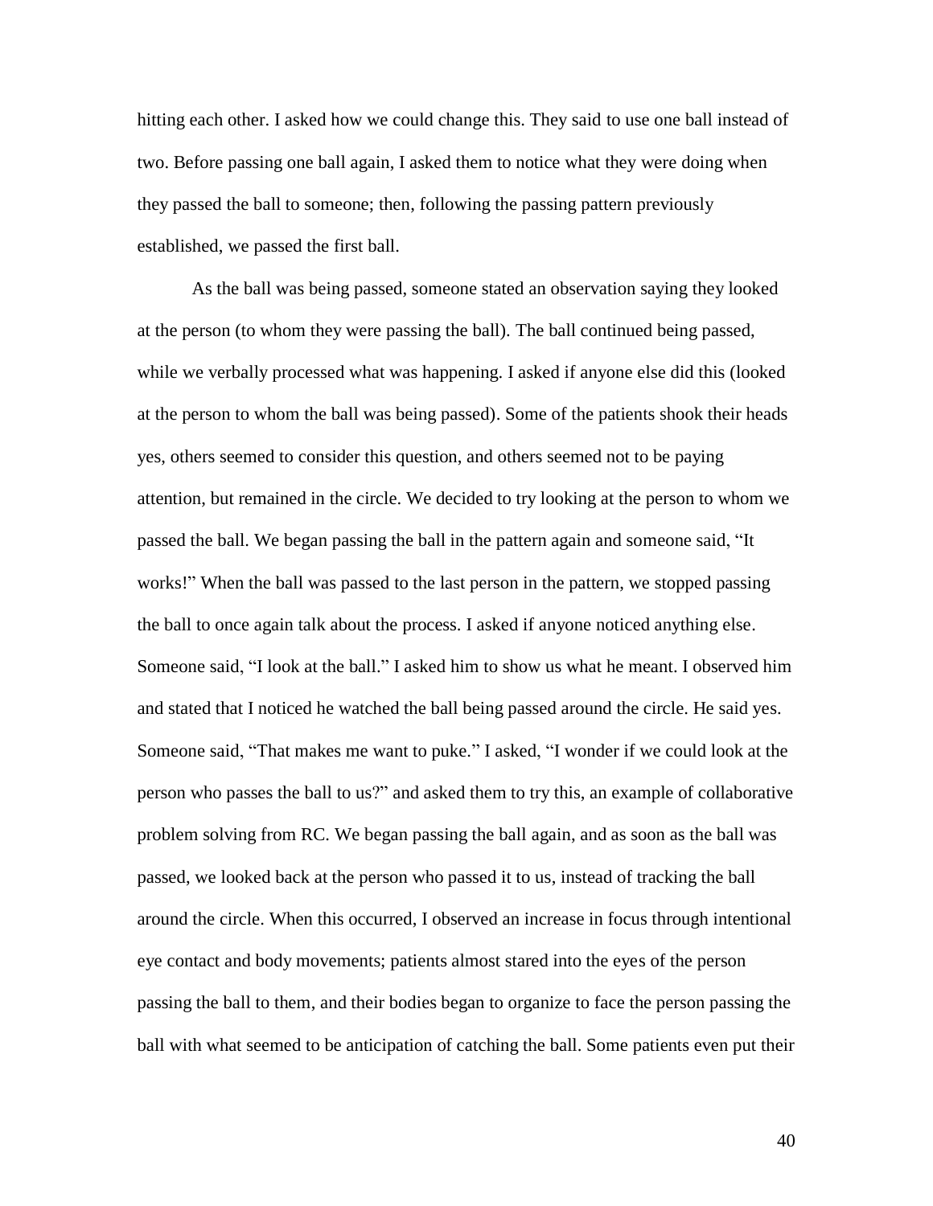hitting each other. I asked how we could change this. They said to use one ball instead of two. Before passing one ball again, I asked them to notice what they were doing when they passed the ball to someone; then, following the passing pattern previously established, we passed the first ball.

As the ball was being passed, someone stated an observation saying they looked at the person (to whom they were passing the ball). The ball continued being passed, while we verbally processed what was happening. I asked if anyone else did this (looked at the person to whom the ball was being passed). Some of the patients shook their heads yes, others seemed to consider this question, and others seemed not to be paying attention, but remained in the circle. We decided to try looking at the person to whom we passed the ball. We began passing the ball in the pattern again and someone said, "It works!" When the ball was passed to the last person in the pattern, we stopped passing the ball to once again talk about the process. I asked if anyone noticed anything else. Someone said, "I look at the ball." I asked him to show us what he meant. I observed him and stated that I noticed he watched the ball being passed around the circle. He said yes. Someone said, "That makes me want to puke." I asked, "I wonder if we could look at the person who passes the ball to us?" and asked them to try this, an example of collaborative problem solving from RC. We began passing the ball again, and as soon as the ball was passed, we looked back at the person who passed it to us, instead of tracking the ball around the circle. When this occurred, I observed an increase in focus through intentional eye contact and body movements; patients almost stared into the eyes of the person passing the ball to them, and their bodies began to organize to face the person passing the ball with what seemed to be anticipation of catching the ball. Some patients even put their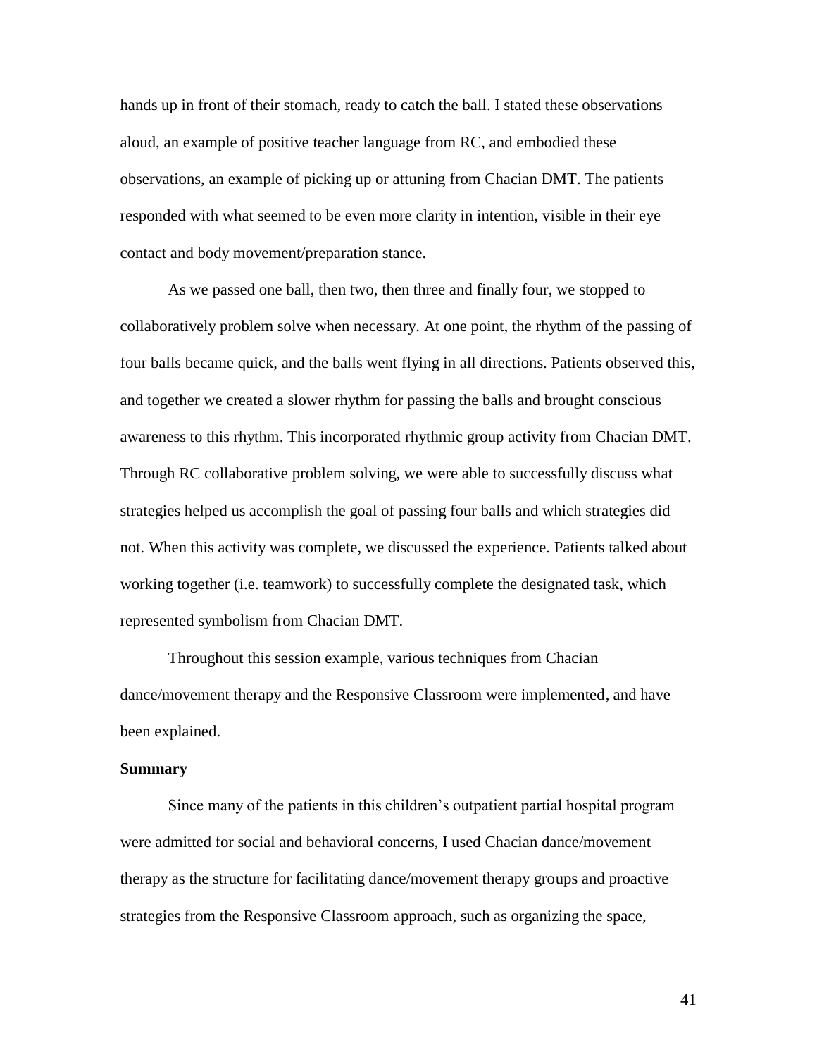hands up in front of their stomach, ready to catch the ball. I stated these observations aloud, an example of positive teacher language from RC, and embodied these observations, an example of picking up or attuning from Chacian DMT. The patients responded with what seemed to be even more clarity in intention, visible in their eye contact and body movement/preparation stance.

As we passed one ball, then two, then three and finally four, we stopped to collaboratively problem solve when necessary. At one point, the rhythm of the passing of four balls became quick, and the balls went flying in all directions. Patients observed this, and together we created a slower rhythm for passing the balls and brought conscious awareness to this rhythm. This incorporated rhythmic group activity from Chacian DMT. Through RC collaborative problem solving, we were able to successfully discuss what strategies helped us accomplish the goal of passing four balls and which strategies did not. When this activity was complete, we discussed the experience. Patients talked about working together (i.e. teamwork) to successfully complete the designated task, which represented symbolism from Chacian DMT.

Throughout this session example, various techniques from Chacian dance/movement therapy and the Responsive Classroom were implemented, and have been explained.

**Summary**

Since many of the patients in this children's outpatient partial hospital program were admitted for social and behavioral concerns, I used Chacian dance/movement therapy as the structure for facilitating dance/movement therapy groups and proactive strategies from the Responsive Classroom approach, such as organizing the space,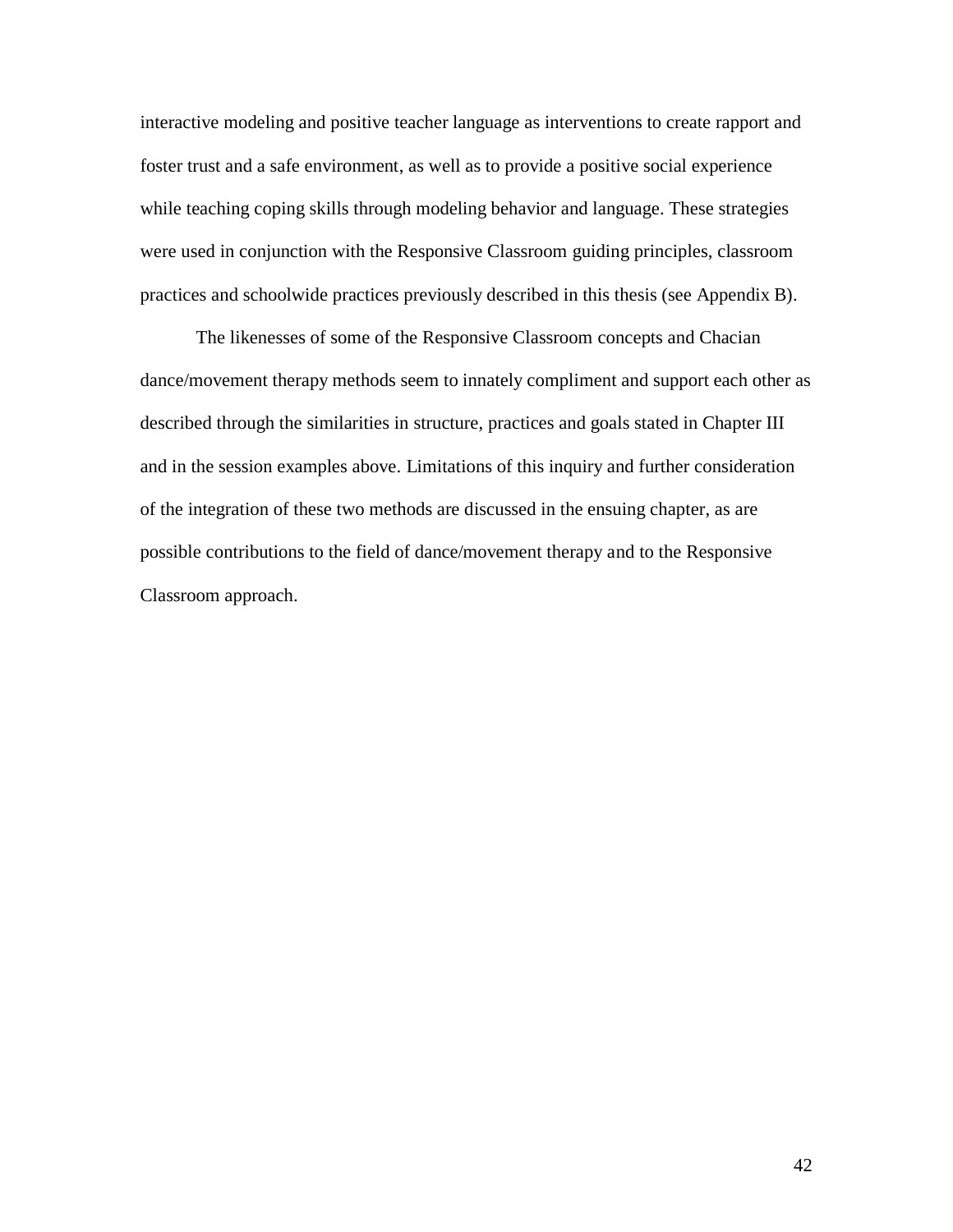interactive modeling and positive teacher language as interventions to create rapport and foster trust and a safe environment, as well as to provide a positive social experience while teaching coping skills through modeling behavior and language. These strategies were used in conjunction with the Responsive Classroom guiding principles, classroom practices and schoolwide practices previously described in this thesis (see Appendix B).

The likenesses of some of the Responsive Classroom concepts and Chacian dance/movement therapy methods seem to innately compliment and support each other as described through the similarities in structure, practices and goals stated in Chapter III and in the session examples above. Limitations of this inquiry and further consideration of the integration of these two methods are discussed in the ensuing chapter, as are possible contributions to the field of dance/movement therapy and to the Responsive Classroom approach.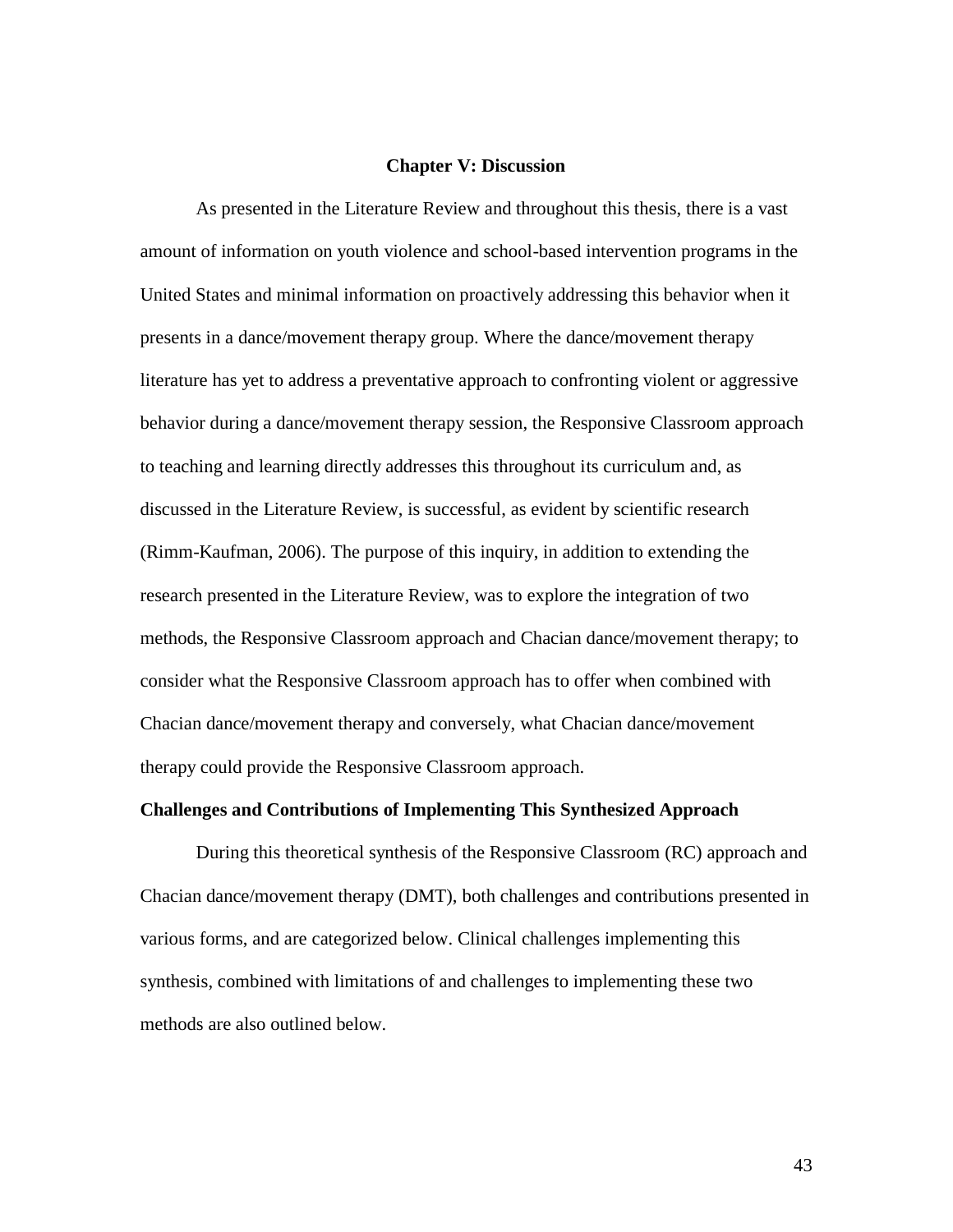# Chapter V: Discussion

As presented in the Literature Review and throughout this thesis, there is a vast amount of information on youth violence and school-based intervention programs in the United States and minimal information on proactively addressing this behavior when it presents in a dance/movement therapy group. Where the dance/movement therapy literature has yet to address a preventative approach to confronting violent or aggressive behavior during a dance/movement therapy session, the Responsive Classroom approach to teaching and learning directly addresses this throughout its curriculum and, as discussed in the Literature Review, is successful, as evident by scientific research (Rimm-Kaufman, 2006). The purpose of this inquiry, in addition to extending the research presented in the Literature Review, was to explore the integration of two methods, the Responsive Classroom approach and Chacian dance/movement therapy; to consider what the Responsive Classroom approach has to offer when combined with Chacian dance/movement therapy and conversely, what Chacian dance/movement therapy could provide the Responsive Classroom approach.

## Challenges and Contributions of Implementing This Synthesized Approach

During this theoretical synthesis of the Responsive Classroom (RC) approach and Chacian dance/movement therapy (DMT), both challenges and contributions presented in various forms, and are categorized below. Clinical challenges implementing this synthesis, combined with limitations of and challenges to implementing these two methods are also outlined below.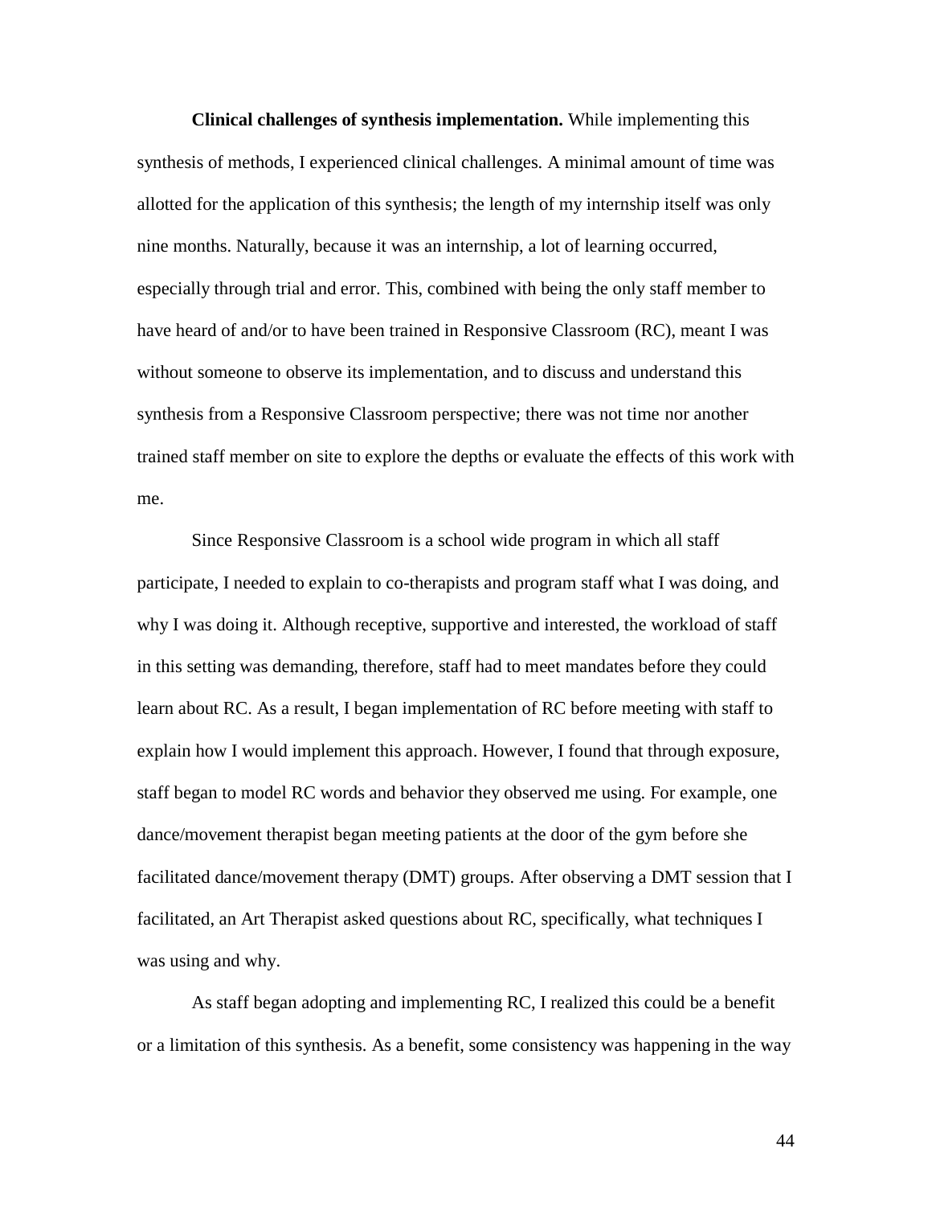**Clinical challenges of synthesis implementation.** While implementing this synthesis of methods, I experienced clinical challenges. A minimal amount of time was allotted for the application of this synthesis; the length of my internship itself was only nine months. Naturally, because it was an internship, a lot of learning occurred, especially through trial and error. This, combined with being the only staff member to have heard of and/or to have been trained in Responsive Classroom (RC), meant I was without someone to observe its implementation, and to discuss and understand this synthesis from a Responsive Classroom perspective; there was not time nor another trained staff member on site to explore the depths or evaluate the effects of this work with me.

Since Responsive Classroom is a school wide program in which all staff participate, I needed to explain to co-therapists and program staff what I was doing, and why I was doing it. Although receptive, supportive and interested, the workload of staff in this setting was demanding, therefore, staff had to meet mandates before they could learn about RC. As a result, I began implementation of RC before meeting with staff to explain how I would implement this approach. However, I found that through exposure, staff began to model RC words and behavior they observed me using. For example, one dance/movement therapist began meeting patients at the door of the gym before she facilitated dance/movement therapy (DMT) groups. After observing a DMT session that I facilitated, an Art Therapist asked questions about RC, specifically, what techniques I was using and why.

As staff began adopting and implementing RC, I realized this could be a benefit or a limitation of this synthesis. As a benefit, some consistency was happening in the way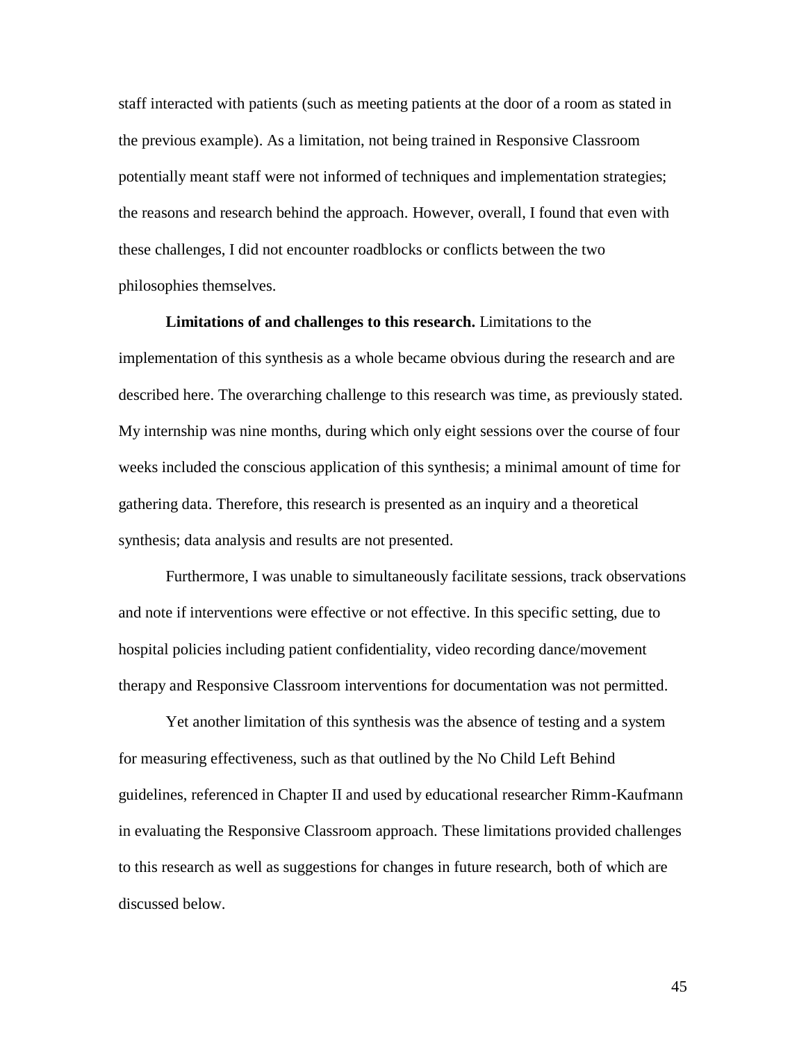staff interacted with patients (such as meeting patients at the door of a room as stated in the previous example). As a limitation, not being trained in Responsive Classroom potentially meant staff were not informed of techniques and implementation strategies; the reasons and research behind the approach. However, overall, I found that even with these challenges, I did not encounter roadblocks or conflicts between the two philosophies themselves.

**Limitations of and challenges to this research.** Limitations to the implementation of this synthesis as a whole became obvious during the research and are described here. The overarching challenge to this research was time, as previously stated. My internship was nine months, during which only eight sessions over the course of four weeks included the conscious application of this synthesis; a minimal amount of time for gathering data. Therefore, this research is presented as an inquiry and a theoretical synthesis; data analysis and results are not presented.

Furthermore, I was unable to simultaneously facilitate sessions, track observations and note if interventions were effective or not effective. In this specific setting, due to hospital policies including patient confidentiality, video recording dance/movement therapy and Responsive Classroom interventions for documentation was not permitted.

Yet another limitation of this synthesis was the absence of testing and a system for measuring effectiveness, such as that outlined by the No Child Left Behind guidelines, referenced in Chapter II and used by educational researcher Rimm-Kaufmann in evaluating the Responsive Classroom approach. These limitations provided challenges to this research as well as suggestions for changes in future research, both of which are discussed below.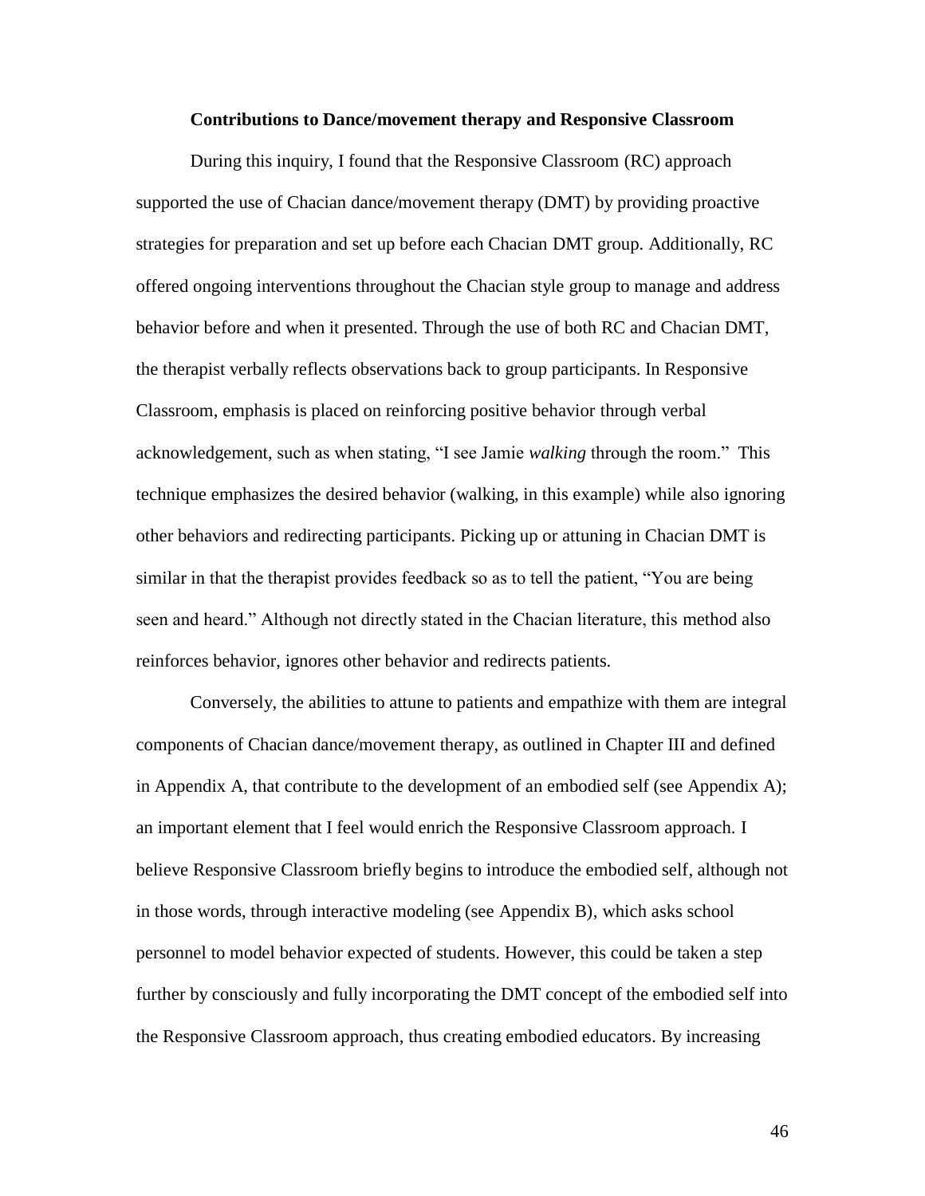### Contributions to Dance/movement therapy and Responsive Classroom

During this inquiry, I found that the Responsive Classroom (RC) approach supported the use of Chacian dance/movement therapy (DMT) by providing proactive strategies for preparation and set up before each Chacian DMT group. Additionally, RC offered ongoing interventions throughout the Chacian style group to manage and address behavior before and when it presented. Through the use of both RC and Chacian DMT, the therapist verbally reflects observations back to group participants. In Responsive Classroom, emphasis is placed on reinforcing positive behavior through verbal acknowledgement, such as when stating, "I see Jamie *walking* through the room." This technique emphasizes the desired behavior (walking, in this example) while also ignoring other behaviors and redirecting participants. Picking up or attuning in Chacian DMT is similar in that the therapist provides feedback so as to tell the patient, "You are being seen and heard." Although not directly stated in the Chacian literature, this method also reinforces behavior, ignores other behavior and redirects patients.

Conversely, the abilities to attune to patients and empathize with them are integral components of Chacian dance/movement therapy, as outlined in Chapter III and defined in Appendix A, that contribute to the development of an embodied self (see Appendix A); an important element that I feel would enrich the Responsive Classroom approach. I believe Responsive Classroom briefly begins to introduce the embodied self, although not in those words, through interactive modeling (see Appendix B), which asks school personnel to model behavior expected of students. However, this could be taken a step further by consciously and fully incorporating the DMT concept of the embodied self into the Responsive Classroom approach, thus creating embodied educators. By increasing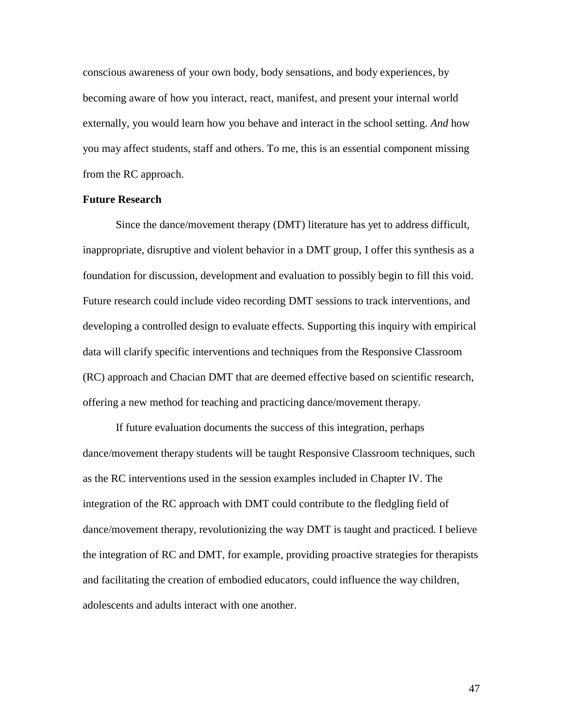conscious awareness of your own body, body sensations, and body experiences, by becoming aware of how you interact, react, manifest, and present your internal world externally, you would learn how you behave and interact in the school setting. *And* how you may affect students, staff and others. To me, this is an essential component missing from the RC approach.

**Future Research**

Since the dance/movement therapy (DMT) literature has yet to address difficult, inappropriate, disruptive and violent behavior in a DMT group, I offer this synthesis as a foundation for discussion, development and evaluation to possibly begin to fill this void. Future research could include video recording DMT sessions to track interventions, and developing a controlled design to evaluate effects. Supporting this inquiry with empirical data will clarify specific interventions and techniques from the Responsive Classroom (RC) approach and Chacian DMT that are deemed effective based on scientific research, offering a new method for teaching and practicing dance/movement therapy.

If future evaluation documents the success of this integration, perhaps dance/movement therapy students will be taught Responsive Classroom techniques, such as the RC interventions used in the session examples included in Chapter IV. The integration of the RC approach with DMT could contribute to the fledgling field of dance/movement therapy, revolutionizing the way DMT is taught and practiced. I believe the integration of RC and DMT, for example, providing proactive strategies for therapists and facilitating the creation of embodied educators, could influence the way children, adolescents and adults interact with one another.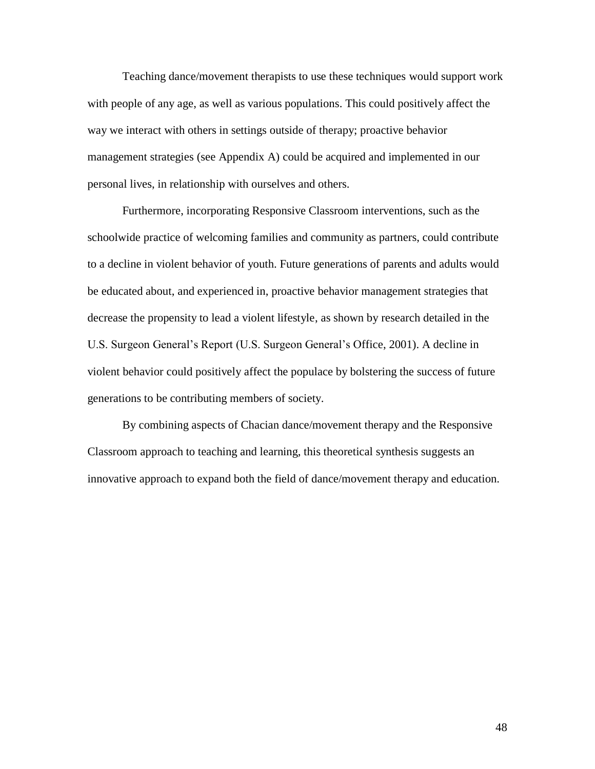Teaching dance/movement therapists to use these techniques would support work with people of any age, as well as various populations. This could positively affect the way we interact with others in settings outside of therapy; proactive behavior management strategies (see Appendix A) could be acquired and implemented in our personal lives, in relationship with ourselves and others.

Furthermore, incorporating Responsive Classroom interventions, such as the schoolwide practice of welcoming families and community as partners, could contribute to a decline in violent behavior of youth. Future generations of parents and adults would be educated about, and experienced in, proactive behavior management strategies that decrease the propensity to lead a violent lifestyle, as shown by research detailed in the U.S. Surgeon General's Report (U.S. Surgeon General's Office, 2001). A decline in violent behavior could positively affect the populace by bolstering the success of future generations to be contributing members of society.

By combining aspects of Chacian dance/movement therapy and the Responsive Classroom approach to teaching and learning, this theoretical synthesis suggests an innovative approach to expand both the field of dance/movement therapy and education.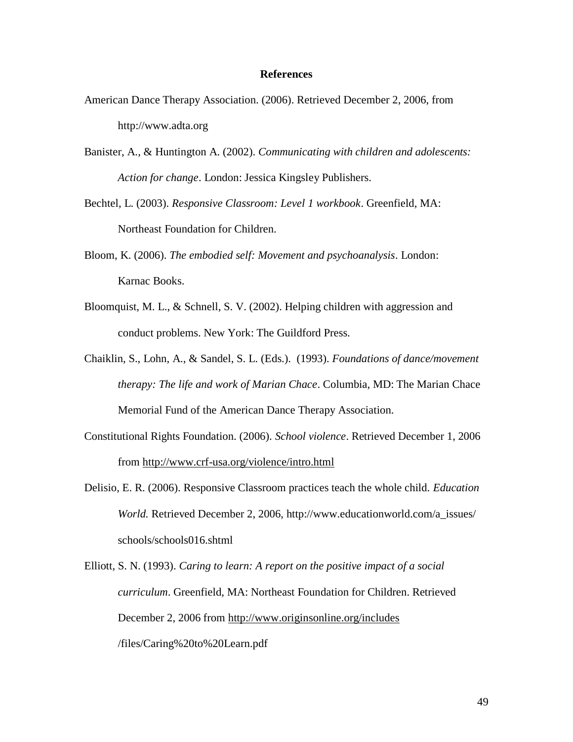## References

American Dance Therapy Association. (2006). Retrieved December 2, 2006, from http://www.adta.org

Banister, A., & Huntington A. (2002). *Communicating with children and adolescents: Action for change*. London: Jessica Kingsley Publishers.

Bechtel, L. (2003). *Responsive Classroom: Level 1 workbook*. Greenfield, MA: Northeast Foundation for Children.

Bloom, K. (2006). *The embodied self: Movement and psychoanalysis*. London: Karnac Books.

Bloomquist, M. L., & Schnell, S. V. (2002). Helping children with aggression and conduct problems. New York: The Guildford Press.

Chaiklin, S., Lohn, A., & Sandel, S. L. (Eds.). (1993). *Foundations of dance/movement therapy: The life and work of Marian Chace*. Columbia, MD: The Marian Chace Memorial Fund of the American Dance Therapy Association.

Constitutional Rights Foundation. (2006). *School violence*. Retrieved December 1, 2006 from http://www.crf-usa.org/violence/intro.html

Delisio, E. R. (2006). Responsive Classroom practices teach the whole child. *Education World.* Retrieved December 2, 2006, http://www.educationworld.com/a_issues/schools/schools016.shtml

Elliott, S. N. (1993). *Caring to learn: A report on the positive impact of a social curriculum*. Greenfield, MA: Northeast Foundation for Children. Retrieved December 2, 2006 from http://www.originsonline.org/includes/files/Caring%20to%20Learn.pdf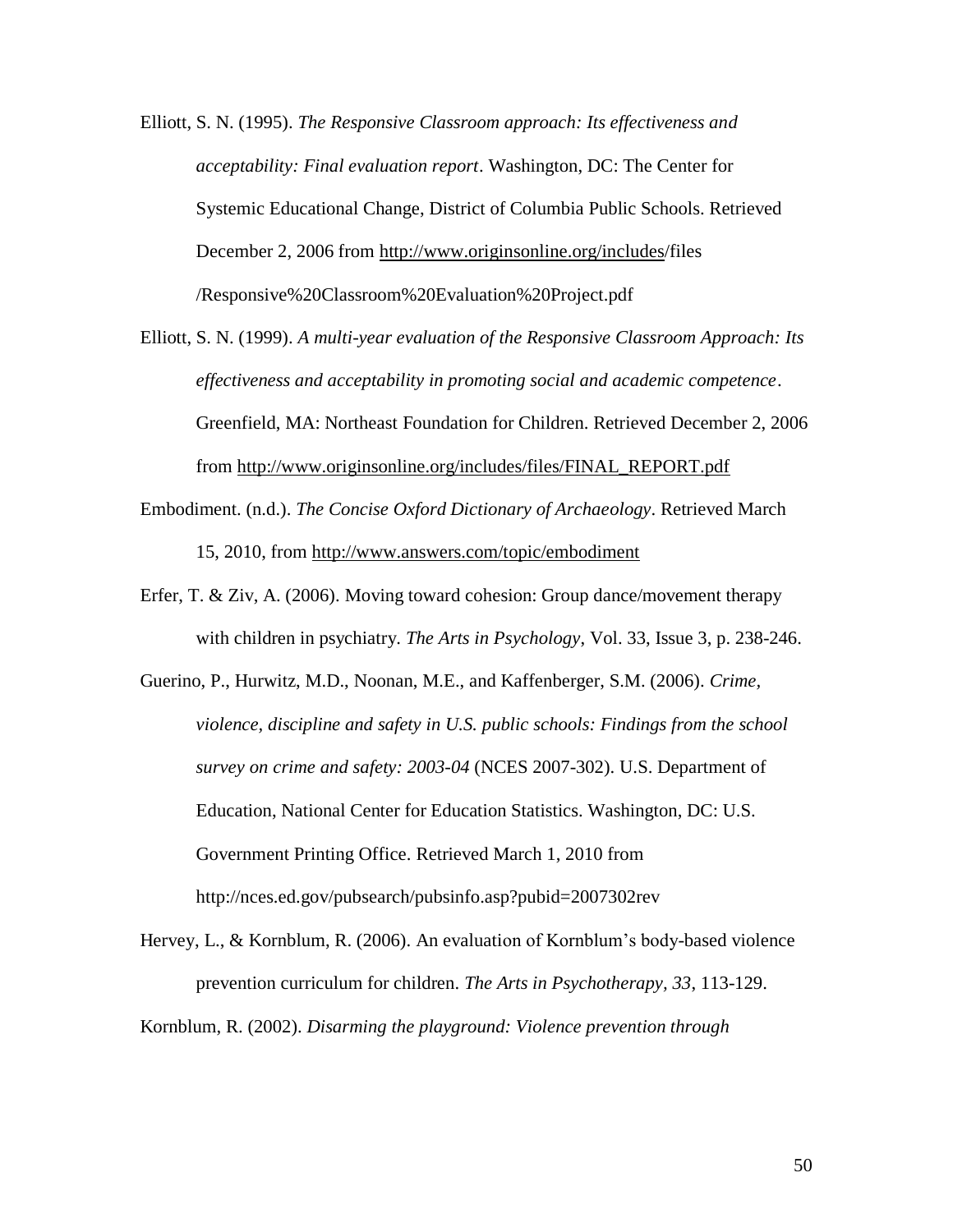Elliott, S. N. (1995). *The Responsive Classroom approach: Its effectiveness and acceptability: Final evaluation report*. Washington, DC: The Center for Systemic Educational Change, District of Columbia Public Schools. Retrieved December 2, 2006 from http://www.originsonline.org/includes/files /Responsive%20Classroom%20Evaluation%20Project.pdf

Elliott, S. N. (1999). *A multi-year evaluation of the Responsive Classroom Approach: Its effectiveness and acceptability in promoting social and academic competence*. Greenfield, MA: Northeast Foundation for Children. Retrieved December 2, 2006 from http://www.originsonline.org/includes/files/FINAL_REPORT.pdf

Embodiment. (n.d.). *The Concise Oxford Dictionary of Archaeology*. Retrieved March 15, 2010, from http://www.answers.com/topic/embodiment

Erfer, T. & Ziv, A. (2006). Moving toward cohesion: Group dance/movement therapy with children in psychiatry. *The Arts in Psychology*, Vol. 33, Issue 3, p. 238-246.

Guerino, P., Hurwitz, M.D., Noonan, M.E., and Kaffenberger, S.M. (2006). *Crime, violence, discipline and safety in U.S. public schools: Findings from the school survey on crime and safety: 2003-04* (NCES 2007-302). U.S. Department of Education, National Center for Education Statistics. Washington, DC: U.S. Government Printing Office. Retrieved March 1, 2010 from http://nces.ed.gov/pubsearch/pubsinfo.asp?pubid=2007302rev

Hervey, L., & Kornblum, R. (2006). An evaluation of Kornblum's body-based violence prevention curriculum for children. *The Arts in Psychotherapy*, *33*, 113-129.

Kornblum, R. (2002). *Disarming the playground: Violence prevention through*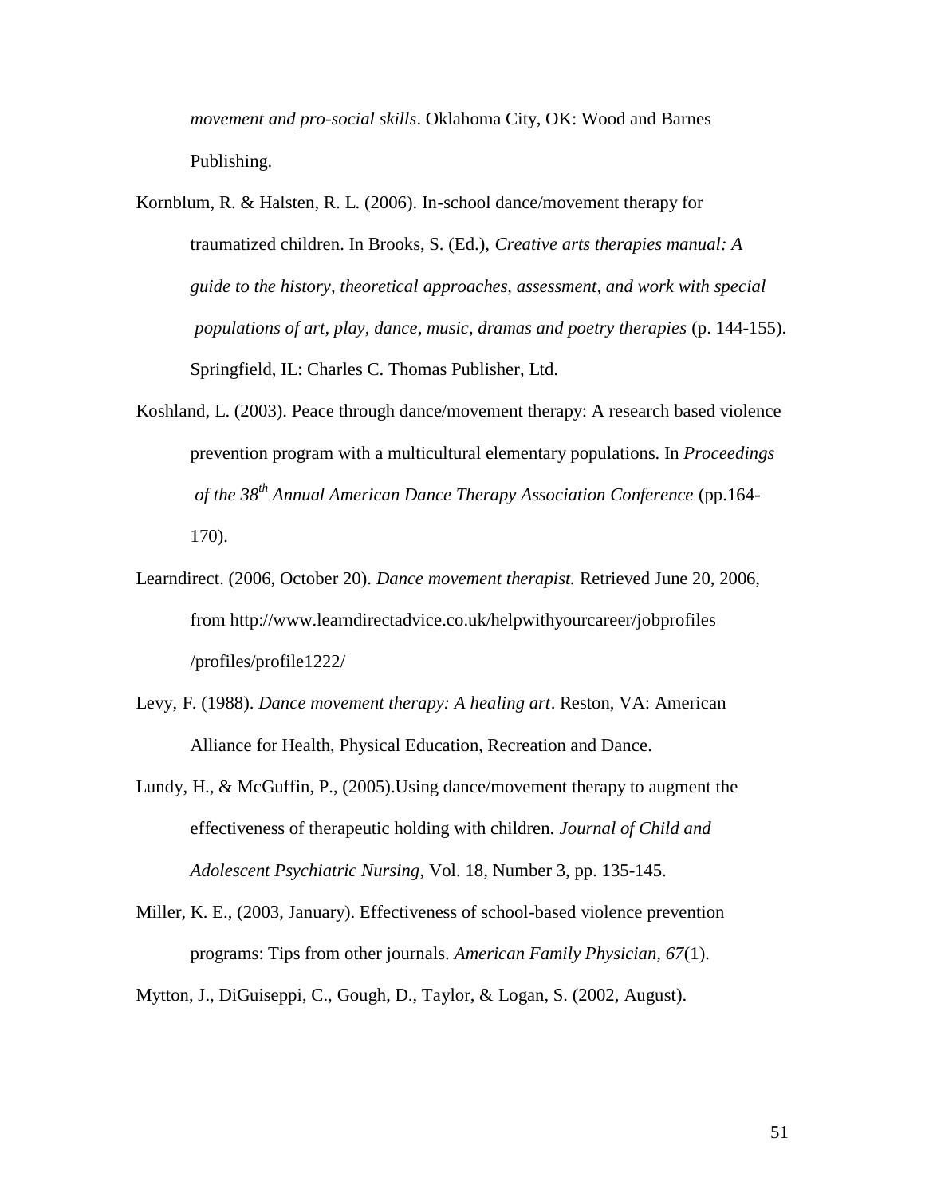*movement and pro-social skills*. Oklahoma City, OK: Wood and Barnes Publishing.

Kornblum, R. & Halsten, R. L. (2006). In-school dance/movement therapy for traumatized children. In Brooks, S. (Ed.), *Creative arts therapies manual: A guide to the history, theoretical approaches, assessment, and work with special populations of art, play, dance, music, dramas and poetry therapies* (p. 144-155). Springfield, IL: Charles C. Thomas Publisher, Ltd.

Koshland, L. (2003). Peace through dance/movement therapy: A research based violence prevention program with a multicultural elementary populations. In *Proceedings of the 38th Annual American Dance Therapy Association Conference* (pp.164-170).

Learndirect. (2006, October 20). *Dance movement therapist.* Retrieved June 20, 2006, from http://www.learndirectadvice.co.uk/helpwithyourcareer/jobprofiles/profiles/profile1222/

Levy, F. (1988). *Dance movement therapy: A healing art*. Reston, VA: American Alliance for Health, Physical Education, Recreation and Dance.

Lundy, H., & McGuffin, P., (2005).Using dance/movement therapy to augment the effectiveness of therapeutic holding with children. *Journal of Child and Adolescent Psychiatric Nursing*, Vol. 18, Number 3, pp. 135-145.

Miller, K. E., (2003, January). Effectiveness of school-based violence prevention programs: Tips from other journals. *American Family Physician, 67*(1).

Mytton, J., DiGuiseppi, C., Gough, D., Taylor, & Logan, S. (2002, August).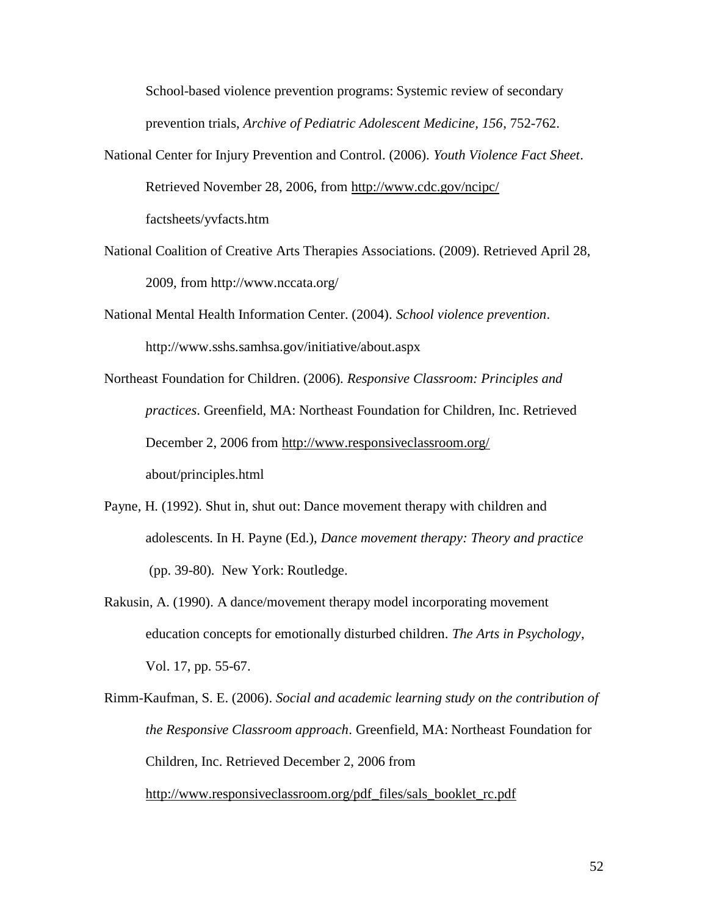School-based violence prevention programs: Systemic review of secondary prevention trials, *Archive of Pediatric Adolescent Medicine, 156*, 752-762.

National Center for Injury Prevention and Control. (2006). *Youth Violence Fact Sheet*. Retrieved November 28, 2006, from http://www.cdc.gov/ncipc/factsheets/yvfacts.htm

National Coalition of Creative Arts Therapies Associations. (2009). Retrieved April 28, 2009, from http://www.nccata.org/

National Mental Health Information Center. (2004). *School violence prevention*. http://www.sshs.samhsa.gov/initiative/about.aspx

Northeast Foundation for Children. (2006). *Responsive Classroom: Principles and practices*. Greenfield, MA: Northeast Foundation for Children, Inc. Retrieved December 2, 2006 from http://www.responsiveclassroom.org/about/principles.html

Payne, H. (1992). Shut in, shut out: Dance movement therapy with children and adolescents. In H. Payne (Ed.), *Dance movement therapy: Theory and practice* (pp. 39-80). New York: Routledge.

Rakusin, A. (1990). A dance/movement therapy model incorporating movement education concepts for emotionally disturbed children. *The Arts in Psychology*, Vol. 17, pp. 55-67.

Rimm-Kaufman, S. E. (2006). *Social and academic learning study on the contribution of the Responsive Classroom approach*. Greenfield, MA: Northeast Foundation for Children, Inc. Retrieved December 2, 2006 from http://www.responsiveclassroom.org/pdf_files/sals_booklet_rc.pdf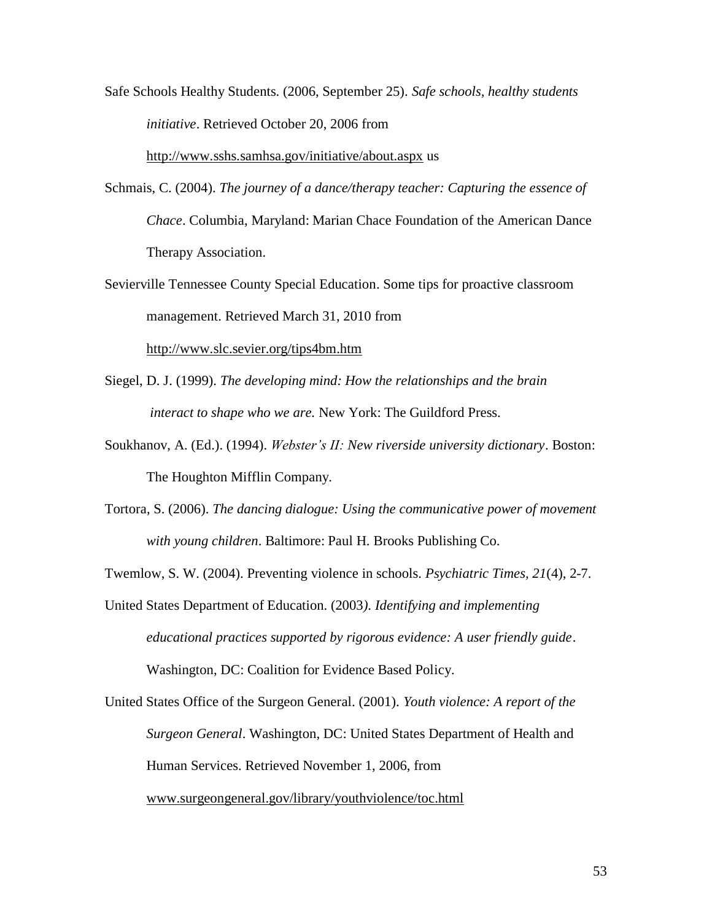Safe Schools Healthy Students. (2006, September 25). *Safe schools, healthy students initiative*. Retrieved October 20, 2006 from http://www.sshs.samhsa.gov/initiative/about.aspx us

Schmais, C. (2004). *The journey of a dance/therapy teacher: Capturing the essence of Chace*. Columbia, Maryland: Marian Chace Foundation of the American Dance Therapy Association.

Sevierville Tennessee County Special Education. Some tips for proactive classroom management. Retrieved March 31, 2010 from http://www.slc.sevier.org/tips4bm.htm

Siegel, D. J. (1999). *The developing mind: How the relationships and the brain interact to shape who we are.* New York: The Guildford Press.

Soukhanov, A. (Ed.). (1994). *Webster's II: New riverside university dictionary*. Boston: The Houghton Mifflin Company.

Tortora, S. (2006). *The dancing dialogue: Using the communicative power of movement with young children*. Baltimore: Paul H. Brooks Publishing Co.

Twemlow, S. W. (2004). Preventing violence in schools. *Psychiatric Times, 21*(4), 2-7.

United States Department of Education. (2003*). Identifying and implementing educational practices supported by rigorous evidence: A user friendly guide*. Washington, DC: Coalition for Evidence Based Policy.

United States Office of the Surgeon General. (2001). *Youth violence: A report of the Surgeon General*. Washington, DC: United States Department of Health and Human Services. Retrieved November 1, 2006, from www.surgeongeneral.gov/library/youthviolence/toc.html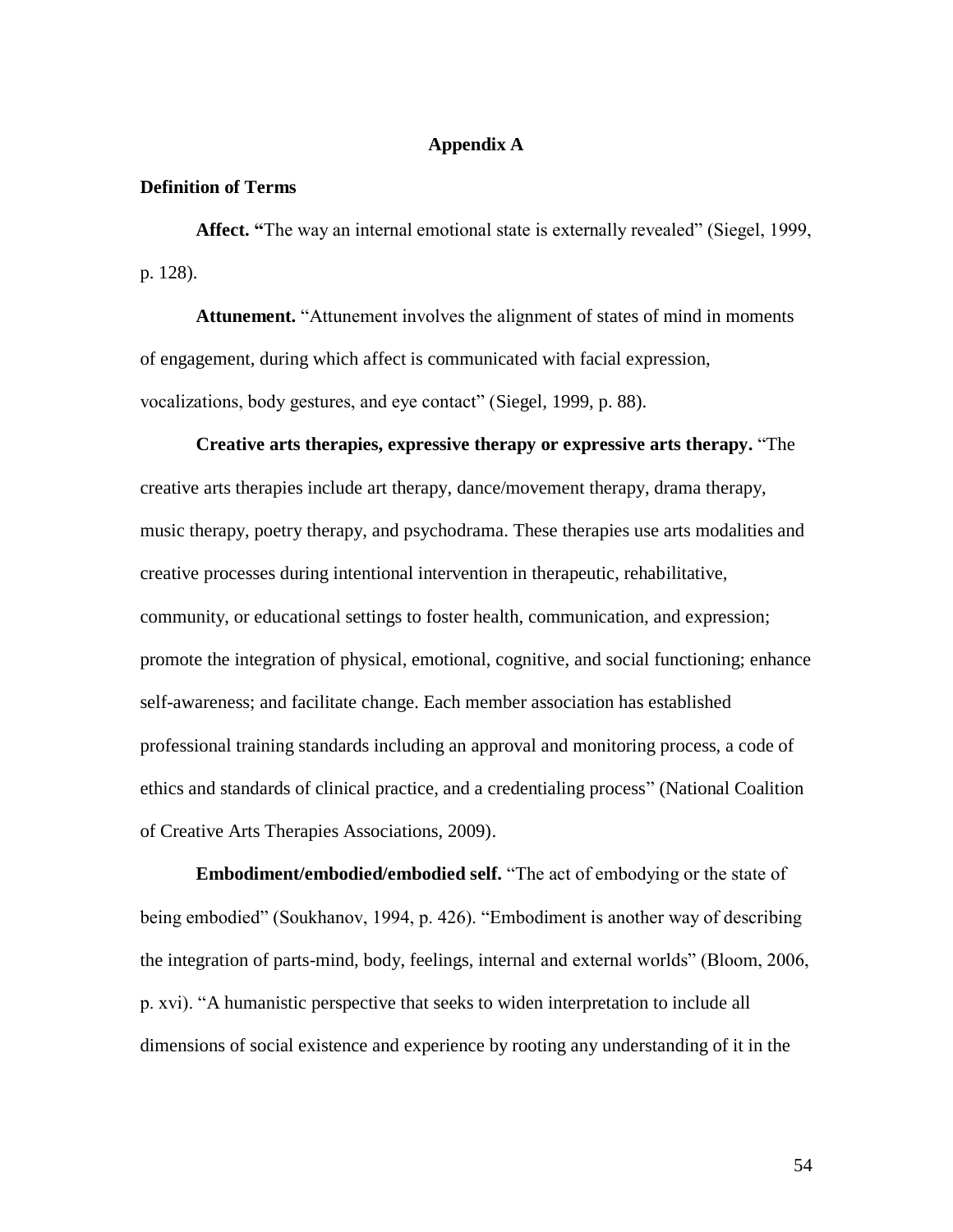## Appendix A

### Definition of Terms

**Affect.** "The way an internal emotional state is externally revealed" (Siegel, 1999, p. 128).

**Attunement.** "Attunement involves the alignment of states of mind in moments of engagement, during which affect is communicated with facial expression, vocalizations, body gestures, and eye contact" (Siegel, 1999, p. 88).

**Creative arts therapies, expressive therapy or expressive arts therapy.** "The creative arts therapies include art therapy, dance/movement therapy, drama therapy, music therapy, poetry therapy, and psychodrama. These therapies use arts modalities and creative processes during intentional intervention in therapeutic, rehabilitative, community, or educational settings to foster health, communication, and expression; promote the integration of physical, emotional, cognitive, and social functioning; enhance self-awareness; and facilitate change. Each member association has established professional training standards including an approval and monitoring process, a code of ethics and standards of clinical practice, and a credentialing process" (National Coalition of Creative Arts Therapies Associations, 2009).

**Embodiment/embodied/embodied self.** "The act of embodying or the state of being embodied" (Soukhanov, 1994, p. 426). "Embodiment is another way of describing the integration of parts-mind, body, feelings, internal and external worlds" (Bloom, 2006, p. xvi). "A humanistic perspective that seeks to widen interpretation to include all dimensions of social existence and experience by rooting any understanding of it in the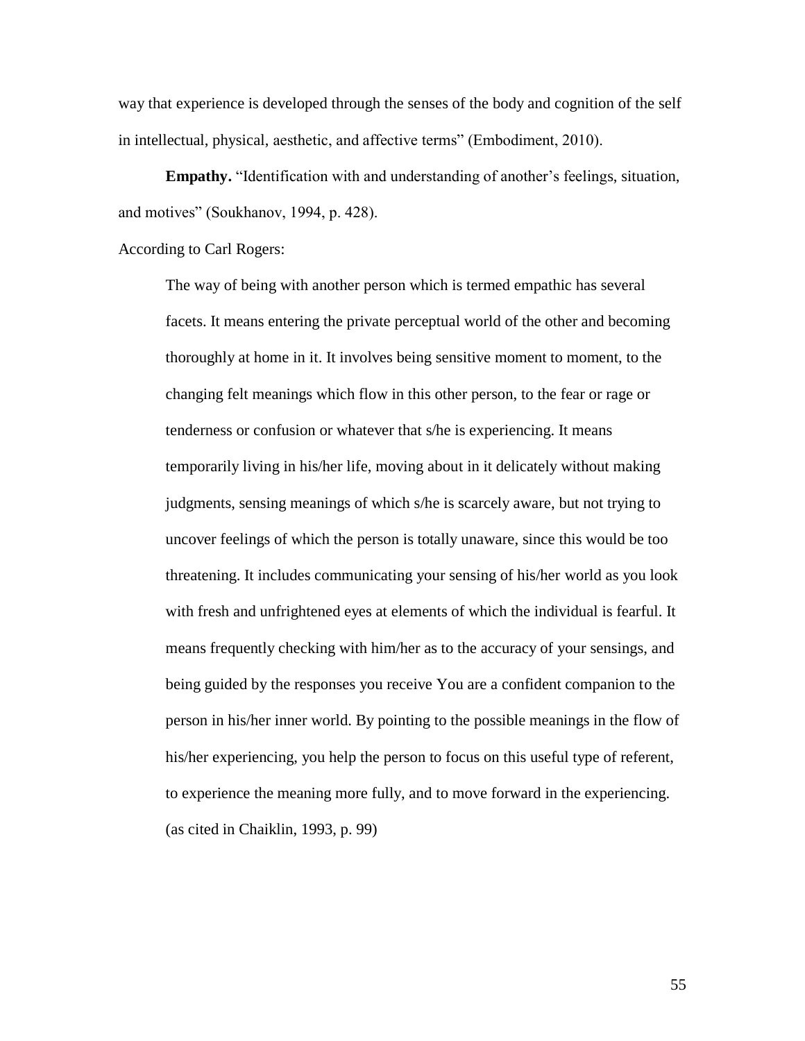way that experience is developed through the senses of the body and cognition of the self in intellectual, physical, aesthetic, and affective terms" (Embodiment, 2010).

**Empathy.** "Identification with and understanding of another's feelings, situation, and motives" (Soukhanov, 1994, p. 428).

According to Carl Rogers:

> The way of being with another person which is termed empathic has several facets. It means entering the private perceptual world of the other and becoming thoroughly at home in it. It involves being sensitive moment to moment, to the changing felt meanings which flow in this other person, to the fear or rage or tenderness or confusion or whatever that s/he is experiencing. It means temporarily living in his/her life, moving about in it delicately without making judgments, sensing meanings of which s/he is scarcely aware, but not trying to uncover feelings of which the person is totally unaware, since this would be too threatening. It includes communicating your sensing of his/her world as you look with fresh and unfrightened eyes at elements of which the individual is fearful. It means frequently checking with him/her as to the accuracy of your sensings, and being guided by the responses you receive You are a confident companion to the person in his/her inner world. By pointing to the possible meanings in the flow of his/her experiencing, you help the person to focus on this useful type of referent, to experience the meaning more fully, and to move forward in the experiencing. (as cited in Chaiklin, 1993, p. 99)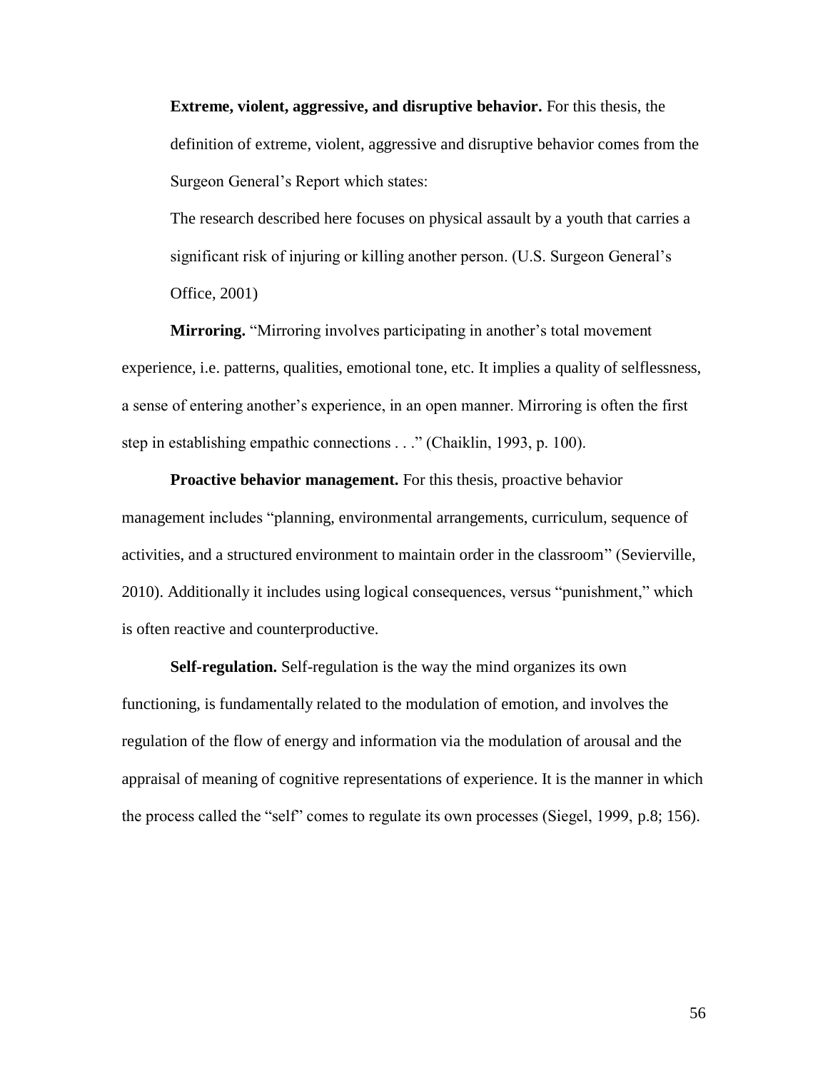**Extreme, violent, aggressive, and disruptive behavior.** For this thesis, the definition of extreme, violent, aggressive and disruptive behavior comes from the Surgeon General's Report which states:

> The research described here focuses on physical assault by a youth that carries a significant risk of injuring or killing another person. (U.S. Surgeon General's Office, 2001)

**Mirroring.** "Mirroring involves participating in another's total movement experience, i.e. patterns, qualities, emotional tone, etc. It implies a quality of selflessness, a sense of entering another's experience, in an open manner. Mirroring is often the first step in establishing empathic connections . . ." (Chaiklin, 1993, p. 100).

**Proactive behavior management.** For this thesis, proactive behavior management includes "planning, environmental arrangements, curriculum, sequence of activities, and a structured environment to maintain order in the classroom" (Sevierville, 2010). Additionally it includes using logical consequences, versus "punishment," which is often reactive and counterproductive.

**Self-regulation.** Self-regulation is the way the mind organizes its own functioning, is fundamentally related to the modulation of emotion, and involves the regulation of the flow of energy and information via the modulation of arousal and the appraisal of meaning of cognitive representations of experience. It is the manner in which the process called the "self" comes to regulate its own processes (Siegel, 1999, p.8; 156).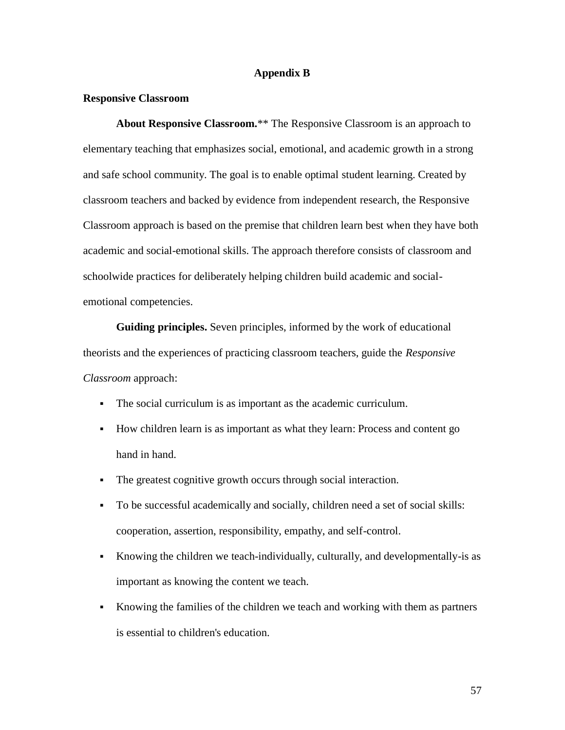# Appendix B

## Responsive Classroom

**About Responsive Classroom.**** The Responsive Classroom is an approach to elementary teaching that emphasizes social, emotional, and academic growth in a strong and safe school community. The goal is to enable optimal student learning. Created by classroom teachers and backed by evidence from independent research, the Responsive Classroom approach is based on the premise that children learn best when they have both academic and social-emotional skills. The approach therefore consists of classroom and schoolwide practices for deliberately helping children build academic and social-emotional competencies.

**Guiding principles.** Seven principles, informed by the work of educational theorists and the experiences of practicing classroom teachers, guide the *Responsive Classroom* approach:

- The social curriculum is as important as the academic curriculum.
- How children learn is as important as what they learn: Process and content go hand in hand.
- The greatest cognitive growth occurs through social interaction.
- To be successful academically and socially, children need a set of social skills: cooperation, assertion, responsibility, empathy, and self-control.
- Knowing the children we teach-individually, culturally, and developmentally-is as important as knowing the content we teach.
- Knowing the families of the children we teach and working with them as partners is essential to children's education.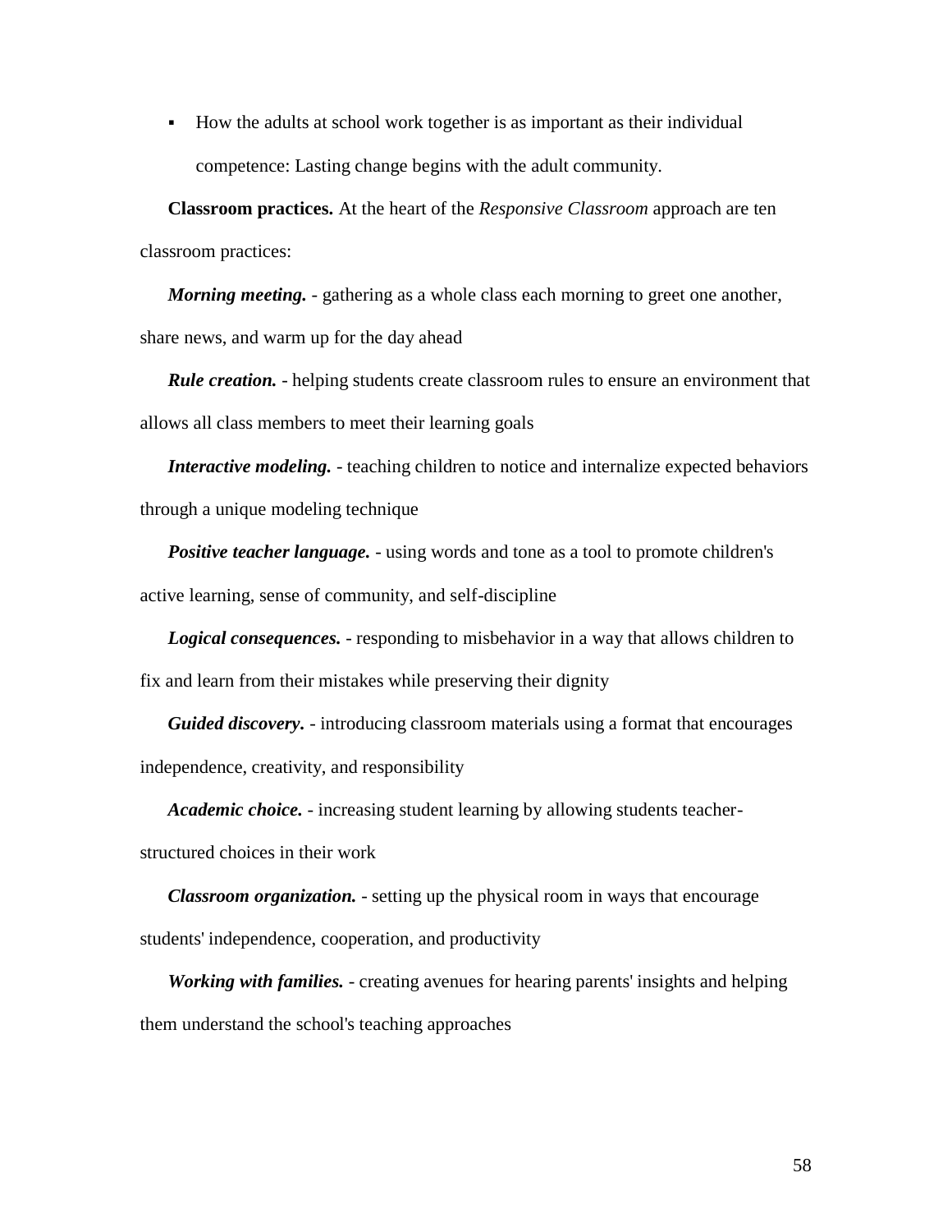- How the adults at school work together is as important as their individual competence: Lasting change begins with the adult community.

**Classroom practices.** At the heart of the *Responsive Classroom* approach are ten classroom practices:

***Morning meeting.*** - gathering as a whole class each morning to greet one another, share news, and warm up for the day ahead

***Rule creation.*** - helping students create classroom rules to ensure an environment that allows all class members to meet their learning goals

***Interactive modeling.*** - teaching children to notice and internalize expected behaviors through a unique modeling technique

***Positive teacher language.*** - using words and tone as a tool to promote children's active learning, sense of community, and self-discipline

***Logical consequences.*** - responding to misbehavior in a way that allows children to fix and learn from their mistakes while preserving their dignity

***Guided discovery.*** - introducing classroom materials using a format that encourages independence, creativity, and responsibility

***Academic choice.*** - increasing student learning by allowing students teacher-structured choices in their work

***Classroom organization.*** - setting up the physical room in ways that encourage students' independence, cooperation, and productivity

***Working with families.*** - creating avenues for hearing parents' insights and helping them understand the school's teaching approaches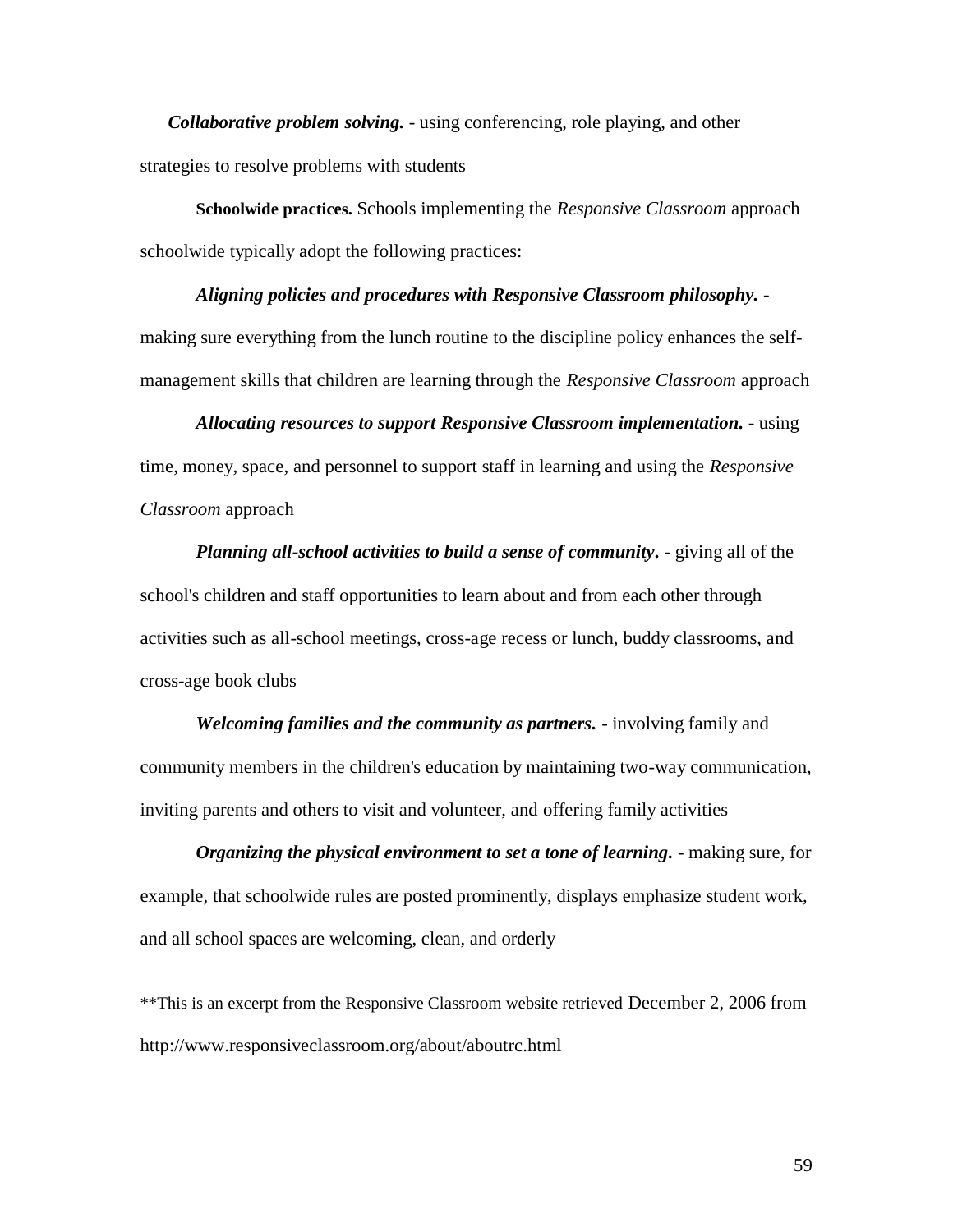***Collaborative problem solving.*** - using conferencing, role playing, and other strategies to resolve problems with students

**Schoolwide practices.** Schools implementing the *Responsive Classroom* approach schoolwide typically adopt the following practices:

***Aligning policies and procedures with Responsive Classroom philosophy.*** - making sure everything from the lunch routine to the discipline policy enhances the self-management skills that children are learning through the *Responsive Classroom* approach

***Allocating resources to support Responsive Classroom implementation.*** - using time, money, space, and personnel to support staff in learning and using the *Responsive Classroom* approach

***Planning all-school activities to build a sense of community.*** - giving all of the school's children and staff opportunities to learn about and from each other through activities such as all-school meetings, cross-age recess or lunch, buddy classrooms, and cross-age book clubs

***Welcoming families and the community as partners.*** - involving family and community members in the children's education by maintaining two-way communication, inviting parents and others to visit and volunteer, and offering family activities

***Organizing the physical environment to set a tone of learning.*** - making sure, for example, that schoolwide rules are posted prominently, displays emphasize student work, and all school spaces are welcoming, clean, and orderly

**This is an excerpt from the Responsive Classroom website retrieved December 2, 2006 from http://www.responsiveclassroom.org/about/aboutrc.html